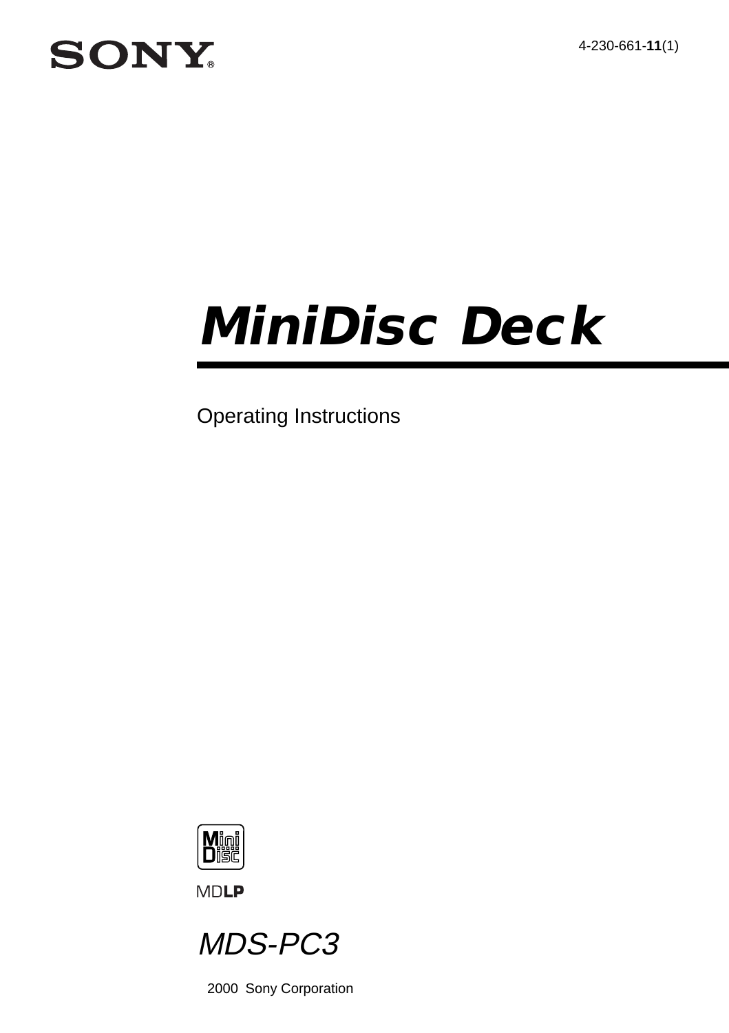SONY®

4-230-661-**11**(1)

# *MiniDisc Deck*

Operating Instructions

MiniDisc

MDLP

*MDS-PC3*

2000 Sony Corporation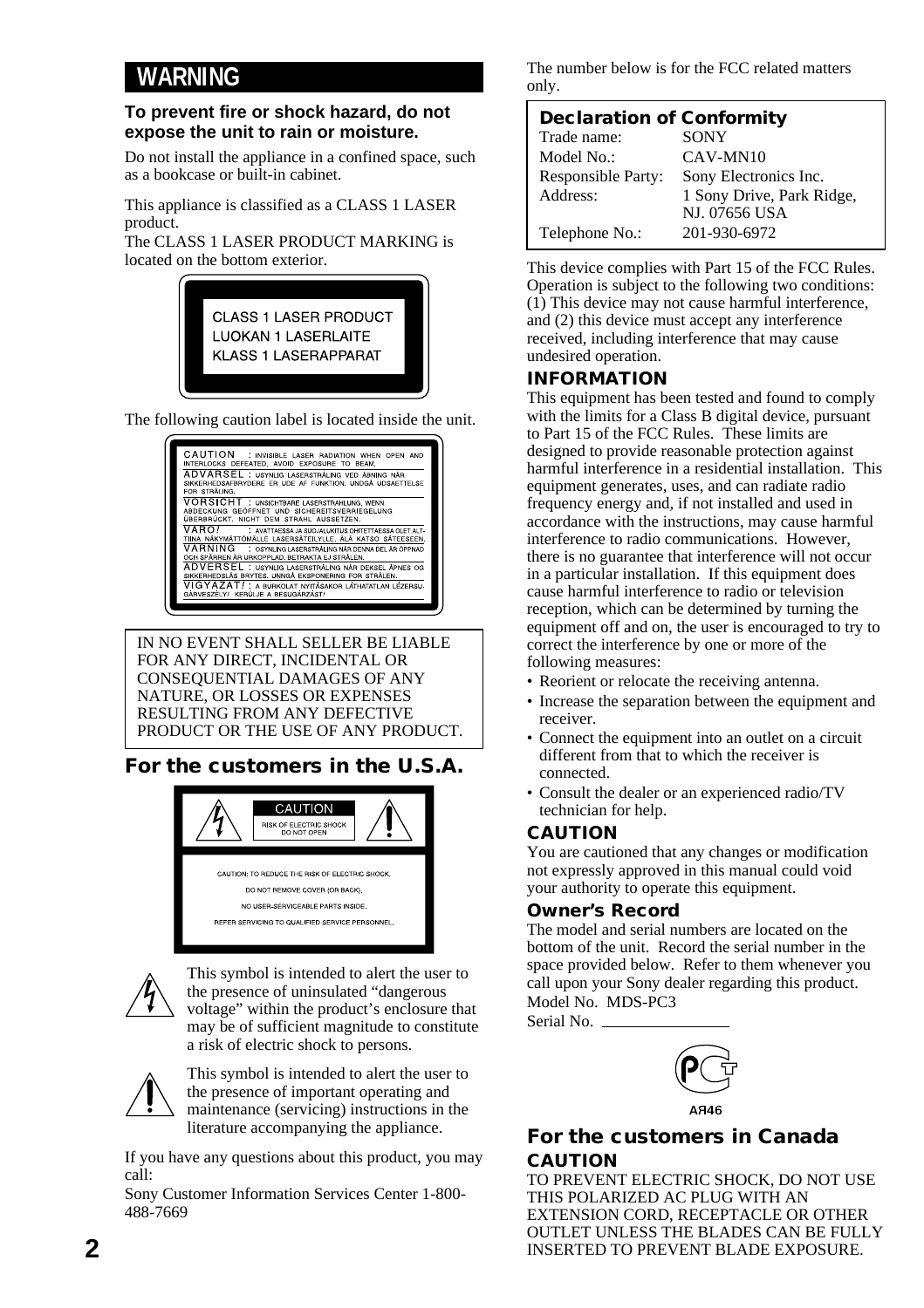## WARNING

**To prevent fire or shock hazard, do not expose the unit to rain or moisture.**

Do not install the appliance in a confined space, such as a bookcase or built-in cabinet.

This appliance is classified as a CLASS 1 LASER product.
The CLASS 1 LASER PRODUCT MARKING is located on the bottom exterior.

CLASS 1 LASER PRODUCT
LUOKAN 1 LASERLAITE
KLASS 1 LASERAPPARAT

The following caution label is located inside the unit.

CAUTION : INVISIBLE LASER RADIATION WHEN OPEN AND INTERLOCKS DEFEATED. AVOID EXPOSURE TO BEAM.
ADVARSEL : USYNLIG LASERSTRÅLING VED ÅBNING NÅR SIKKERHEDSAFBRYDERE ER UDE AF FUNKTION. UNDGÅ UDSAETTELSE FOR STRÅLING.
VORSICHT : UNSICHTBARE LASERSTRAHLUNG, WENN ABDECKUNG GEÖFFNET UND SICHEREITSVERRIEGELUNG ÜBERBRÜCKT. NICHT DEM STRAHL AUSSETZEN.
VARO! : AVATTAESSA JA SUOJALUKITUS OHITETTAESSA OLET ALTTIINA NÄKYMÄTTÖMÄLLE LASERSÄTEILYLLE. ÄLÄ KATSO SÄTEESEEN.
VARNING : OSYNLIG LASERSTRÅLNING NÄR DENNA DEL ÄR ÖPPNAD OCH SPÄRREN ÄR URKOPPLAD. BETRAKTA EJ STRÅLEN.
ADVERSEL : USYNLIG LASERSTRÅLING NÅR DEKSEL ÅPNES OG SIKKERHEDSLÅS BRYTES. UNNGÅ EKSPONERING FOR STRÅLEN.
VIGYAZAT! : A BURKOLAT NYITÁSAKOR LÁTHATATLAN LÉZERSUGÁRVESZÉLY! KERÜLJE A BESUGÁRZÁST!

IN NO EVENT SHALL SELLER BE LIABLE FOR ANY DIRECT, INCIDENTAL OR CONSEQUENTIAL DAMAGES OF ANY NATURE, OR LOSSES OR EXPENSES RESULTING FROM ANY DEFECTIVE PRODUCT OR THE USE OF ANY PRODUCT.

### For the customers in the U.S.A.

CAUTION
RISK OF ELECTRIC SHOCK DO NOT OPEN

CAUTION: TO REDUCE THE RISK OF ELECTRIC SHOCK, DO NOT REMOVE COVER (OR BACK). NO USER-SERVICEABLE PARTS INSIDE. REFER SERVICING TO QUALIFIED SERVICE PERSONNEL.

This symbol is intended to alert the user to the presence of uninsulated "dangerous voltage" within the product's enclosure that may be of sufficient magnitude to constitute a risk of electric shock to persons.

This symbol is intended to alert the user to the presence of important operating and maintenance (servicing) instructions in the literature accompanying the appliance.

If you have any questions about this product, you may call:
Sony Customer Information Services Center 1-800-488-7669

The number below is for the FCC related matters only.

**Declaration of Conformity**

| | |
|---|---|
| Trade name: | SONY |
| Model No.: | CAV-MN10 |
| Responsible Party: | Sony Electronics Inc. |
| Address: | 1 Sony Drive, Park Ridge, NJ. 07656 USA |
| Telephone No.: | 201-930-6972 |

This device complies with Part 15 of the FCC Rules. Operation is subject to the following two conditions: (1) This device may not cause harmful interference, and (2) this device must accept any interference received, including interference that may cause undesired operation.

#### INFORMATION

This equipment has been tested and found to comply with the limits for a Class B digital device, pursuant to Part 15 of the FCC Rules. These limits are designed to provide reasonable protection against harmful interference in a residential installation. This equipment generates, uses, and can radiate radio frequency energy and, if not installed and used in accordance with the instructions, may cause harmful interference to radio communications. However, there is no guarantee that interference will not occur in a particular installation. If this equipment does cause harmful interference to radio or television reception, which can be determined by turning the equipment off and on, the user is encouraged to try to correct the interference by one or more of the following measures:

- Reorient or relocate the receiving antenna.
- Increase the separation between the equipment and receiver.
- Connect the equipment into an outlet on a circuit different from that to which the receiver is connected.
- Consult the dealer or an experienced radio/TV technician for help.

#### CAUTION

You are cautioned that any changes or modification not expressly approved in this manual could void your authority to operate this equipment.

#### Owner's Record

The model and serial numbers are located on the bottom of the unit. Record the serial number in the space provided below. Refer to them whenever you call upon your Sony dealer regarding this product.
Model No. MDS-PC3
Serial No. ____________

АЯ46

### For the customers in Canada

#### CAUTION

TO PREVENT ELECTRIC SHOCK, DO NOT USE THIS POLARIZED AC PLUG WITH AN EXTENSION CORD, RECEPTACLE OR OTHER OUTLET UNLESS THE BLADES CAN BE FULLY INSERTED TO PREVENT BLADE EXPOSURE.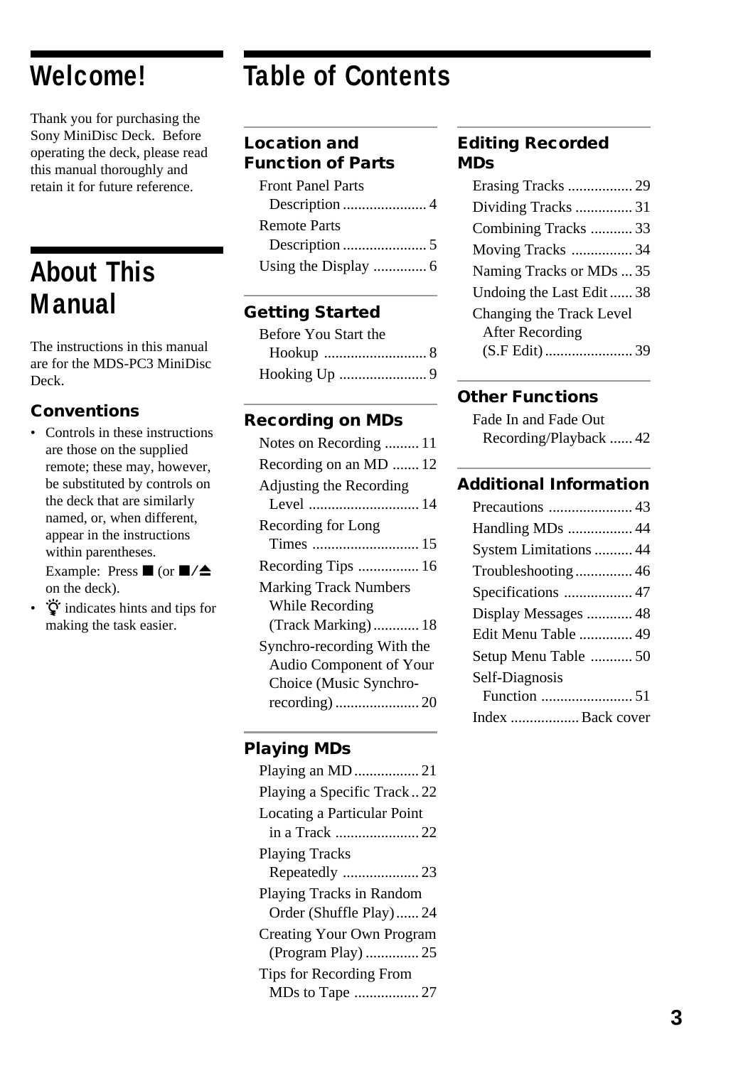# Welcome!

Thank you for purchasing the Sony MiniDisc Deck. Before operating the deck, please read this manual thoroughly and retain it for future reference.

# About This Manual

The instructions in this manual are for the MDS-PC3 MiniDisc Deck.

### Conventions

- Controls in these instructions are those on the supplied remote; these may, however, be substituted by controls on the deck that are similarly named, or, when different, appear in the instructions within parentheses.

  Example: Press ■ (or ■/⏏ on the deck).
- 💡 indicates hints and tips for making the task easier.

# Table of Contents

### Location and Function of Parts

Front Panel Parts Description ...................... 4
Remote Parts Description ...................... 5
Using the Display .............. 6

### Getting Started

Before You Start the Hookup ........................... 8
Hooking Up ....................... 9

### Recording on MDs

Notes on Recording ......... 11
Recording on an MD ....... 12
Adjusting the Recording Level ............................. 14
Recording for Long Times ............................ 15
Recording Tips ................ 16
Marking Track Numbers While Recording (Track Marking) ............ 18
Synchro-recording With the Audio Component of Your Choice (Music Synchro-recording) ...................... 20

### Playing MDs

Playing an MD ................. 21
Playing a Specific Track .. 22
Locating a Particular Point in a Track ...................... 22
Playing Tracks Repeatedly .................... 23
Playing Tracks in Random Order (Shuffle Play) ...... 24
Creating Your Own Program (Program Play) .............. 25
Tips for Recording From MDs to Tape ................. 27

### Editing Recorded MDs

Erasing Tracks ................. 29
Dividing Tracks ............... 31
Combining Tracks ........... 33
Moving Tracks ................ 34
Naming Tracks or MDs ... 35
Undoing the Last Edit ...... 38
Changing the Track Level After Recording (S.F Edit) ....................... 39

### Other Functions

Fade In and Fade Out Recording/Playback ...... 42

### Additional Information

Precautions ...................... 43
Handling MDs ................. 44
System Limitations .......... 44
Troubleshooting ............... 46
Specifications .................. 47
Display Messages ............ 48
Edit Menu Table .............. 49
Setup Menu Table ........... 50
Self-Diagnosis Function ........................ 51
Index .................. Back cover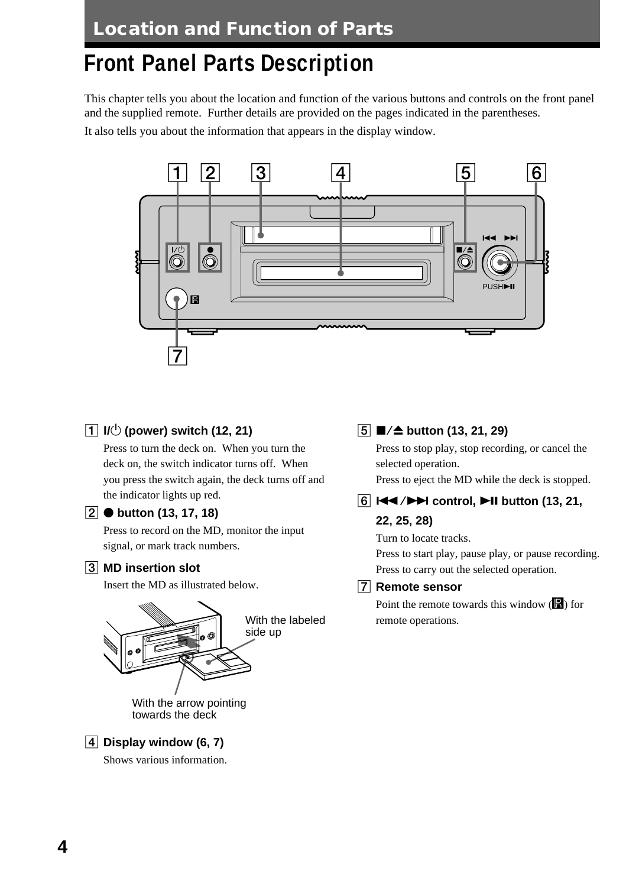# Location and Function of Parts

## Front Panel Parts Description

This chapter tells you about the location and function of the various buttons and controls on the front panel and the supplied remote. Further details are provided on the pages indicated in the parentheses.

It also tells you about the information that appears in the display window.

**1 I/⏻ (power) switch (12, 21)**

Press to turn the deck on. When you turn the deck on, the switch indicator turns off. When you press the switch again, the deck turns off and the indicator lights up red.

**2 ● button (13, 17, 18)**

Press to record on the MD, monitor the input signal, or mark track numbers.

**3 MD insertion slot**

Insert the MD as illustrated below.

With the labeled side up

With the arrow pointing towards the deck

**4 Display window (6, 7)**

Shows various information.

**5 ■/⏏ button (13, 21, 29)**

Press to stop play, stop recording, or cancel the selected operation.

Press to eject the MD while the deck is stopped.

**6 ⏮/⏭ control, ▶❚❚ button (13, 21, 22, 25, 28)**

Turn to locate tracks.

Press to start play, pause play, or pause recording.

Press to carry out the selected operation.

**7 Remote sensor**

Point the remote towards this window (R) for remote operations.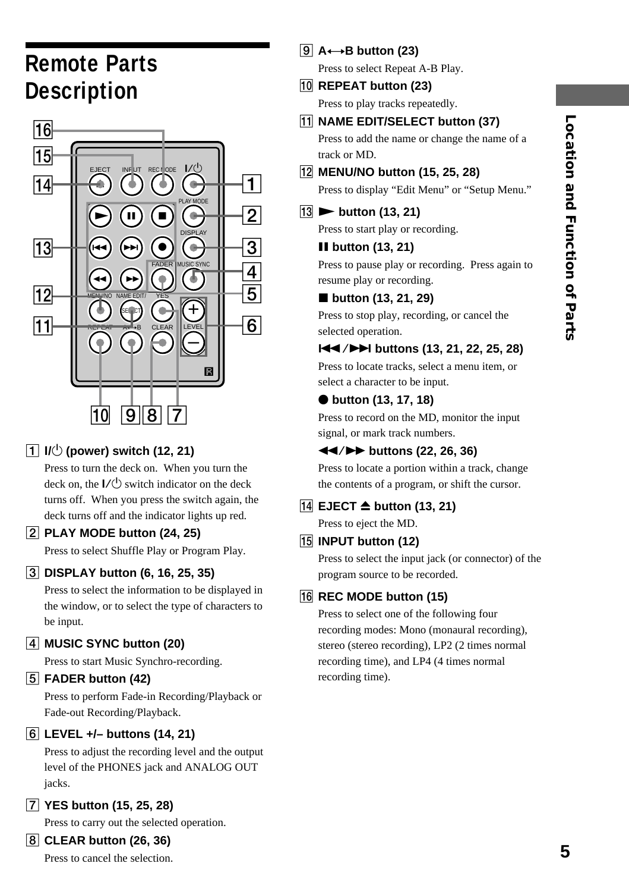# Remote Parts Description

1 **I/⏻ (power) switch (12, 21)**
Press to turn the deck on. When you turn the deck on, the I/⏻ switch indicator on the deck turns off. When you press the switch again, the deck turns off and the indicator lights up red.

2 **PLAY MODE button (24, 25)**
Press to select Shuffle Play or Program Play.

3 **DISPLAY button (6, 16, 25, 35)**
Press to select the information to be displayed in the window, or to select the type of characters to be input.

4 **MUSIC SYNC button (20)**
Press to start Music Synchro-recording.

5 **FADER button (42)**
Press to perform Fade-in Recording/Playback or Fade-out Recording/Playback.

6 **LEVEL +/– buttons (14, 21)**
Press to adjust the recording level and the output level of the PHONES jack and ANALOG OUT jacks.

7 **YES button (15, 25, 28)**
Press to carry out the selected operation.

8 **CLEAR button (26, 36)**
Press to cancel the selection.

9 **A↔B button (23)**
Press to select Repeat A-B Play.

10 **REPEAT button (23)**
Press to play tracks repeatedly.

11 **NAME EDIT/SELECT button (37)**
Press to add the name or change the name of a track or MD.

12 **MENU/NO button (15, 25, 28)**
Press to display “Edit Menu” or “Setup Menu.”

13 **► button (13, 21)**
Press to start play or recording.

**❚❚ button (13, 21)**
Press to pause play or recording. Press again to resume play or recording.

**■ button (13, 21, 29)**
Press to stop play, recording, or cancel the selected operation.

**|◄◄/►►| buttons (13, 21, 22, 25, 28)**
Press to locate tracks, select a menu item, or select a character to be input.

**● button (13, 17, 18)**
Press to record on the MD, monitor the input signal, or mark track numbers.

**◄◄/►► buttons (22, 26, 36)**
Press to locate a portion within a track, change the contents of a program, or shift the cursor.

14 **EJECT ⏏ button (13, 21)**
Press to eject the MD.

15 **INPUT button (12)**
Press to select the input jack (or connector) of the program source to be recorded.

16 **REC MODE button (15)**
Press to select one of the following four recording modes: Mono (monaural recording), stereo (stereo recording), LP2 (2 times normal recording time), and LP4 (4 times normal recording time).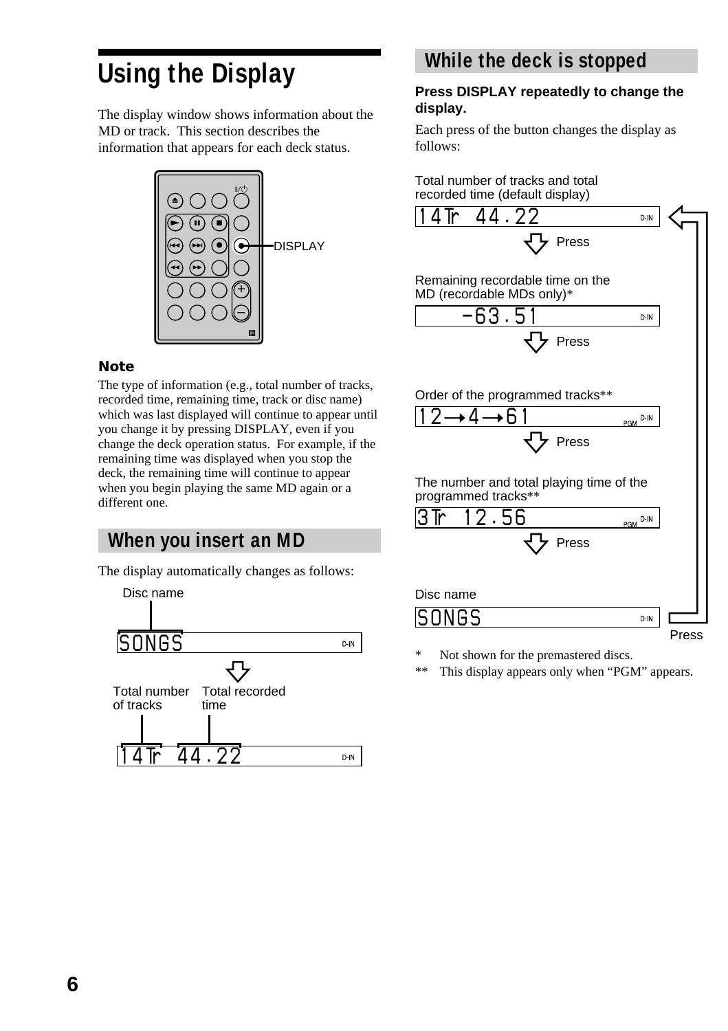# Using the Display

The display window shows information about the MD or track. This section describes the information that appears for each deck status.

DISPLAY

### Note

The type of information (e.g., total number of tracks, recorded time, remaining time, track or disc name) which was last displayed will continue to appear until you change it by pressing DISPLAY, even if you change the deck operation status. For example, if the remaining time was displayed when you stop the deck, the remaining time will continue to appear when you begin playing the same MD again or a different one.

## When you insert an MD

The display automatically changes as follows:

Disc name

SONGS D-IN

Total number of tracks  Total recorded time

14Tr 44.22 D-IN

## While the deck is stopped

**Press DISPLAY repeatedly to change the display.**

Each press of the button changes the display as follows:

Total number of tracks and total recorded time (default display)

14Tr 44.22 D-IN

Press

Remaining recordable time on the MD (recordable MDs only)*

-63.51 D-IN

Press

Order of the programmed tracks**

12→4→61 PGM D-IN

Press

The number and total playing time of the programmed tracks**

3Tr 12.56 PGM D-IN

Press

Disc name

SONGS D-IN

Press

\* Not shown for the premastered discs.

\*\* This display appears only when "PGM" appears.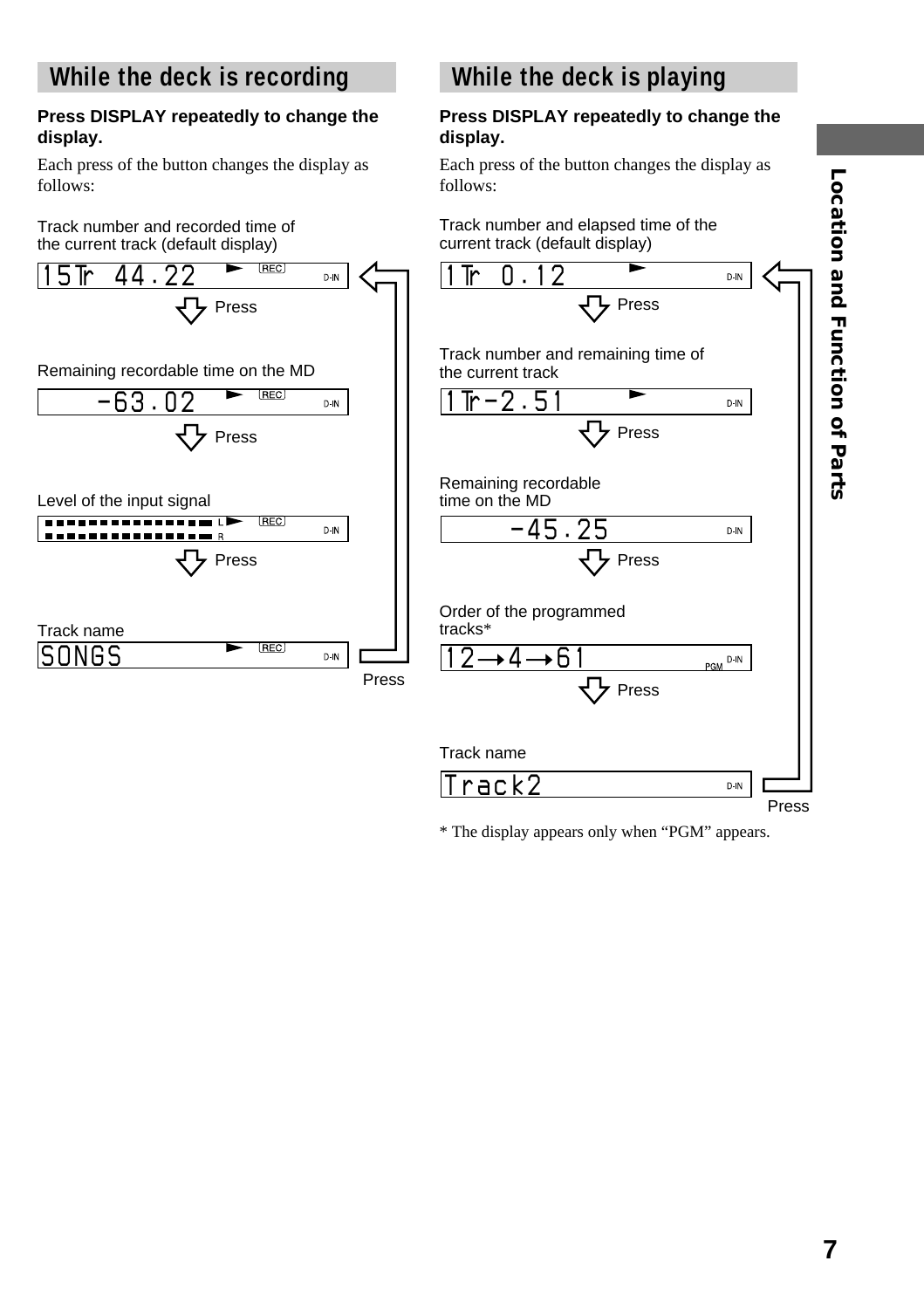## While the deck is recording

**Press DISPLAY repeatedly to change the display.**

Each press of the button changes the display as follows:

Track number and recorded time of the current track (default display)

```
15Tr 44.22   ►  REC   D-IN
```

Press

Remaining recordable time on the MD

```
   -63.02   ►  REC   D-IN
```

Press

Level of the input signal

```
■■■■■■■■■■■■■■ L ►  REC   D-IN
■■■■■■■■■■■■■■ R
```

Press

Track name

```
SONGS        ►  REC   D-IN
```

Press

## While the deck is playing

**Press DISPLAY repeatedly to change the display.**

Each press of the button changes the display as follows:

Track number and elapsed time of the current track (default display)

```
1Tr  0.12     ►     D-IN
```

Press

Track number and remaining time of the current track

```
1Tr-2.51      ►     D-IN
```

Press

Remaining recordable time on the MD

```
      -45.25        D-IN
```

Press

Order of the programmed tracks*

```
12→4→61         PGM D-IN
```

Press

Track name

```
Track2              D-IN
```

Press

\* The display appears only when “PGM” appears.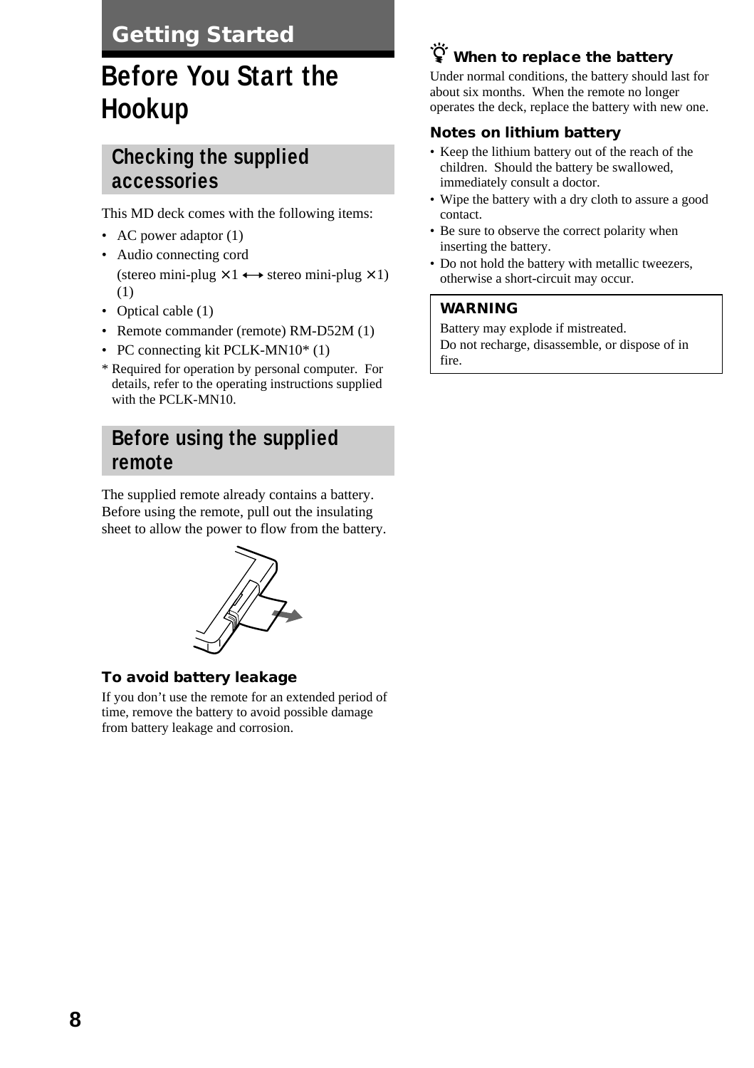## Getting Started

# Before You Start the Hookup

## Checking the supplied accessories

This MD deck comes with the following items:

- AC power adaptor (1)
- Audio connecting cord
  (stereo mini-plug × 1 ←→ stereo mini-plug × 1) (1)
- Optical cable (1)
- Remote commander (remote) RM-D52M (1)
- PC connecting kit PCLK-MN10* (1)

\* Required for operation by personal computer. For details, refer to the operating instructions supplied with the PCLK-MN10.

## Before using the supplied remote

The supplied remote already contains a battery. Before using the remote, pull out the insulating sheet to allow the power to flow from the battery.

#### To avoid battery leakage

If you don't use the remote for an extended period of time, remove the battery to avoid possible damage from battery leakage and corrosion.

#### When to replace the battery

Under normal conditions, the battery should last for about six months. When the remote no longer operates the deck, replace the battery with new one.

#### Notes on lithium battery

- Keep the lithium battery out of the reach of the children. Should the battery be swallowed, immediately consult a doctor.
- Wipe the battery with a dry cloth to assure a good contact.
- Be sure to observe the correct polarity when inserting the battery.
- Do not hold the battery with metallic tweezers, otherwise a short-circuit may occur.

**WARNING**

Battery may explode if mistreated.
Do not recharge, disassemble, or dispose of in fire.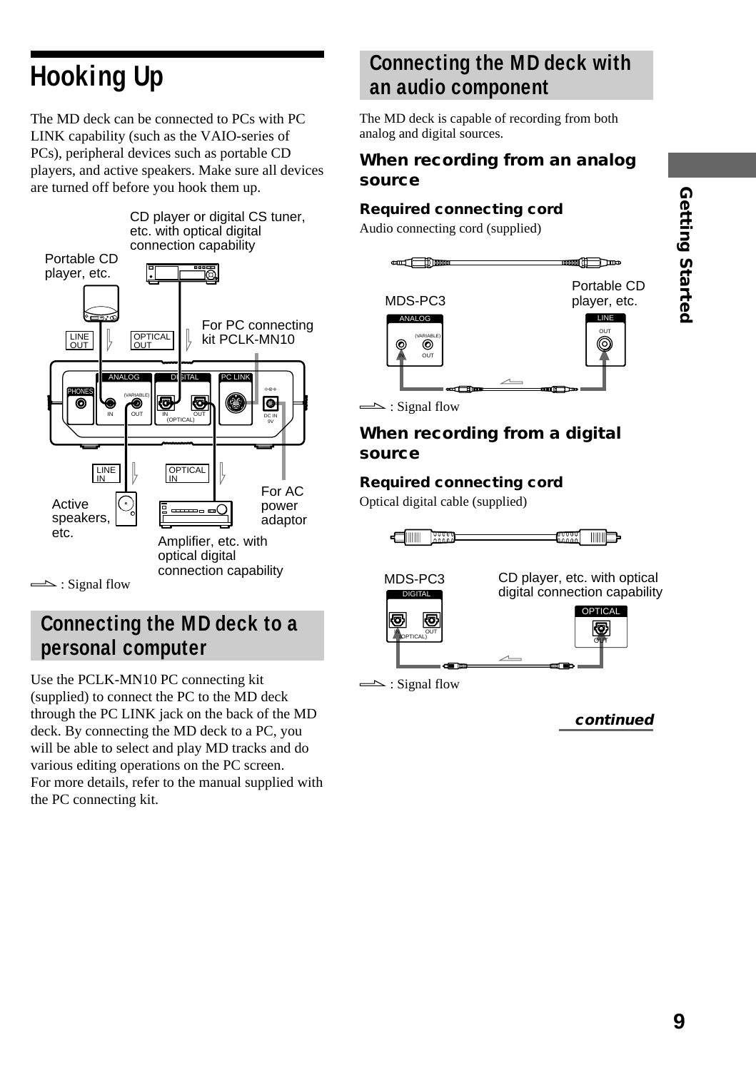# Hooking Up

The MD deck can be connected to PCs with PC LINK capability (such as the VAIO-series of PCs), peripheral devices such as portable CD players, and active speakers. Make sure all devices are turned off before you hook them up.

CD player or digital CS tuner, etc. with optical digital connection capability

Portable CD player, etc.

LINE OUT

OPTICAL OUT

For PC connecting kit PCLK-MN10

LINE IN

OPTICAL IN

For AC power adaptor

Active speakers, etc.

Amplifier, etc. with optical digital connection capability

: Signal flow

## Connecting the MD deck to a personal computer

Use the PCLK-MN10 PC connecting kit (supplied) to connect the PC to the MD deck through the PC LINK jack on the back of the MD deck. By connecting the MD deck to a PC, you will be able to select and play MD tracks and do various editing operations on the PC screen.
For more details, refer to the manual supplied with the PC connecting kit.

## Connecting the MD deck with an audio component

The MD deck is capable of recording from both analog and digital sources.

### When recording from an analog source

#### Required connecting cord

Audio connecting cord (supplied)

MDS-PC3

Portable CD player, etc.

: Signal flow

### When recording from a digital source

#### Required connecting cord

Optical digital cable (supplied)

MDS-PC3

CD player, etc. with optical digital connection capability

: Signal flow

***continued***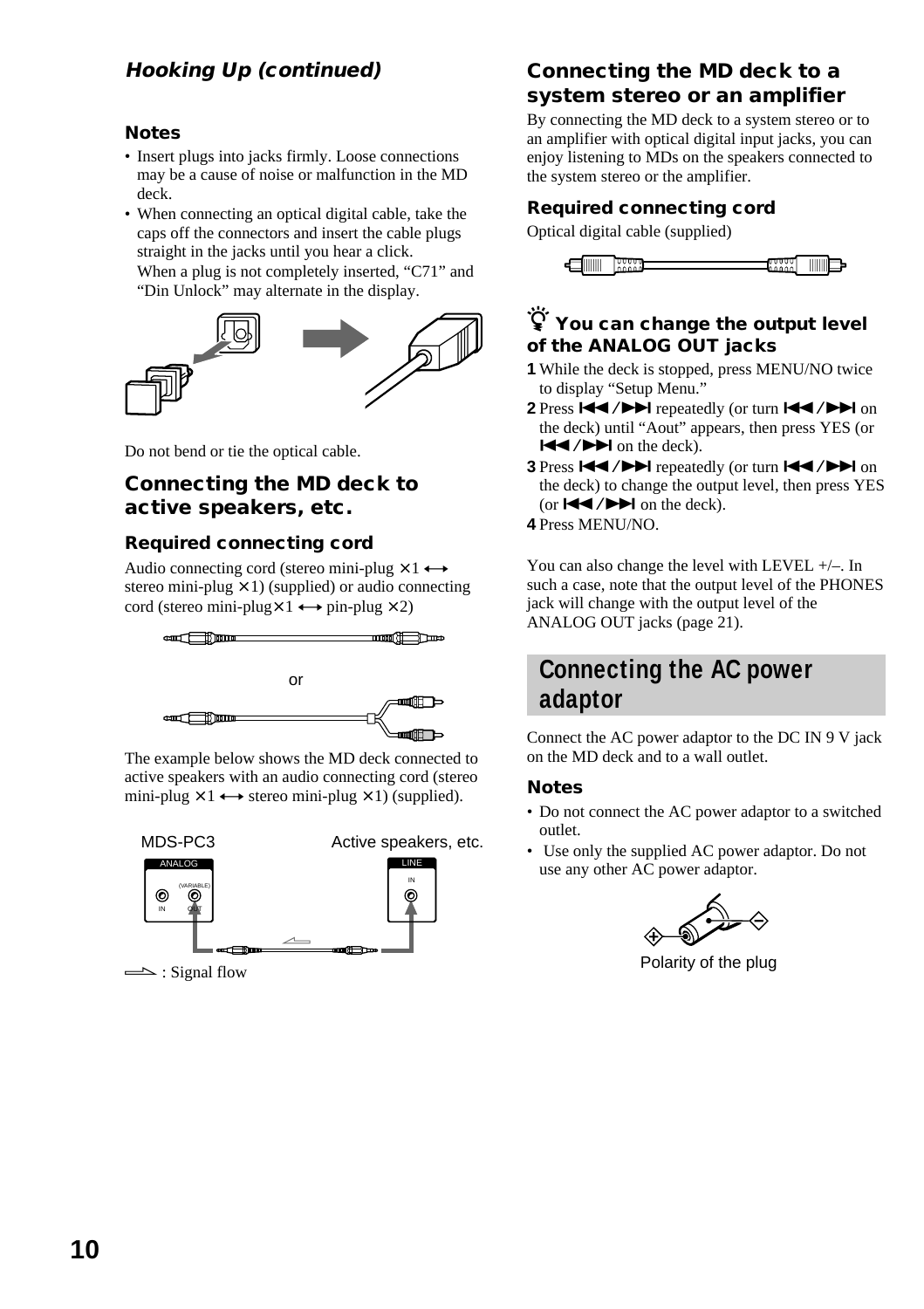## *Hooking Up (continued)*

### Notes

- Insert plugs into jacks firmly. Loose connections may be a cause of noise or malfunction in the MD deck.
- When connecting an optical digital cable, take the caps off the connectors and insert the cable plugs straight in the jacks until you hear a click. When a plug is not completely inserted, "C71" and "Din Unlock" may alternate in the display.

Do not bend or tie the optical cable.

## Connecting the MD deck to active speakers, etc.

### Required connecting cord

Audio connecting cord (stereo mini-plug ×1 ⟷ stereo mini-plug ×1) (supplied) or audio connecting cord (stereo mini-plug×1 ⟷ pin-plug ×2)

or

The example below shows the MD deck connected to active speakers with an audio connecting cord (stereo mini-plug ×1 ⟷ stereo mini-plug ×1) (supplied).

MDS-PC3 — Active speakers, etc.

ANALOG (VARIABLE) IN OUT — LINE IN

⟹ : Signal flow

## Connecting the MD deck to a system stereo or an amplifier

By connecting the MD deck to a system stereo or to an amplifier with optical digital input jacks, you can enjoy listening to MDs on the speakers connected to the system stereo or the amplifier.

### Required connecting cord

Optical digital cable (supplied)

### You can change the output level of the ANALOG OUT jacks

1. While the deck is stopped, press MENU/NO twice to display "Setup Menu."
2. Press ⏮/⏭ repeatedly (or turn ⏮/⏭ on the deck) until "Aout" appears, then press YES (or ⏮/⏭ on the deck).
3. Press ⏮/⏭ repeatedly (or turn ⏮/⏭ on the deck) to change the output level, then press YES (or ⏮/⏭ on the deck).
4. Press MENU/NO.

You can also change the level with LEVEL +/–. In such a case, note that the output level of the PHONES jack will change with the output level of the ANALOG OUT jacks (page 21).

## Connecting the AC power adaptor

Connect the AC power adaptor to the DC IN 9 V jack on the MD deck and to a wall outlet.

### Notes

- Do not connect the AC power adaptor to a switched outlet.
- Use only the supplied AC power adaptor. Do not use any other AC power adaptor.

Polarity of the plug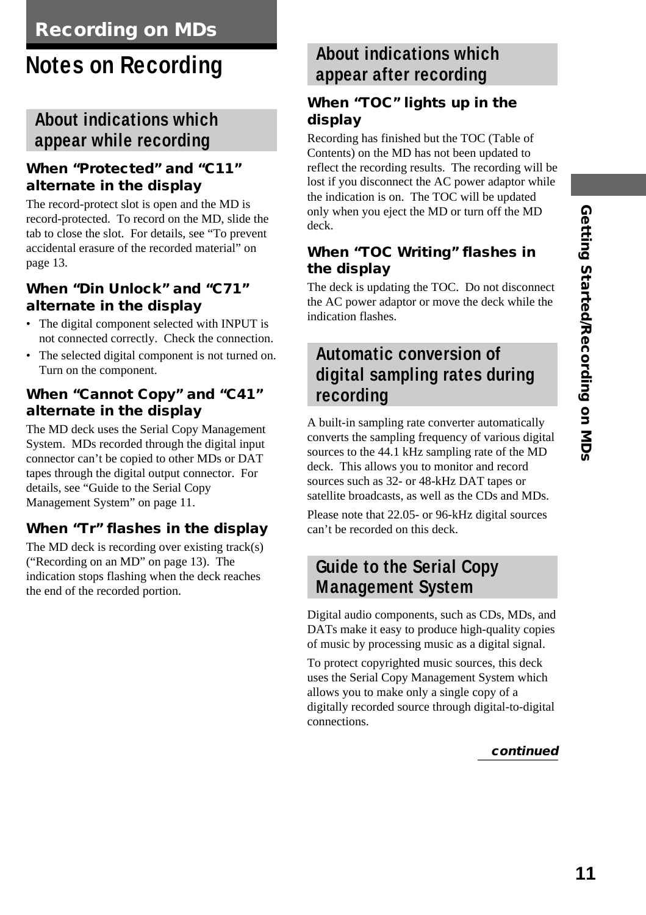# Recording on MDs

## Notes on Recording

### About indications which appear while recording

#### When "Protected" and "C11" alternate in the display

The record-protect slot is open and the MD is record-protected. To record on the MD, slide the tab to close the slot. For details, see "To prevent accidental erasure of the recorded material" on page 13.

#### When "Din Unlock" and "C71" alternate in the display

- The digital component selected with INPUT is not connected correctly. Check the connection.
- The selected digital component is not turned on. Turn on the component.

#### When "Cannot Copy" and "C41" alternate in the display

The MD deck uses the Serial Copy Management System. MDs recorded through the digital input connector can't be copied to other MDs or DAT tapes through the digital output connector. For details, see "Guide to the Serial Copy Management System" on page 11.

#### When "Tr" flashes in the display

The MD deck is recording over existing track(s) ("Recording on an MD" on page 13). The indication stops flashing when the deck reaches the end of the recorded portion.

### About indications which appear after recording

#### When "TOC" lights up in the display

Recording has finished but the TOC (Table of Contents) on the MD has not been updated to reflect the recording results. The recording will be lost if you disconnect the AC power adaptor while the indication is on. The TOC will be updated only when you eject the MD or turn off the MD deck.

#### When "TOC Writing" flashes in the display

The deck is updating the TOC. Do not disconnect the AC power adaptor or move the deck while the indication flashes.

### Automatic conversion of digital sampling rates during recording

A built-in sampling rate converter automatically converts the sampling frequency of various digital sources to the 44.1 kHz sampling rate of the MD deck. This allows you to monitor and record sources such as 32- or 48-kHz DAT tapes or satellite broadcasts, as well as the CDs and MDs.

Please note that 22.05- or 96-kHz digital sources can't be recorded on this deck.

### Guide to the Serial Copy Management System

Digital audio components, such as CDs, MDs, and DATs make it easy to produce high-quality copies of music by processing music as a digital signal.

To protect copyrighted music sources, this deck uses the Serial Copy Management System which allows you to make only a single copy of a digitally recorded source through digital-to-digital connections.

*continued*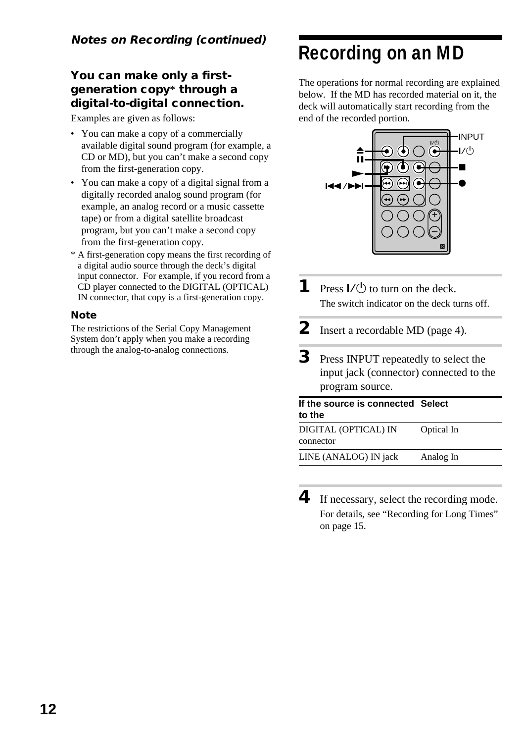*Notes on Recording (continued)*

### You can make only a first-generation copy* through a digital-to-digital connection.

Examples are given as follows:

- You can make a copy of a commercially available digital sound program (for example, a CD or MD), but you can't make a second copy from the first-generation copy.
- You can make a copy of a digital signal from a digitally recorded analog sound program (for example, an analog record or a music cassette tape) or from a digital satellite broadcast program, but you can't make a second copy from the first-generation copy.

* A first-generation copy means the first recording of a digital audio source through the deck's digital input connector. For example, if you record from a CD player connected to the DIGITAL (OPTICAL) IN connector, that copy is a first-generation copy.

#### Note

The restrictions of the Serial Copy Management System don't apply when you make a recording through the analog-to-analog connections.

# Recording on an MD

The operations for normal recording are explained below. If the MD has recorded material on it, the deck will automatically start recording from the end of the recorded portion.

INPUT
I/⏻
■
●
⏏
❚❚
►
⏮/⏭

**1** Press I/⏻ to turn on the deck.
The switch indicator on the deck turns off.

**2** Insert a recordable MD (page 4).

**3** Press INPUT repeatedly to select the input jack (connector) connected to the program source.

| If the source is connected to the | Select |
|---|---|
| DIGITAL (OPTICAL) IN connector | Optical In |
| LINE (ANALOG) IN jack | Analog In |

**4** If necessary, select the recording mode.
For details, see "Recording for Long Times" on page 15.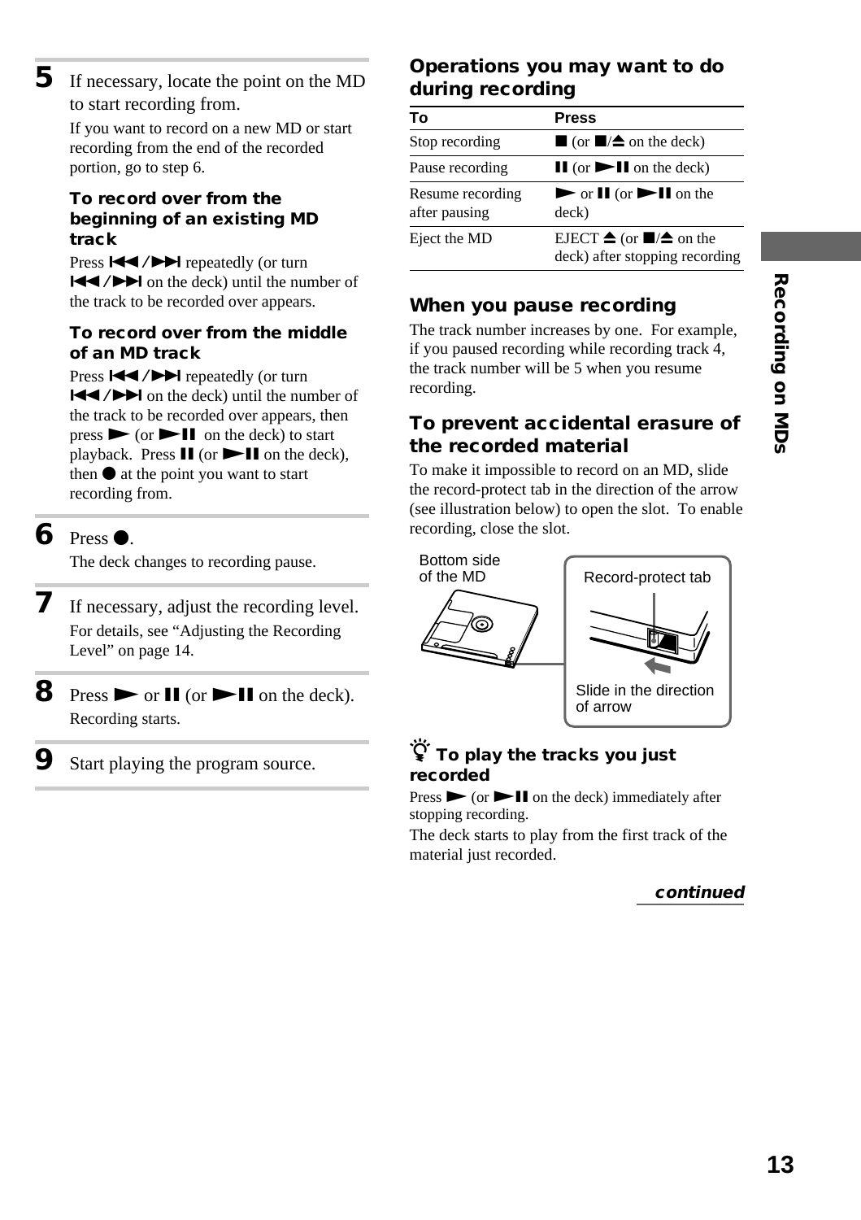**5** If necessary, locate the point on the MD to start recording from.

If you want to record on a new MD or start recording from the end of the recorded portion, go to step 6.

#### To record over from the beginning of an existing MD track

Press ⏮/⏭ repeatedly (or turn ⏮/⏭ on the deck) until the number of the track to be recorded over appears.

#### To record over from the middle of an MD track

Press ⏮/⏭ repeatedly (or turn ⏮/⏭ on the deck) until the number of the track to be recorded over appears, then press ▶ (or ▶❚❚ on the deck) to start playback. Press ❚❚ (or ▶❚❚ on the deck), then ● at the point you want to start recording from.

**6** Press ●.

The deck changes to recording pause.

**7** If necessary, adjust the recording level.

For details, see “Adjusting the Recording Level” on page 14.

**8** Press ▶ or ❚❚ (or ▶❚❚ on the deck).

Recording starts.

**9** Start playing the program source.

### Operations you may want to do during recording

| To | Press |
|---|---|
| Stop recording | ■ (or ■/⏏ on the deck) |
| Pause recording | ❚❚ (or ▶❚❚ on the deck) |
| Resume recording after pausing | ▶ or ❚❚ (or ▶❚❚ on the deck) |
| Eject the MD | EJECT ⏏ (or ■/⏏ on the deck) after stopping recording |

### When you pause recording

The track number increases by one. For example, if you paused recording while recording track 4, the track number will be 5 when you resume recording.

### To prevent accidental erasure of the recorded material

To make it impossible to record on an MD, slide the record-protect tab in the direction of the arrow (see illustration below) to open the slot. To enable recording, close the slot.

Bottom side of the MD

Record-protect tab

Slide in the direction of arrow

#### To play the tracks you just recorded

Press ▶ (or ▶❚❚ on the deck) immediately after stopping recording.

The deck starts to play from the first track of the material just recorded.

*continued*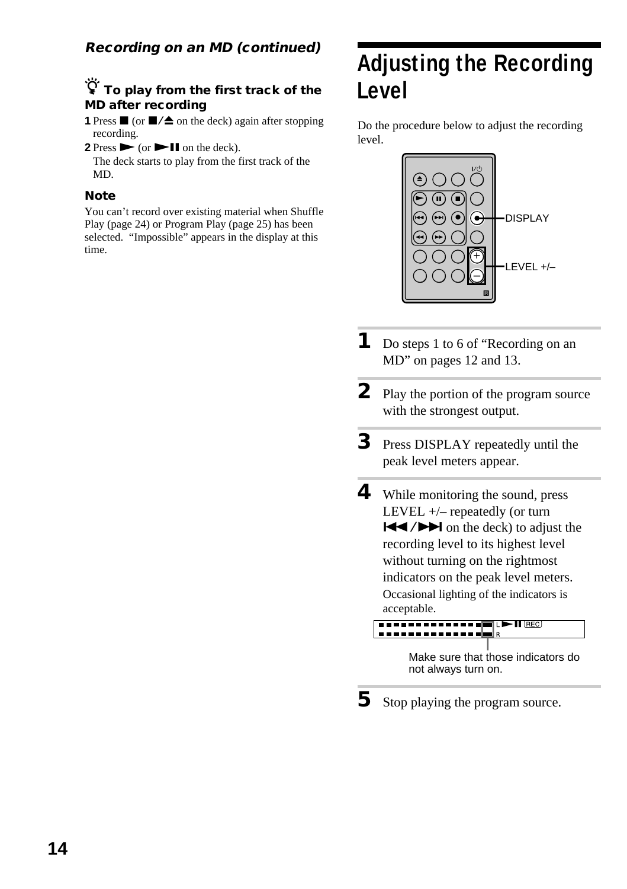*Recording on an MD (continued)*

### To play from the first track of the MD after recording

**1** Press ■ (or ■/≜ on the deck) again after stopping recording.

**2** Press ► (or ►‖ on the deck).
The deck starts to play from the first track of the MD.

### Note

You can't record over existing material when Shuffle Play (page 24) or Program Play (page 25) has been selected. "Impossible" appears in the display at this time.

# Adjusting the Recording Level

Do the procedure below to adjust the recording level.

DISPLAY

LEVEL +/–

**1** Do steps 1 to 6 of "Recording on an MD" on pages 12 and 13.

**2** Play the portion of the program source with the strongest output.

**3** Press DISPLAY repeatedly until the peak level meters appear.

**4** While monitoring the sound, press LEVEL +/– repeatedly (or turn |◄◄/►►| on the deck) to adjust the recording level to its highest level without turning on the rightmost indicators on the peak level meters.
Occasional lighting of the indicators is acceptable.

Make sure that those indicators do not always turn on.

**5** Stop playing the program source.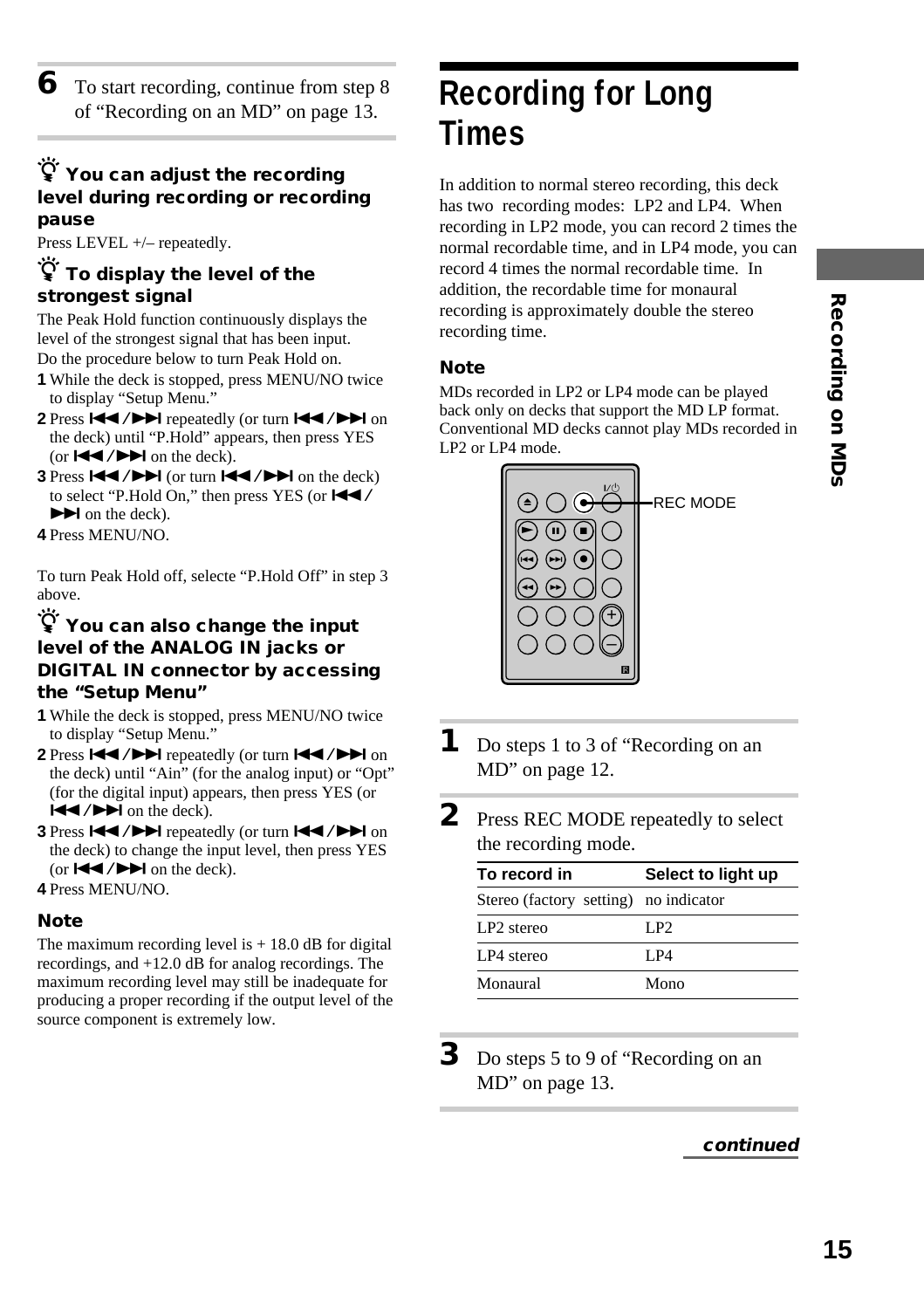**6** To start recording, continue from step 8 of "Recording on an MD" on page 13.

### You can adjust the recording level during recording or recording pause

Press LEVEL +/– repeatedly.

### To display the level of the strongest signal

The Peak Hold function continuously displays the level of the strongest signal that has been input.

Do the procedure below to turn Peak Hold on.

1. While the deck is stopped, press MENU/NO twice to display "Setup Menu."
2. Press ⏮/⏭ repeatedly (or turn ⏮/⏭ on the deck) until "P.Hold" appears, then press YES (or ⏮/⏭ on the deck).
3. Press ⏮/⏭ (or turn ⏮/⏭ on the deck) to select "P.Hold On," then press YES (or ⏮/⏭ on the deck).
4. Press MENU/NO.

To turn Peak Hold off, selecte "P.Hold Off" in step 3 above.

### You can also change the input level of the ANALOG IN jacks or DIGITAL IN connector by accessing the "Setup Menu"

1. While the deck is stopped, press MENU/NO twice to display "Setup Menu."
2. Press ⏮/⏭ repeatedly (or turn ⏮/⏭ on the deck) until "Ain" (for the analog input) or "Opt" (for the digital input) appears, then press YES (or ⏮/⏭ on the deck).
3. Press ⏮/⏭ repeatedly (or turn ⏮/⏭ on the deck) to change the input level, then press YES (or ⏮/⏭ on the deck).
4. Press MENU/NO.

**Note**

The maximum recording level is + 18.0 dB for digital recordings, and +12.0 dB for analog recordings. The maximum recording level may still be inadequate for producing a proper recording if the output level of the source component is extremely low.

# Recording for Long Times

In addition to normal stereo recording, this deck has two recording modes: LP2 and LP4. When recording in LP2 mode, you can record 2 times the normal recordable time, and in LP4 mode, you can record 4 times the normal recordable time. In addition, the recordable time for monaural recording is approximately double the stereo recording time.

**Note**

MDs recorded in LP2 or LP4 mode can be played back only on decks that support the MD LP format. Conventional MD decks cannot play MDs recorded in LP2 or LP4 mode.

REC MODE

**1** Do steps 1 to 3 of "Recording on an MD" on page 12.

**2** Press REC MODE repeatedly to select the recording mode.

| To record in | Select to light up |
|---|---|
| Stereo (factory setting) | no indicator |
| LP2 stereo | LP2 |
| LP4 stereo | LP4 |
| Monaural | Mono |

**3** Do steps 5 to 9 of "Recording on an MD" on page 13.

*continued*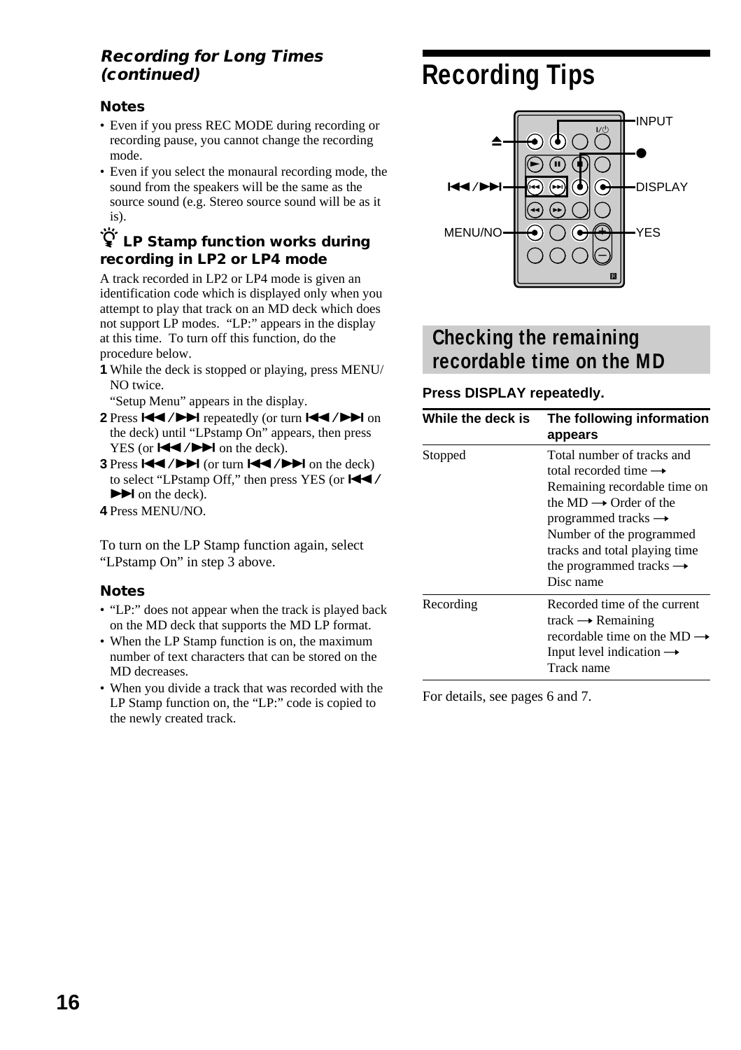### Recording for Long Times (continued)

#### Notes

- Even if you press REC MODE during recording or recording pause, you cannot change the recording mode.
- Even if you select the monaural recording mode, the sound from the speakers will be the same as the source sound (e.g. Stereo source sound will be as it is).

#### LP Stamp function works during recording in LP2 or LP4 mode

A track recorded in LP2 or LP4 mode is given an identification code which is displayed only when you attempt to play that track on an MD deck which does not support LP modes. "LP:" appears in the display at this time. To turn off this function, do the procedure below.

1. While the deck is stopped or playing, press MENU/NO twice.
   "Setup Menu" appears in the display.
2. Press ⏮/⏭ repeatedly (or turn ⏮/⏭ on the deck) until "LPstamp On" appears, then press YES (or ⏮/⏭ on the deck).
3. Press ⏮/⏭ (or turn ⏮/⏭ on the deck) to select "LPstamp Off," then press YES (or ⏮/⏭ on the deck).
4. Press MENU/NO.

To turn on the LP Stamp function again, select "LPstamp On" in step 3 above.

#### Notes

- "LP:" does not appear when the track is played back on the MD deck that supports the MD LP format.
- When the LP Stamp function is on, the maximum number of text characters that can be stored on the MD decreases.
- When you divide a track that was recorded with the LP Stamp function on, the "LP:" code is copied to the newly created track.

# Recording Tips

INPUT
⏏
●
⏮/⏭
DISPLAY
MENU/NO
YES

## Checking the remaining recordable time on the MD

**Press DISPLAY repeatedly.**

| While the deck is | The following information appears |
|---|---|
| Stopped | Total number of tracks and total recorded time → Remaining recordable time on the MD → Order of the programmed tracks → Number of the programmed tracks and total playing time the programmed tracks → Disc name |
| Recording | Recorded time of the current track → Remaining recordable time on the MD → Input level indication → Track name |

For details, see pages 6 and 7.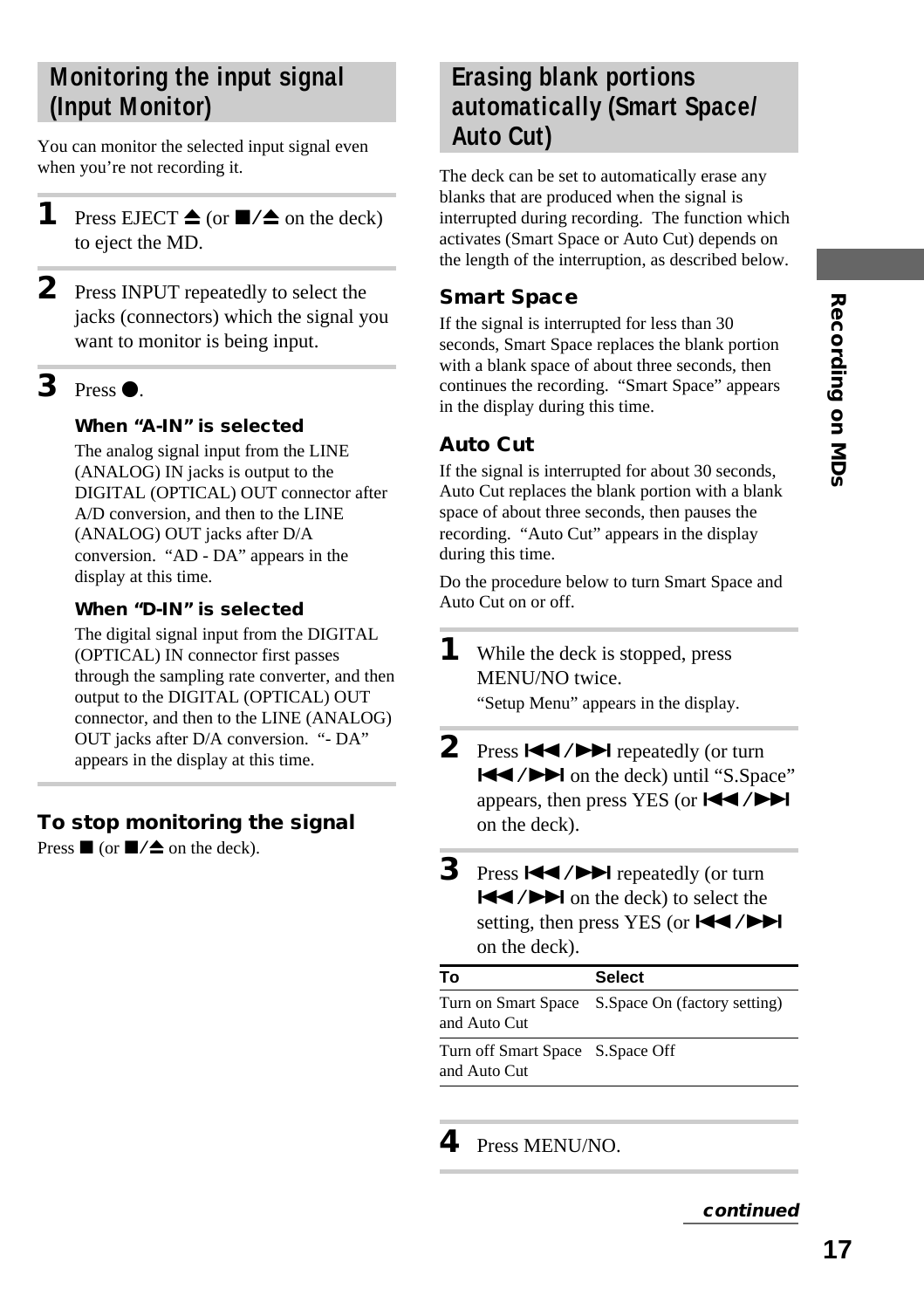## Monitoring the input signal (Input Monitor)

You can monitor the selected input signal even when you're not recording it.

**1** Press EJECT ≜ (or ■/≜ on the deck) to eject the MD.

**2** Press INPUT repeatedly to select the jacks (connectors) which the signal you want to monitor is being input.

**3** Press ●.

**When "A-IN" is selected**

The analog signal input from the LINE (ANALOG) IN jacks is output to the DIGITAL (OPTICAL) OUT connector after A/D conversion, and then to the LINE (ANALOG) OUT jacks after D/A conversion. "AD - DA" appears in the display at this time.

**When "D-IN" is selected**

The digital signal input from the DIGITAL (OPTICAL) IN connector first passes through the sampling rate converter, and then output to the DIGITAL (OPTICAL) OUT connector, and then to the LINE (ANALOG) OUT jacks after D/A conversion. "- DA" appears in the display at this time.

### To stop monitoring the signal

Press ■ (or ■/≜ on the deck).

## Erasing blank portions automatically (Smart Space/ Auto Cut)

The deck can be set to automatically erase any blanks that are produced when the signal is interrupted during recording. The function which activates (Smart Space or Auto Cut) depends on the length of the interruption, as described below.

### Smart Space

If the signal is interrupted for less than 30 seconds, Smart Space replaces the blank portion with a blank space of about three seconds, then continues the recording. "Smart Space" appears in the display during this time.

### Auto Cut

If the signal is interrupted for about 30 seconds, Auto Cut replaces the blank portion with a blank space of about three seconds, then pauses the recording. "Auto Cut" appears in the display during this time.

Do the procedure below to turn Smart Space and Auto Cut on or off.

**1** While the deck is stopped, press MENU/NO twice.
"Setup Menu" appears in the display.

**2** Press ⏮/⏭ repeatedly (or turn ⏮/⏭ on the deck) until "S.Space" appears, then press YES (or ⏮/⏭ on the deck).

**3** Press ⏮/⏭ repeatedly (or turn ⏮/⏭ on the deck) to select the setting, then press YES (or ⏮/⏭ on the deck).

| To | Select |
|---|---|
| Turn on Smart Space and Auto Cut | S.Space On (factory setting) |
| Turn off Smart Space and Auto Cut | S.Space Off |

**4** Press MENU/NO.

*continued*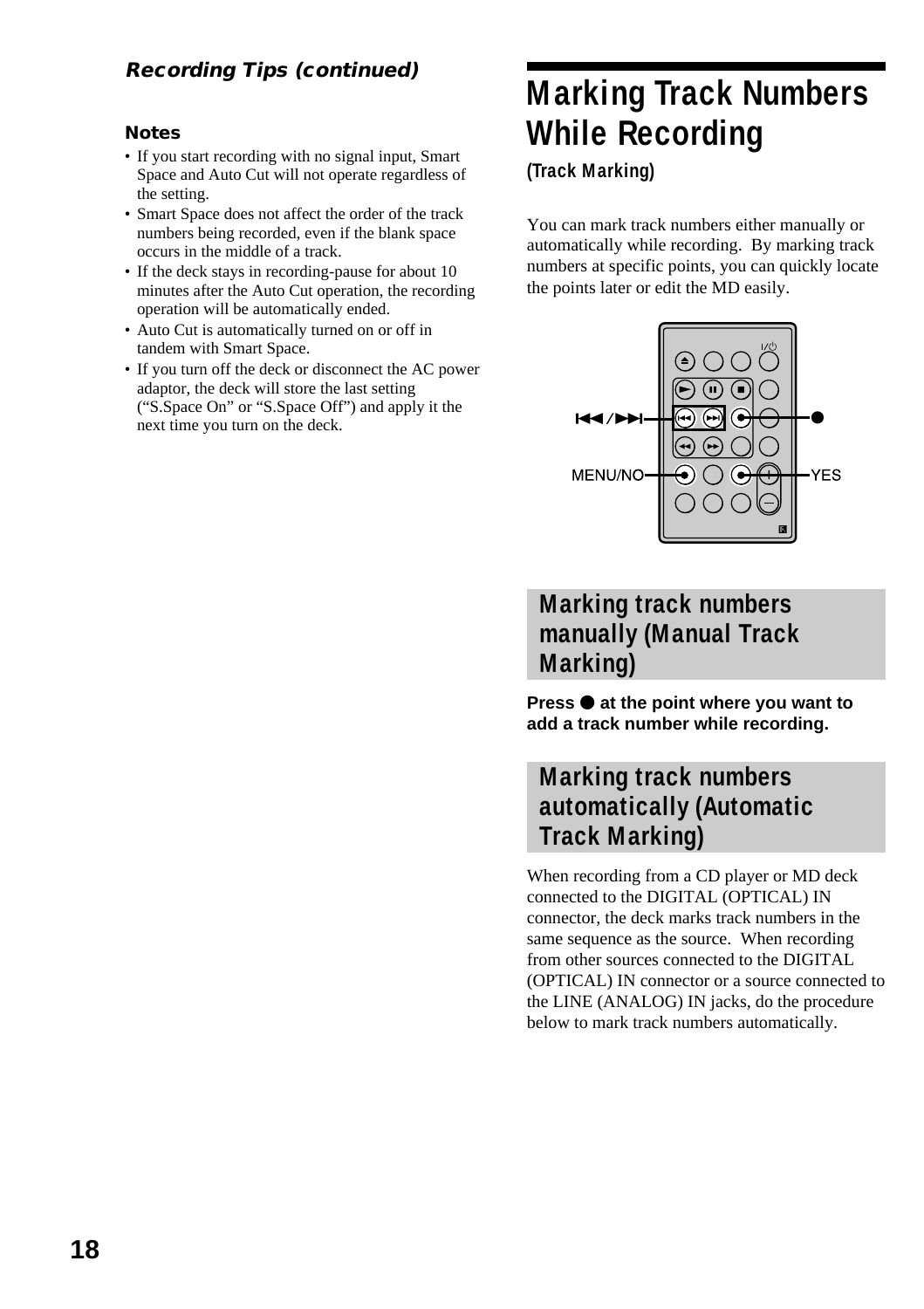### *Recording Tips (continued)*

#### Notes

- If you start recording with no signal input, Smart Space and Auto Cut will not operate regardless of the setting.
- Smart Space does not affect the order of the track numbers being recorded, even if the blank space occurs in the middle of a track.
- If the deck stays in recording-pause for about 10 minutes after the Auto Cut operation, the recording operation will be automatically ended.
- Auto Cut is automatically turned on or off in tandem with Smart Space.
- If you turn off the deck or disconnect the AC power adaptor, the deck will store the last setting (“S.Space On” or “S.Space Off”) and apply it the next time you turn on the deck.

# Marking Track Numbers While Recording

**(Track Marking)**

You can mark track numbers either manually or automatically while recording. By marking track numbers at specific points, you can quickly locate the points later or edit the MD easily.

## Marking track numbers manually (Manual Track Marking)

**Press ● at the point where you want to add a track number while recording.**

## Marking track numbers automatically (Automatic Track Marking)

When recording from a CD player or MD deck connected to the DIGITAL (OPTICAL) IN connector, the deck marks track numbers in the same sequence as the source. When recording from other sources connected to the DIGITAL (OPTICAL) IN connector or a source connected to the LINE (ANALOG) IN jacks, do the procedure below to mark track numbers automatically.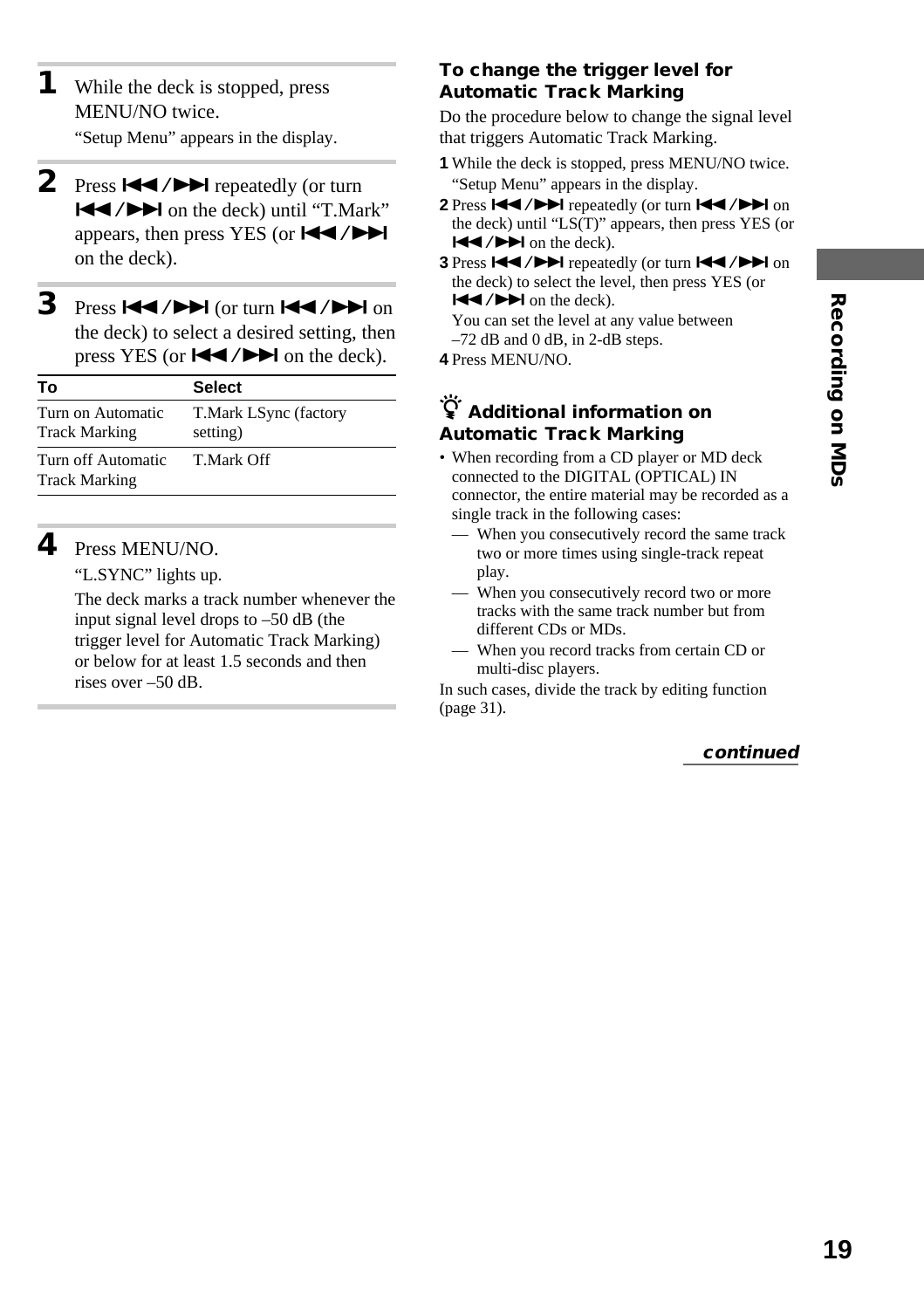**1** While the deck is stopped, press MENU/NO twice.

"Setup Menu" appears in the display.

**2** Press ⏮/⏭ repeatedly (or turn ⏮/⏭ on the deck) until "T.Mark" appears, then press YES (or ⏮/⏭ on the deck).

**3** Press ⏮/⏭ (or turn ⏮/⏭ on the deck) to select a desired setting, then press YES (or ⏮/⏭ on the deck).

| To | Select |
| --- | --- |
| Turn on Automatic Track Marking | T.Mark LSync (factory setting) |
| Turn off Automatic Track Marking | T.Mark Off |

**4** Press MENU/NO.

"L.SYNC" lights up.

The deck marks a track number whenever the input signal level drops to –50 dB (the trigger level for Automatic Track Marking) or below for at least 1.5 seconds and then rises over –50 dB.

### To change the trigger level for Automatic Track Marking

Do the procedure below to change the signal level that triggers Automatic Track Marking.

1. While the deck is stopped, press MENU/NO twice.
   "Setup Menu" appears in the display.
2. Press ⏮/⏭ repeatedly (or turn ⏮/⏭ on the deck) until "LS(T)" appears, then press YES (or ⏮/⏭ on the deck).
3. Press ⏮/⏭ repeatedly (or turn ⏮/⏭ on the deck) to select the level, then press YES (or ⏮/⏭ on the deck).
   You can set the level at any value between –72 dB and 0 dB, in 2-dB steps.
4. Press MENU/NO.

### Additional information on Automatic Track Marking

- When recording from a CD player or MD deck connected to the DIGITAL (OPTICAL) IN connector, the entire material may be recorded as a single track in the following cases:
  - When you consecutively record the same track two or more times using single-track repeat play.
  - When you consecutively record two or more tracks with the same track number but from different CDs or MDs.
  - When you record tracks from certain CD or multi-disc players.

In such cases, divide the track by editing function (page 31).

*continued*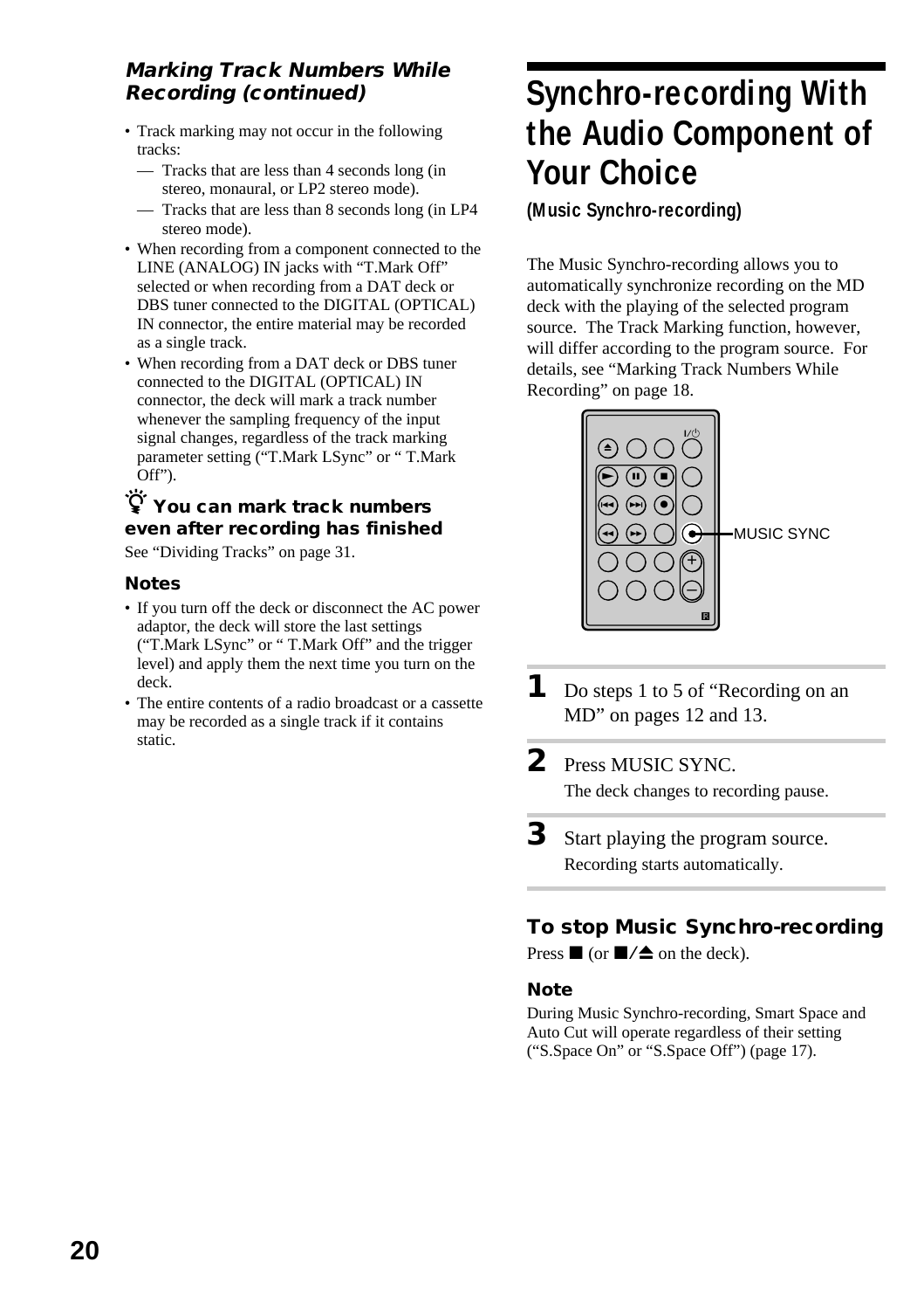### Marking Track Numbers While Recording (continued)

- Track marking may not occur in the following tracks:
  - — Tracks that are less than 4 seconds long (in stereo, monaural, or LP2 stereo mode).
  - — Tracks that are less than 8 seconds long (in LP4 stereo mode).
- When recording from a component connected to the LINE (ANALOG) IN jacks with “T.Mark Off” selected or when recording from a DAT deck or DBS tuner connected to the DIGITAL (OPTICAL) IN connector, the entire material may be recorded as a single track.
- When recording from a DAT deck or DBS tuner connected to the DIGITAL (OPTICAL) IN connector, the deck will mark a track number whenever the sampling frequency of the input signal changes, regardless of the track marking parameter setting (“T.Mark LSync” or “ T.Mark Off”).

**You can mark track numbers even after recording has finished**

See “Dividing Tracks” on page 31.

**Notes**

- If you turn off the deck or disconnect the AC power adaptor, the deck will store the last settings (“T.Mark LSync” or “ T.Mark Off” and the trigger level) and apply them the next time you turn on the deck.
- The entire contents of a radio broadcast or a cassette may be recorded as a single track if it contains static.

# Synchro-recording With the Audio Component of Your Choice

**(Music Synchro-recording)**

The Music Synchro-recording allows you to automatically synchronize recording on the MD deck with the playing of the selected program source. The Track Marking function, however, will differ according to the program source. For details, see “Marking Track Numbers While Recording” on page 18.

MUSIC SYNC

**1** Do steps 1 to 5 of “Recording on an MD” on pages 12 and 13.

**2** Press MUSIC SYNC.
The deck changes to recording pause.

**3** Start playing the program source.
Recording starts automatically.

### To stop Music Synchro-recording

Press ■ (or ■/≜ on the deck).

**Note**

During Music Synchro-recording, Smart Space and Auto Cut will operate regardless of their setting (“S.Space On” or “S.Space Off”) (page 17).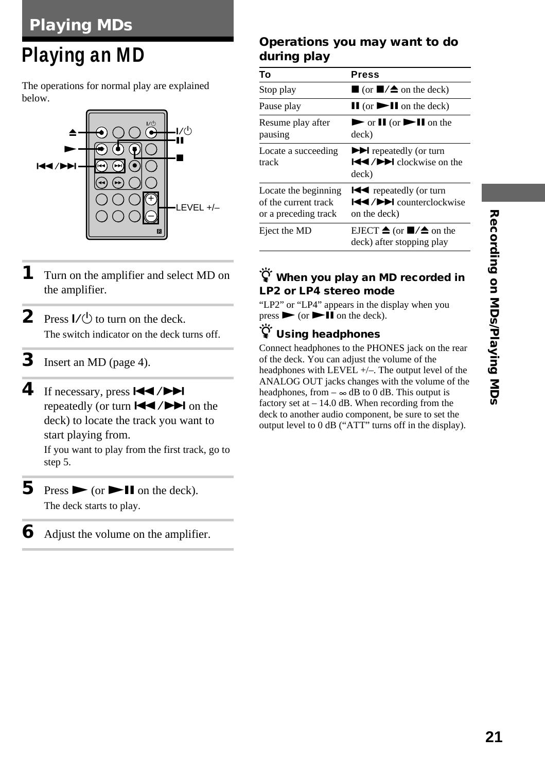# Playing MDs

## Playing an MD

The operations for normal play are explained below.

**1** Turn on the amplifier and select MD on the amplifier.

**2** Press I/⏻ to turn on the deck.
The switch indicator on the deck turns off.

**3** Insert an MD (page 4).

**4** If necessary, press ⏮/⏭ repeatedly (or turn ⏮/⏭ on the deck) to locate the track you want to start playing from.
If you want to play from the first track, go to step 5.

**5** Press ▶ (or ▶❚❚ on the deck).
The deck starts to play.

**6** Adjust the volume on the amplifier.

### Operations you may want to do during play

| To | Press |
|---|---|
| Stop play | ■ (or ■/⏏ on the deck) |
| Pause play | ❚❚ (or ▶❚❚ on the deck) |
| Resume play after pausing | ▶ or ❚❚ (or ▶❚❚ on the deck) |
| Locate a succeeding track | ⏭ repeatedly (or turn ⏮/⏭ clockwise on the deck) |
| Locate the beginning of the current track or a preceding track | ⏮ repeatedly (or turn ⏮/⏭ counterclockwise on the deck) |
| Eject the MD | EJECT ⏏ (or ■/⏏ on the deck) after stopping play |

**When you play an MD recorded in LP2 or LP4 stereo mode**

"LP2" or "LP4" appears in the display when you press ▶ (or ▶❚❚ on the deck).

**Using headphones**

Connect headphones to the PHONES jack on the rear of the deck. You can adjust the volume of the headphones with LEVEL +/–. The output level of the ANALOG OUT jacks changes with the volume of the headphones, from – ∞ dB to 0 dB. This output is factory set at – 14.0 dB. When recording from the deck to another audio component, be sure to set the output level to 0 dB ("ATT" turns off in the display).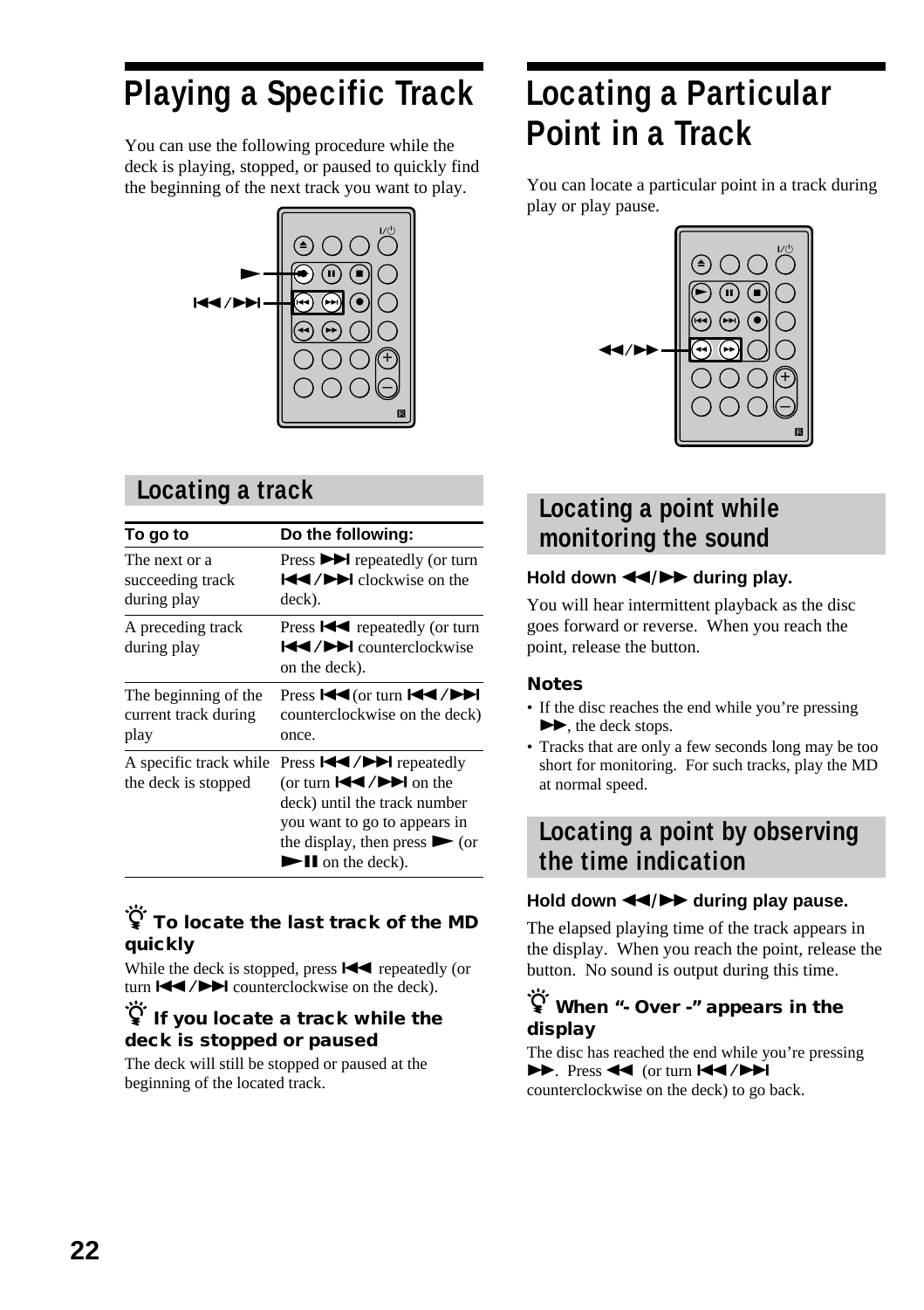# Playing a Specific Track

You can use the following procedure while the deck is playing, stopped, or paused to quickly find the beginning of the next track you want to play.

## Locating a track

| To go to | Do the following: |
|---|---|
| The next or a succeeding track during play | Press ▶▶I repeatedly (or turn I◀◀/▶▶I clockwise on the deck). |
| A preceding track during play | Press I◀◀ repeatedly (or turn I◀◀/▶▶I counterclockwise on the deck). |
| The beginning of the current track during play | Press I◀◀ (or turn I◀◀/▶▶I counterclockwise on the deck) once. |
| A specific track while the deck is stopped | Press I◀◀/▶▶I repeatedly (or turn I◀◀/▶▶I on the deck) until the track number you want to go to appears in the display, then press ▶ (or ▶II on the deck). |

### To locate the last track of the MD quickly

While the deck is stopped, press I◀◀ repeatedly (or turn I◀◀/▶▶I counterclockwise on the deck).

### If you locate a track while the deck is stopped or paused

The deck will still be stopped or paused at the beginning of the located track.

# Locating a Particular Point in a Track

You can locate a particular point in a track during play or play pause.

## Locating a point while monitoring the sound

**Hold down ◀◀/▶▶ during play.**

You will hear intermittent playback as the disc goes forward or reverse. When you reach the point, release the button.

### Notes

- If the disc reaches the end while you're pressing ▶▶, the deck stops.
- Tracks that are only a few seconds long may be too short for monitoring. For such tracks, play the MD at normal speed.

## Locating a point by observing the time indication

**Hold down ◀◀/▶▶ during play pause.**

The elapsed playing time of the track appears in the display. When you reach the point, release the button. No sound is output during this time.

### When "- Over -" appears in the display

The disc has reached the end while you're pressing ▶▶. Press ◀◀ (or turn I◀◀/▶▶I counterclockwise on the deck) to go back.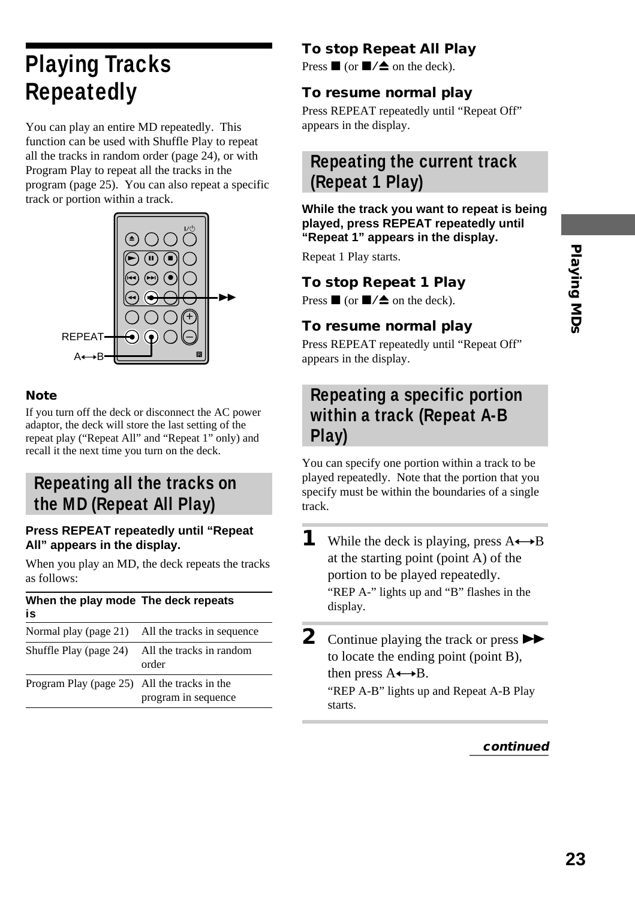# Playing Tracks Repeatedly

You can play an entire MD repeatedly. This function can be used with Shuffle Play to repeat all the tracks in random order (page 24), or with Program Play to repeat all the tracks in the program (page 25). You can also repeat a specific track or portion within a track.

REPEAT

A←→B

### Note

If you turn off the deck or disconnect the AC power adaptor, the deck will store the last setting of the repeat play (“Repeat All” and “Repeat 1” only) and recall it the next time you turn on the deck.

## Repeating all the tracks on the MD (Repeat All Play)

**Press REPEAT repeatedly until “Repeat All” appears in the display.**

When you play an MD, the deck repeats the tracks as follows:

| When the play mode is | The deck repeats |
|---|---|
| Normal play (page 21) | All the tracks in sequence |
| Shuffle Play (page 24) | All the tracks in random order |
| Program Play (page 25) | All the tracks in the program in sequence |

### To stop Repeat All Play

Press ■ (or ■/⏏ on the deck).

### To resume normal play

Press REPEAT repeatedly until “Repeat Off” appears in the display.

## Repeating the current track (Repeat 1 Play)

**While the track you want to repeat is being played, press REPEAT repeatedly until “Repeat 1” appears in the display.**

Repeat 1 Play starts.

### To stop Repeat 1 Play

Press ■ (or ■/⏏ on the deck).

### To resume normal play

Press REPEAT repeatedly until “Repeat Off” appears in the display.

## Repeating a specific portion within a track (Repeat A-B Play)

You can specify one portion within a track to be played repeatedly. Note that the portion that you specify must be within the boundaries of a single track.

**1** While the deck is playing, press A←→B at the starting point (point A) of the portion to be played repeatedly.

“REP A-” lights up and “B” flashes in the display.

**2** Continue playing the track or press ▶▶ to locate the ending point (point B), then press A←→B.

“REP A-B” lights up and Repeat A-B Play starts.

*continued*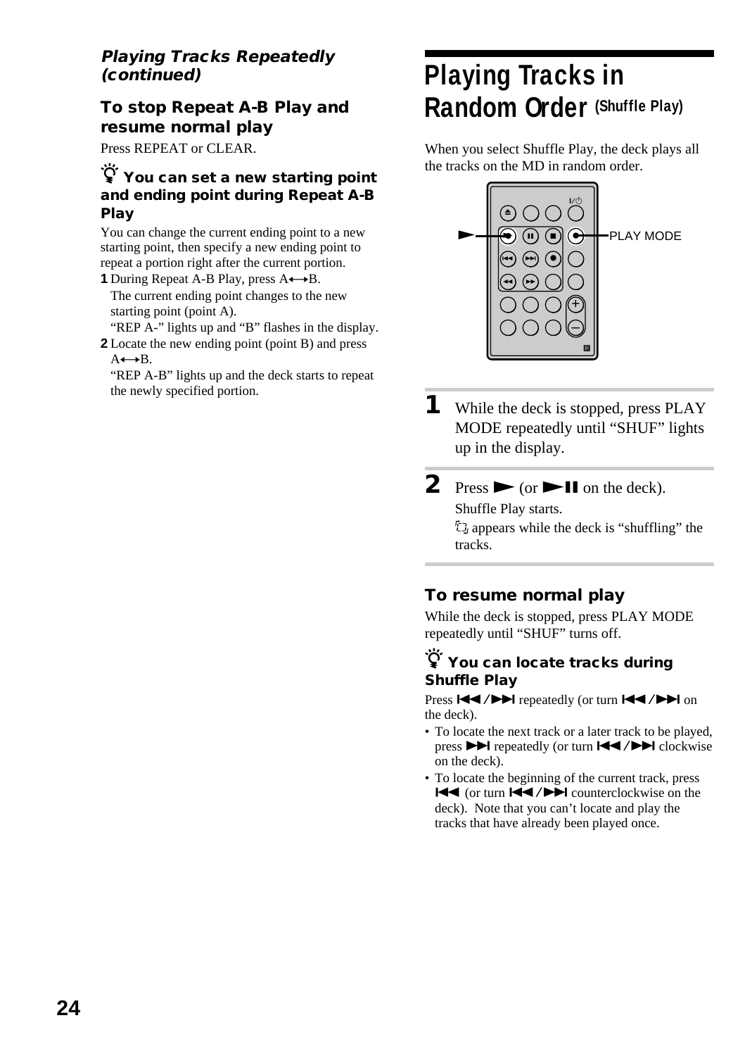*Playing Tracks Repeatedly (continued)*

### To stop Repeat A-B Play and resume normal play

Press REPEAT or CLEAR.

#### You can set a new starting point and ending point during Repeat A-B Play

You can change the current ending point to a new starting point, then specify a new ending point to repeat a portion right after the current portion.

**1** During Repeat A-B Play, press A↔B.
The current ending point changes to the new starting point (point A).
"REP A-" lights up and "B" flashes in the display.

**2** Locate the new ending point (point B) and press A↔B.
"REP A-B" lights up and the deck starts to repeat the newly specified portion.

# Playing Tracks in Random Order (Shuffle Play)

When you select Shuffle Play, the deck plays all the tracks on the MD in random order.

PLAY MODE

**1** While the deck is stopped, press PLAY MODE repeatedly until "SHUF" lights up in the display.

**2** Press ► (or ►II on the deck).
Shuffle Play starts.
appears while the deck is "shuffling" the tracks.

### To resume normal play

While the deck is stopped, press PLAY MODE repeatedly until "SHUF" turns off.

#### You can locate tracks during Shuffle Play

Press ◄◄/►►I repeatedly (or turn I◄◄/►►I on the deck).

- To locate the next track or a later track to be played, press ►►I repeatedly (or turn I◄◄/►►I clockwise on the deck).
- To locate the beginning of the current track, press I◄◄ (or turn I◄◄/►►I counterclockwise on the deck). Note that you can't locate and play the tracks that have already been played once.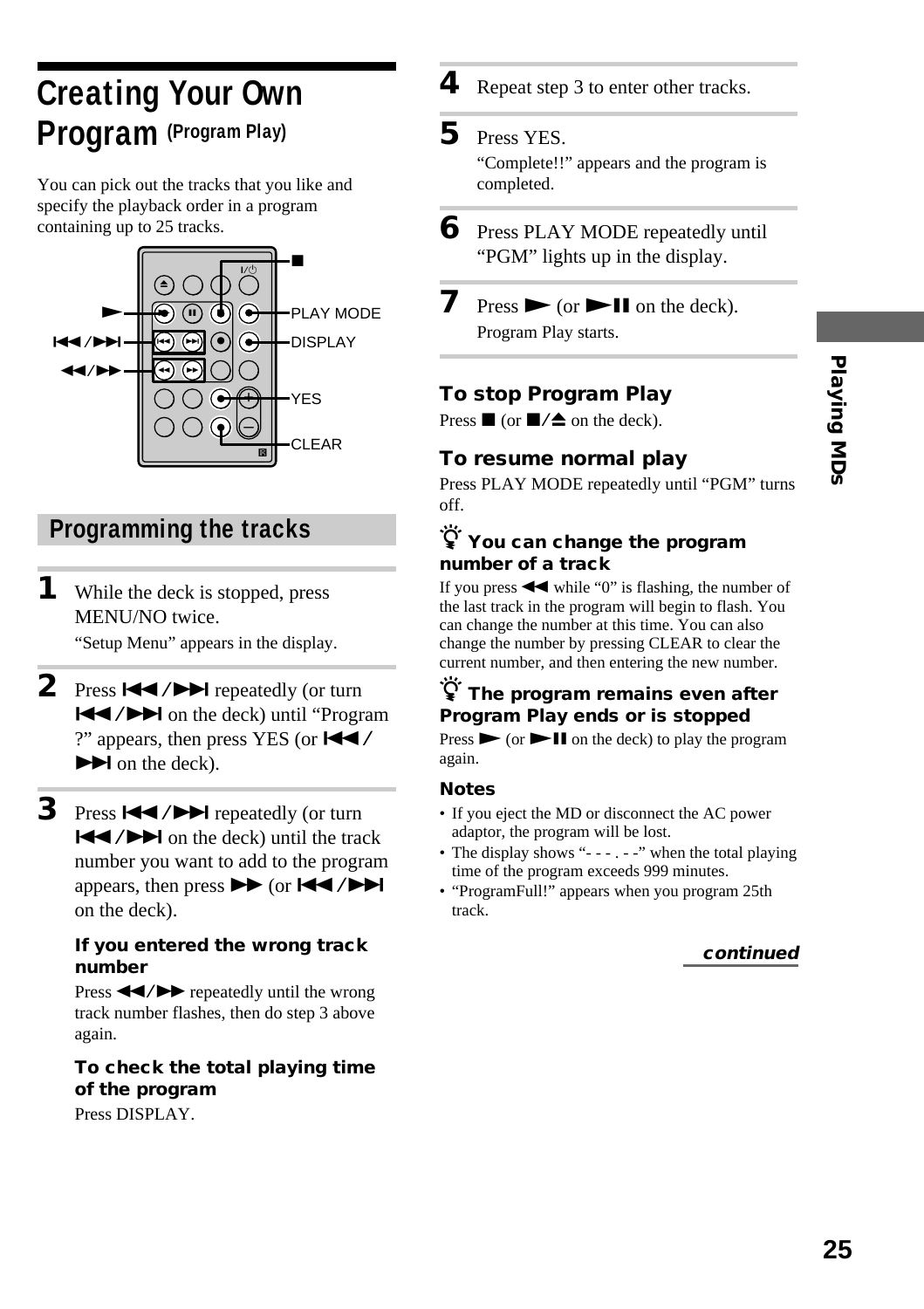# Creating Your Own Program (Program Play)

You can pick out the tracks that you like and specify the playback order in a program containing up to 25 tracks.

■
▶ PLAY MODE
⏮/⏭ DISPLAY
◀◀/▶▶
YES
CLEAR

## Programming the tracks

**1** While the deck is stopped, press MENU/NO twice.

"Setup Menu" appears in the display.

**2** Press ⏮/⏭ repeatedly (or turn ⏮/⏭ on the deck) until "Program ?" appears, then press YES (or ⏮/⏭ on the deck).

**3** Press ⏮/⏭ repeatedly (or turn ⏮/⏭ on the deck) until the track number you want to add to the program appears, then press ▶▶ (or ⏮/⏭ on the deck).

**If you entered the wrong track number**

Press ◀◀/▶▶ repeatedly until the wrong track number flashes, then do step 3 above again.

**To check the total playing time of the program**

Press DISPLAY.

**4** Repeat step 3 to enter other tracks.

**5** Press YES.

"Complete!!" appears and the program is completed.

**6** Press PLAY MODE repeatedly until "PGM" lights up in the display.

**7** Press ▶ (or ▶⏸ on the deck).

Program Play starts.

### To stop Program Play

Press ■ (or ■/⏏ on the deck).

### To resume normal play

Press PLAY MODE repeatedly until "PGM" turns off.

### You can change the program number of a track

If you press ◀◀ while "0" is flashing, the number of the last track in the program will begin to flash. You can change the number at this time. You can also change the number by pressing CLEAR to clear the current number, and then entering the new number.

### The program remains even after Program Play ends or is stopped

Press ▶ (or ▶⏸ on the deck) to play the program again.

### Notes

- If you eject the MD or disconnect the AC power adaptor, the program will be lost.
- The display shows "- - - . - -" when the total playing time of the program exceeds 999 minutes.
- "ProgramFull!" appears when you program 25th track.

*continued*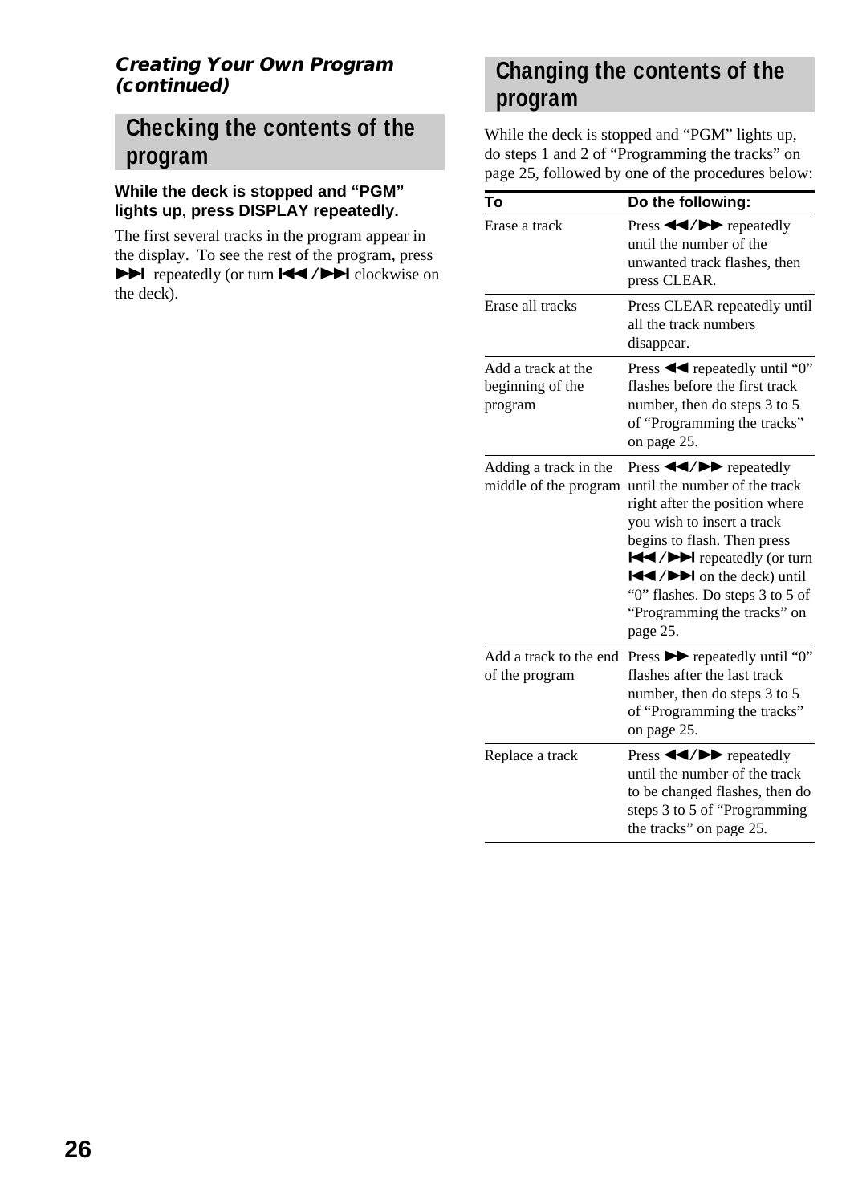*Creating Your Own Program (continued)*

## Checking the contents of the program

**While the deck is stopped and “PGM” lights up, press DISPLAY repeatedly.**

The first several tracks in the program appear in the display. To see the rest of the program, press ►►I repeatedly (or turn I◄◄/►►I clockwise on the deck).

## Changing the contents of the program

While the deck is stopped and “PGM” lights up, do steps 1 and 2 of “Programming the tracks” on page 25, followed by one of the procedures below:

| To | Do the following: |
| --- | --- |
| Erase a track | Press ◄◄/►► repeatedly until the number of the unwanted track flashes, then press CLEAR. |
| Erase all tracks | Press CLEAR repeatedly until all the track numbers disappear. |
| Add a track at the beginning of the program | Press ◄◄ repeatedly until “0” flashes before the first track number, then do steps 3 to 5 of “Programming the tracks” on page 25. |
| Adding a track in the middle of the program | Press ◄◄/►► repeatedly until the number of the track right after the position where you wish to insert a track begins to flash. Then press I◄◄/►►I repeatedly (or turn I◄◄/►►I on the deck) until “0” flashes. Do steps 3 to 5 of “Programming the tracks” on page 25. |
| Add a track to the end of the program | Press ►► repeatedly until “0” flashes after the last track number, then do steps 3 to 5 of “Programming the tracks” on page 25. |
| Replace a track | Press ◄◄/►► repeatedly until the number of the track to be changed flashes, then do steps 3 to 5 of “Programming the tracks” on page 25. |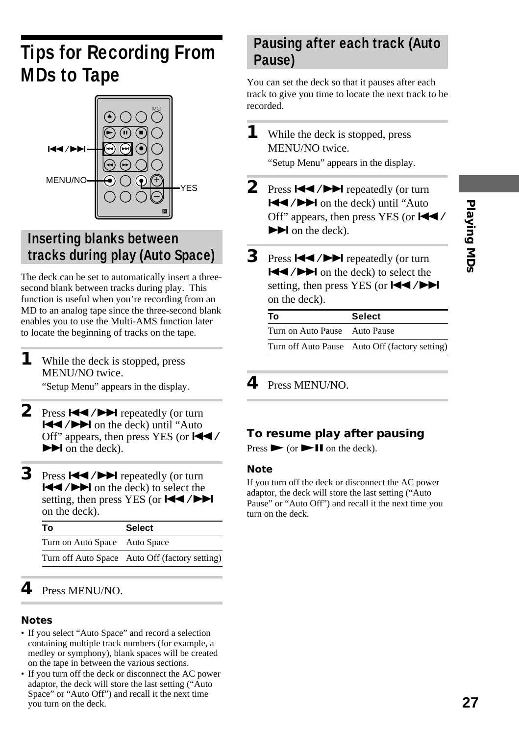# Tips for Recording From MDs to Tape

## Inserting blanks between tracks during play (Auto Space)

The deck can be set to automatically insert a three-second blank between tracks during play. This function is useful when you're recording from an MD to an analog tape since the three-second blank enables you to use the Multi-AMS function later to locate the beginning of tracks on the tape.

**1** While the deck is stopped, press MENU/NO twice.
"Setup Menu" appears in the display.

**2** Press ⏮/⏭ repeatedly (or turn ⏮/⏭ on the deck) until "Auto Off" appears, then press YES (or ⏮/⏭ on the deck).

**3** Press ⏮/⏭ repeatedly (or turn ⏮/⏭ on the deck) to select the setting, then press YES (or ⏮/⏭ on the deck).

| To | Select |
|---|---|
| Turn on Auto Space | Auto Space |
| Turn off Auto Space | Auto Off (factory setting) |

**4** Press MENU/NO.

### Notes

- If you select "Auto Space" and record a selection containing multiple track numbers (for example, a medley or symphony), blank spaces will be created on the tape in between the various sections.
- If you turn off the deck or disconnect the AC power adaptor, the deck will store the last setting ("Auto Space" or "Auto Off") and recall it the next time you turn on the deck.

## Pausing after each track (Auto Pause)

You can set the deck so that it pauses after each track to give you time to locate the next track to be recorded.

**1** While the deck is stopped, press MENU/NO twice.
"Setup Menu" appears in the display.

**2** Press ⏮/⏭ repeatedly (or turn ⏮/⏭ on the deck) until "Auto Off" appears, then press YES (or ⏮/⏭ on the deck).

**3** Press ⏮/⏭ repeatedly (or turn ⏮/⏭ on the deck) to select the setting, then press YES (or ⏮/⏭ on the deck).

| To | Select |
|---|---|
| Turn on Auto Pause | Auto Pause |
| Turn off Auto Pause | Auto Off (factory setting) |

**4** Press MENU/NO.

### To resume play after pausing

Press ▶ (or ▶❚❚ on the deck).

### Note

If you turn off the deck or disconnect the AC power adaptor, the deck will store the last setting ("Auto Pause" or "Auto Off") and recall it the next time you turn on the deck.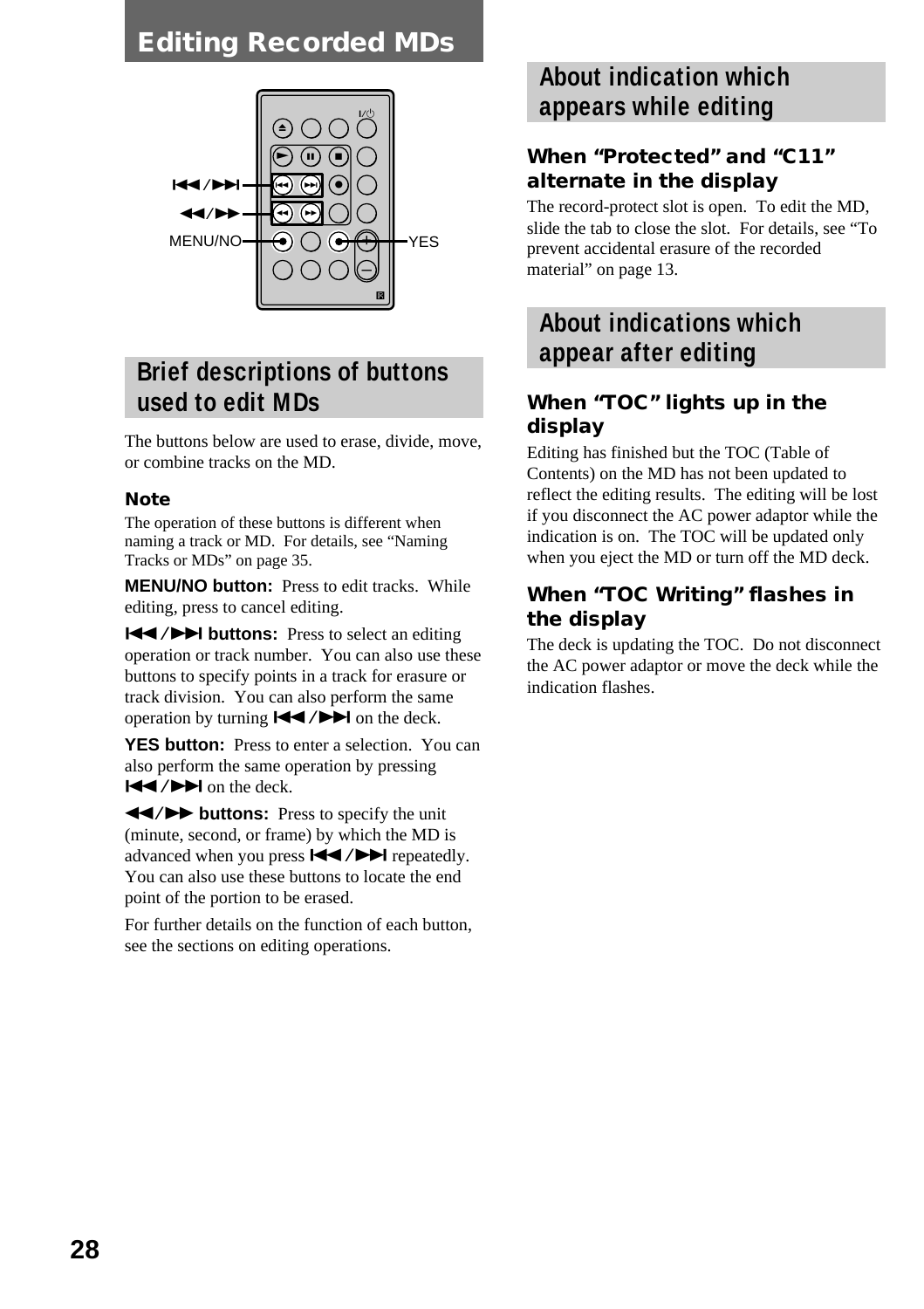# Editing Recorded MDs

## Brief descriptions of buttons used to edit MDs

The buttons below are used to erase, divide, move, or combine tracks on the MD.

### Note

The operation of these buttons is different when naming a track or MD. For details, see “Naming Tracks or MDs” on page 35.

**MENU/NO button:** Press to edit tracks. While editing, press to cancel editing.

**⏮/⏭ buttons:** Press to select an editing operation or track number. You can also use these buttons to specify points in a track for erasure or track division. You can also perform the same operation by turning ⏮/⏭ on the deck.

**YES button:** Press to enter a selection. You can also perform the same operation by pressing ⏮/⏭ on the deck.

**⏪/⏩ buttons:** Press to specify the unit (minute, second, or frame) by which the MD is advanced when you press ⏮/⏭ repeatedly. You can also use these buttons to locate the end point of the portion to be erased.

For further details on the function of each button, see the sections on editing operations.

## About indication which appears while editing

### When “Protected” and “C11” alternate in the display

The record-protect slot is open. To edit the MD, slide the tab to close the slot. For details, see “To prevent accidental erasure of the recorded material” on page 13.

## About indications which appear after editing

### When “TOC” lights up in the display

Editing has finished but the TOC (Table of Contents) on the MD has not been updated to reflect the editing results. The editing will be lost if you disconnect the AC power adaptor while the indication is on. The TOC will be updated only when you eject the MD or turn off the MD deck.

### When “TOC Writing” flashes in the display

The deck is updating the TOC. Do not disconnect the AC power adaptor or move the deck while the indication flashes.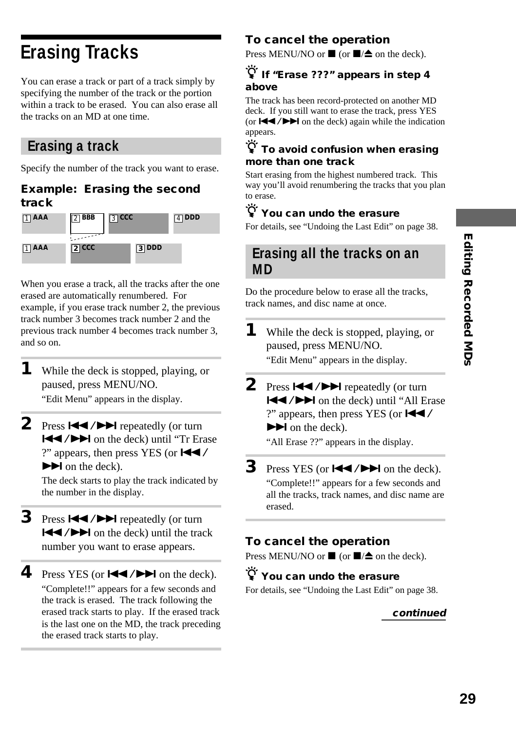# Erasing Tracks

You can erase a track or part of a track simply by specifying the number of the track or the portion within a track to be erased. You can also erase all the tracks on an MD at one time.

## Erasing a track

Specify the number of the track you want to erase.

### Example: Erasing the second track

| 1 AAA | 2 BBB | 3 CCC | 4 DDD |
|---|---|---|---|
| 1 AAA | 2 CCC | 3 DDD | |

When you erase a track, all the tracks after the one erased are automatically renumbered. For example, if you erase track number 2, the previous track number 3 becomes track number 2 and the previous track number 4 becomes track number 3, and so on.

**1** While the deck is stopped, playing, or paused, press MENU/NO.
“Edit Menu” appears in the display.

**2** Press ⏮/⏭ repeatedly (or turn ⏮/⏭ on the deck) until “Tr Erase ?” appears, then press YES (or ⏮/⏭ on the deck).
The deck starts to play the track indicated by the number in the display.

**3** Press ⏮/⏭ repeatedly (or turn ⏮/⏭ on the deck) until the track number you want to erase appears.

**4** Press YES (or ⏮/⏭ on the deck).
“Complete!!” appears for a few seconds and the track is erased. The track following the erased track starts to play. If the erased track is the last one on the MD, the track preceding the erased track starts to play.

### To cancel the operation

Press MENU/NO or ■ (or ■/⏏ on the deck).

### If “Erase ???” appears in step 4 above

The track has been record-protected on another MD deck. If you still want to erase the track, press YES (or ⏮/⏭ on the deck) again while the indication appears.

### To avoid confusion when erasing more than one track

Start erasing from the highest numbered track. This way you’ll avoid renumbering the tracks that you plan to erase.

### You can undo the erasure

For details, see “Undoing the Last Edit” on page 38.

## Erasing all the tracks on an MD

Do the procedure below to erase all the tracks, track names, and disc name at once.

**1** While the deck is stopped, playing, or paused, press MENU/NO.
“Edit Menu” appears in the display.

**2** Press ⏮/⏭ repeatedly (or turn ⏮/⏭ on the deck) until “All Erase ?” appears, then press YES (or ⏮/⏭ on the deck).
“All Erase ??” appears in the display.

**3** Press YES (or ⏮/⏭ on the deck).
“Complete!!” appears for a few seconds and all the tracks, track names, and disc name are erased.

### To cancel the operation

Press MENU/NO or ■ (or ■/⏏ on the deck).

### You can undo the erasure

For details, see “Undoing the Last Edit” on page 38.

*continued*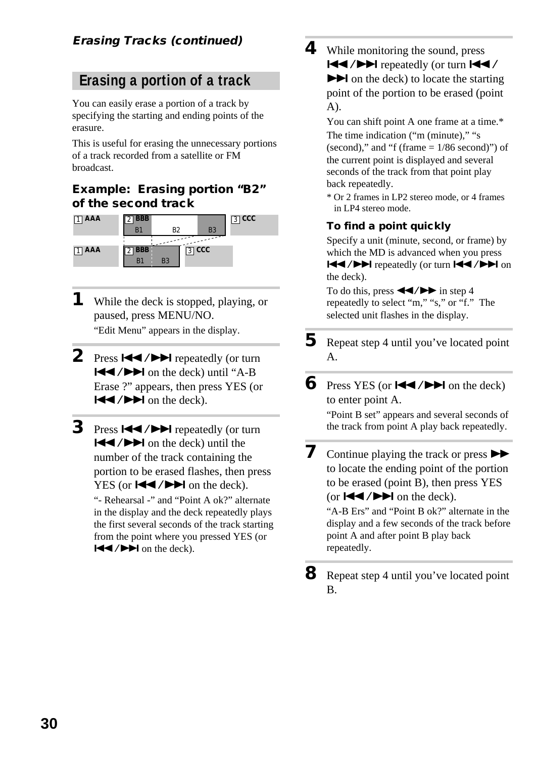*Erasing Tracks (continued)*

## Erasing a portion of a track

You can easily erase a portion of a track by specifying the starting and ending points of the erasure.

This is useful for erasing the unnecessary portions of a track recorded from a satellite or FM broadcast.

### Example: Erasing portion "B2" of the second track

1 AAA | 2 BBB B1 B2 B3 | 3 CCC

1 AAA | 2 BBB B1 B3 | 3 CCC

**1** While the deck is stopped, playing, or paused, press MENU/NO.

"Edit Menu" appears in the display.

**2** Press ⏮/⏭ repeatedly (or turn ⏮/⏭ on the deck) until "A-B Erase ?" appears, then press YES (or ⏮/⏭ on the deck).

**3** Press ⏮/⏭ repeatedly (or turn ⏮/⏭ on the deck) until the number of the track containing the portion to be erased flashes, then press YES (or ⏮/⏭ on the deck).

"- Rehearsal -" and "Point A ok?" alternate in the display and the deck repeatedly plays the first several seconds of the track starting from the point where you pressed YES (or ⏮/⏭ on the deck).

**4** While monitoring the sound, press ⏮/⏭ repeatedly (or turn ⏮/⏭ on the deck) to locate the starting point of the portion to be erased (point A).

You can shift point A one frame at a time.* The time indication ("m (minute)," "s (second)," and "f (frame = 1/86 second)") of the current point is displayed and several seconds of the track from that point play back repeatedly.

* Or 2 frames in LP2 stereo mode, or 4 frames in LP4 stereo mode.

**To find a point quickly**

Specify a unit (minute, second, or frame) by which the MD is advanced when you press ⏮/⏭ repeatedly (or turn ⏮/⏭ on the deck).

To do this, press ◀◀/▶▶ in step 4 repeatedly to select "m," "s," or "f." The selected unit flashes in the display.

**5** Repeat step 4 until you've located point A.

**6** Press YES (or ⏮/⏭ on the deck) to enter point A.

"Point B set" appears and several seconds of the track from point A play back repeatedly.

**7** Continue playing the track or press ▶▶ to locate the ending point of the portion to be erased (point B), then press YES (or ⏮/⏭ on the deck).

"A-B Ers" and "Point B ok?" alternate in the display and a few seconds of the track before point A and after point B play back repeatedly.

**8** Repeat step 4 until you've located point B.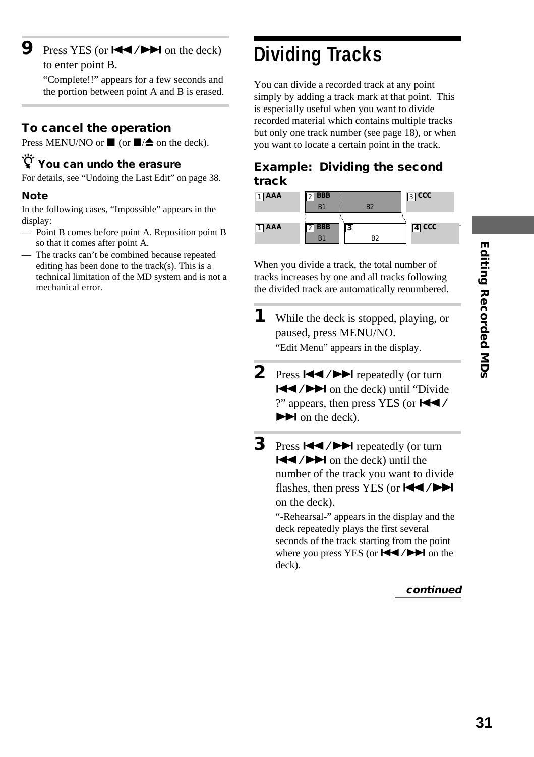**9** Press YES (or ⏮/⏭ on the deck) to enter point B.

"Complete!!" appears for a few seconds and the portion between point A and B is erased.

### To cancel the operation

Press MENU/NO or ■ (or ■/⏏ on the deck).

### You can undo the erasure

For details, see "Undoing the Last Edit" on page 38.

### Note

In the following cases, "Impossible" appears in the display:

— Point B comes before point A. Reposition point B so that it comes after point A.

— The tracks can't be combined because repeated editing has been done to the track(s). This is a technical limitation of the MD system and is not a mechanical error.

# Dividing Tracks

You can divide a recorded track at any point simply by adding a track mark at that point. This is especially useful when you want to divide recorded material which contains multiple tracks but only one track number (see page 18), or when you want to locate a certain point in the track.

### Example: Dividing the second track

| 1 AAA | 2 BBB (B1, B2) | 3 CCC |
|---|---|---|

| 1 AAA | 2 BBB (B1) | 3 (B2) | 4 CCC |
|---|---|---|---|

When you divide a track, the total number of tracks increases by one and all tracks following the divided track are automatically renumbered.

**1** While the deck is stopped, playing, or paused, press MENU/NO.

"Edit Menu" appears in the display.

**2** Press ⏮/⏭ repeatedly (or turn ⏮/⏭ on the deck) until "Divide ?" appears, then press YES (or ⏮/⏭ on the deck).

**3** Press ⏮/⏭ repeatedly (or turn ⏮/⏭ on the deck) until the number of the track you want to divide flashes, then press YES (or ⏮/⏭ on the deck).

"-Rehearsal-" appears in the display and the deck repeatedly plays the first several seconds of the track starting from the point where you press YES (or ⏮/⏭ on the deck).

*continued*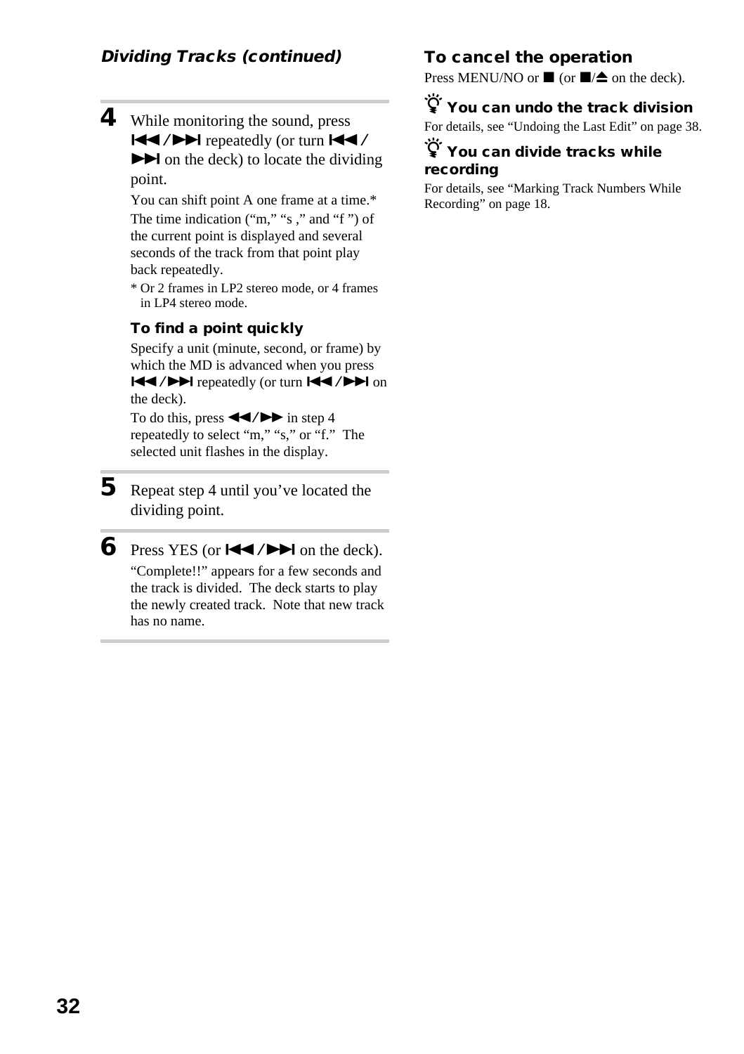## Dividing Tracks (continued)

**4** While monitoring the sound, press ⏮/⏭ repeatedly (or turn ⏮/⏭ on the deck) to locate the dividing point.

You can shift point A one frame at a time.*
The time indication ("m," "s ," and "f ") of the current point is displayed and several seconds of the track from that point play back repeatedly.

* Or 2 frames in LP2 stereo mode, or 4 frames in LP4 stereo mode.

**To find a point quickly**

Specify a unit (minute, second, or frame) by which the MD is advanced when you press ⏮/⏭ repeatedly (or turn ⏮/⏭ on the deck).
To do this, press ◀◀/▶▶ in step 4 repeatedly to select "m," "s," or "f." The selected unit flashes in the display.

**5** Repeat step 4 until you've located the dividing point.

**6** Press YES (or ⏮/⏭ on the deck).

"Complete!!" appears for a few seconds and the track is divided. The deck starts to play the newly created track. Note that new track has no name.

### To cancel the operation

Press MENU/NO or ■ (or ■/⏏ on the deck).

### You can undo the track division

For details, see "Undoing the Last Edit" on page 38.

### You can divide tracks while recording

For details, see "Marking Track Numbers While Recording" on page 18.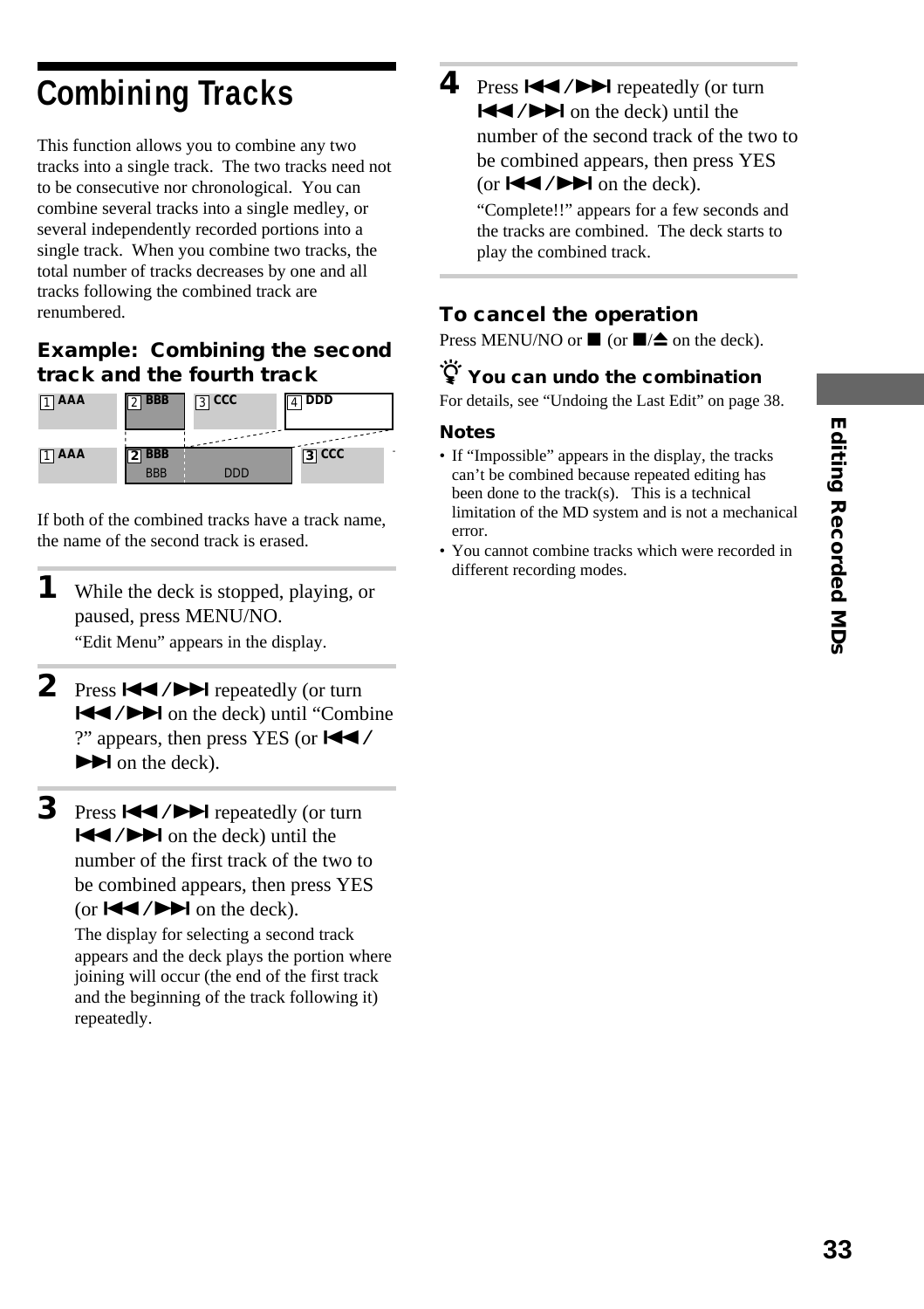# Combining Tracks

This function allows you to combine any two tracks into a single track. The two tracks need not to be consecutive nor chronological. You can combine several tracks into a single medley, or several independently recorded portions into a single track. When you combine two tracks, the total number of tracks decreases by one and all tracks following the combined track are renumbered.

### Example: Combining the second track and the fourth track

1 AAA | 2 BBB | 3 CCC | 4 DDD

1 AAA | 2 BBB (BBB DDD) | 3 CCC

If both of the combined tracks have a track name, the name of the second track is erased.

**1** While the deck is stopped, playing, or paused, press MENU/NO.

"Edit Menu" appears in the display.

**2** Press ⏮/⏭ repeatedly (or turn ⏮/⏭ on the deck) until "Combine ?" appears, then press YES (or ⏮/⏭ on the deck).

**3** Press ⏮/⏭ repeatedly (or turn ⏮/⏭ on the deck) until the number of the first track of the two to be combined appears, then press YES (or ⏮/⏭ on the deck).

The display for selecting a second track appears and the deck plays the portion where joining will occur (the end of the first track and the beginning of the track following it) repeatedly.

**4** Press ⏮/⏭ repeatedly (or turn ⏮/⏭ on the deck) until the number of the second track of the two to be combined appears, then press YES (or ⏮/⏭ on the deck).

"Complete!!" appears for a few seconds and the tracks are combined. The deck starts to play the combined track.

### To cancel the operation

Press MENU/NO or ■ (or ■/⏏ on the deck).

### You can undo the combination

For details, see "Undoing the Last Edit" on page 38.

### Notes

- If "Impossible" appears in the display, the tracks can't be combined because repeated editing has been done to the track(s). This is a technical limitation of the MD system and is not a mechanical error.
- You cannot combine tracks which were recorded in different recording modes.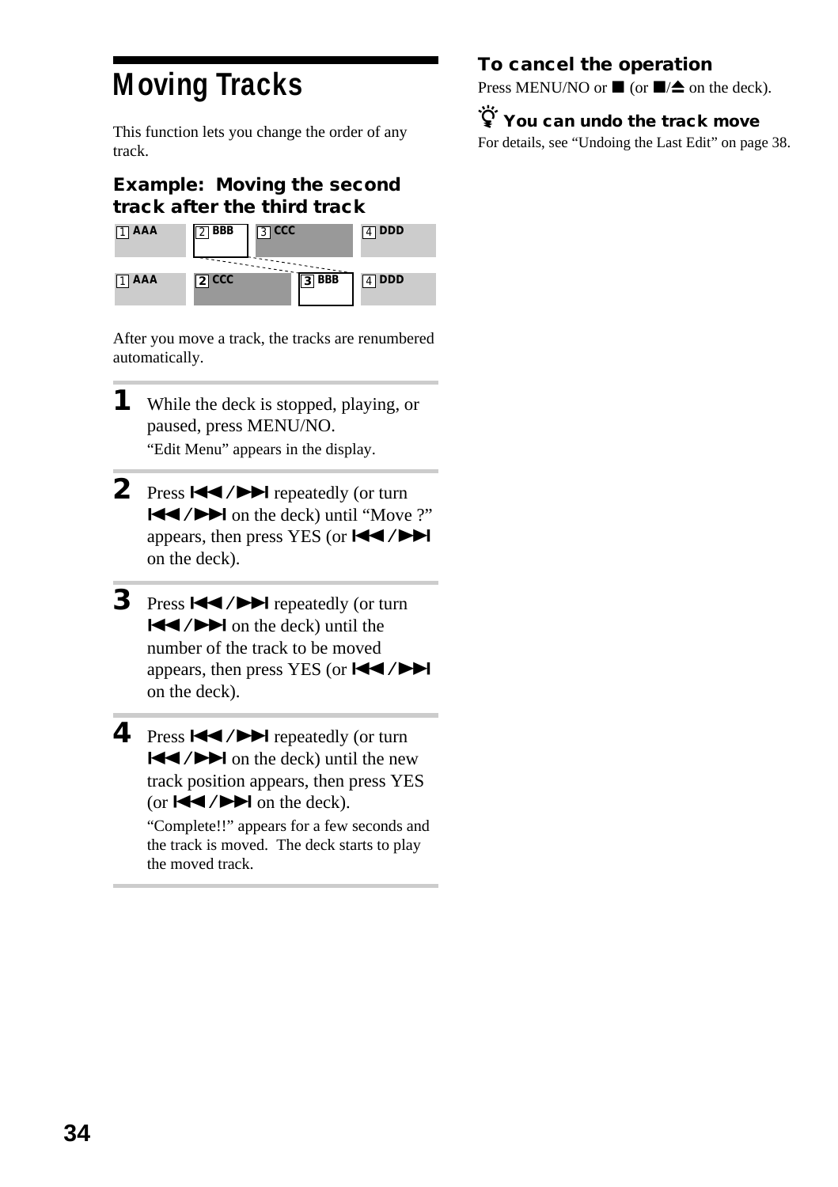# Moving Tracks

This function lets you change the order of any track.

### Example: Moving the second track after the third track

| 1 AAA | 2 BBB | 3 CCC | 4 DDD |
|---|---|---|---|
| 1 AAA | 2 CCC | 3 BBB | 4 DDD |

After you move a track, the tracks are renumbered automatically.

**1** While the deck is stopped, playing, or paused, press MENU/NO.
"Edit Menu" appears in the display.

**2** Press ⏮/⏭ repeatedly (or turn ⏮/⏭ on the deck) until "Move ?" appears, then press YES (or ⏮/⏭ on the deck).

**3** Press ⏮/⏭ repeatedly (or turn ⏮/⏭ on the deck) until the number of the track to be moved appears, then press YES (or ⏮/⏭ on the deck).

**4** Press ⏮/⏭ repeatedly (or turn ⏮/⏭ on the deck) until the new track position appears, then press YES (or ⏮/⏭ on the deck).
"Complete!!" appears for a few seconds and the track is moved. The deck starts to play the moved track.

### To cancel the operation

Press MENU/NO or ■ (or ■/⏏ on the deck).

### You can undo the track move

For details, see "Undoing the Last Edit" on page 38.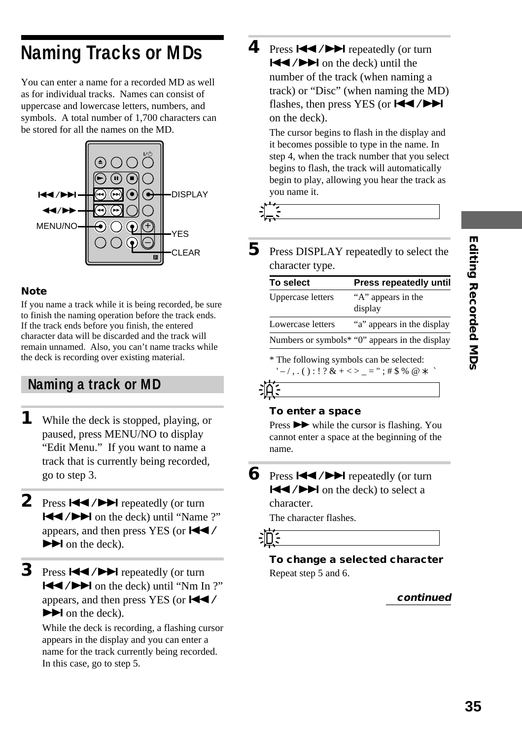# Naming Tracks or MDs

You can enter a name for a recorded MD as well as for individual tracks. Names can consist of uppercase and lowercase letters, numbers, and symbols. A total number of 1,700 characters can be stored for all the names on the MD.

**Note**

If you name a track while it is being recorded, be sure to finish the naming operation before the track ends. If the track ends before you finish, the entered character data will be discarded and the track will remain unnamed. Also, you can't name tracks while the deck is recording over existing material.

## Naming a track or MD

**1** While the deck is stopped, playing, or paused, press MENU/NO to display "Edit Menu." If you want to name a track that is currently being recorded, go to step 3.

**2** Press ⏮/⏭ repeatedly (or turn ⏮/⏭ on the deck) until "Name ?" appears, and then press YES (or ⏮/⏭ on the deck).

**3** Press ⏮/⏭ repeatedly (or turn ⏮/⏭ on the deck) until "Nm In ?" appears, and then press YES (or ⏮/⏭ on the deck).

While the deck is recording, a flashing cursor appears in the display and you can enter a name for the track currently being recorded. In this case, go to step 5.

**4** Press ⏮/⏭ repeatedly (or turn ⏮/⏭ on the deck) until the number of the track (when naming a track) or "Disc" (when naming the MD) flashes, then press YES (or ⏮/⏭ on the deck).

The cursor begins to flash in the display and it becomes possible to type in the name. In step 4, when the track number that you select begins to flash, the track will automatically begin to play, allowing you hear the track as you name it.

**5** Press DISPLAY repeatedly to select the character type.

| To select | Press repeatedly until |
|---|---|
| Uppercase letters | "A" appears in the display |
| Lowercase letters | "a" appears in the display |
| Numbers or symbols* | "0" appears in the display |

* The following symbols can be selected:
' – / , . ( ) : ! ? & + < > _ = " ; # $ % @ ∗ `

**To enter a space**

Press ⏩ while the cursor is flashing. You cannot enter a space at the beginning of the name.

**6** Press ⏮/⏭ repeatedly (or turn ⏮/⏭ on the deck) to select a character.

The character flashes.

**To change a selected character**

Repeat step 5 and 6.

***continued***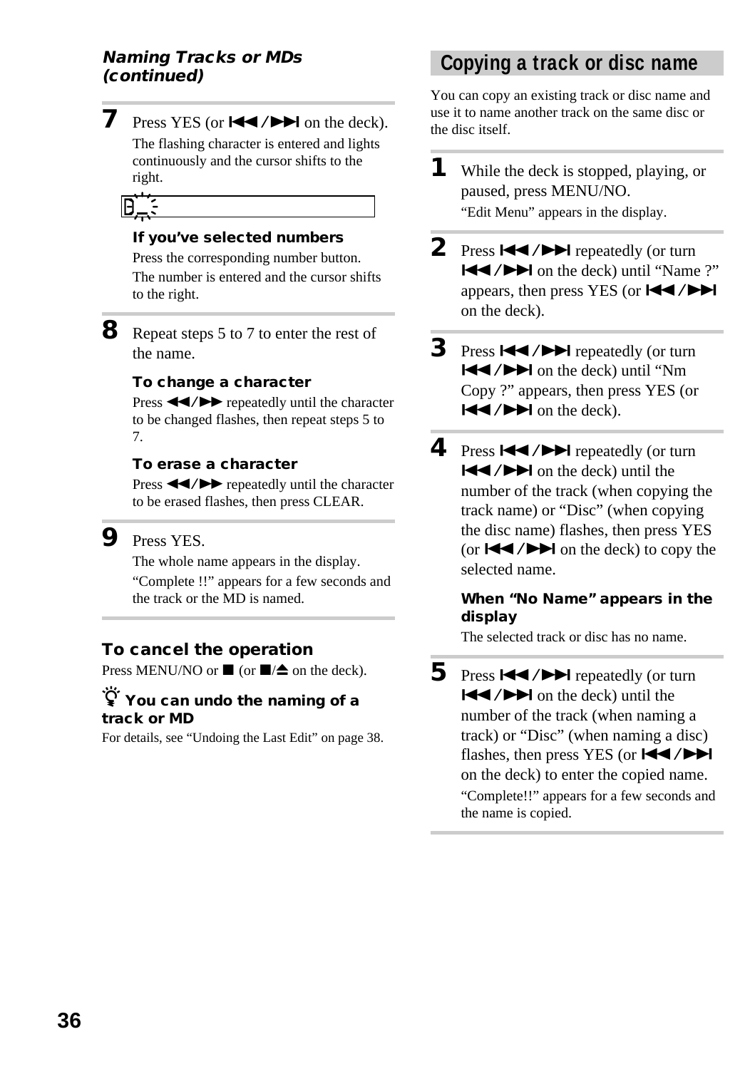## Naming Tracks or MDs (continued)

**7** Press YES (or ⏮/⏭ on the deck).

The flashing character is entered and lights continuously and the cursor shifts to the right.

### If you've selected numbers

Press the corresponding number button.

The number is entered and the cursor shifts to the right.

**8** Repeat steps 5 to 7 to enter the rest of the name.

### To change a character

Press ◀◀/▶▶ repeatedly until the character to be changed flashes, then repeat steps 5 to 7.

### To erase a character

Press ◀◀/▶▶ repeatedly until the character to be erased flashes, then press CLEAR.

**9** Press YES.

The whole name appears in the display.

"Complete !!" appears for a few seconds and the track or the MD is named.

### To cancel the operation

Press MENU/NO or ■ (or ■/⏏ on the deck).

### You can undo the naming of a track or MD

For details, see "Undoing the Last Edit" on page 38.

## Copying a track or disc name

You can copy an existing track or disc name and use it to name another track on the same disc or the disc itself.

**1** While the deck is stopped, playing, or paused, press MENU/NO.

"Edit Menu" appears in the display.

**2** Press ⏮/⏭ repeatedly (or turn ⏮/⏭ on the deck) until "Name ?" appears, then press YES (or ⏮/⏭ on the deck).

**3** Press ⏮/⏭ repeatedly (or turn ⏮/⏭ on the deck) until "Nm Copy ?" appears, then press YES (or ⏮/⏭ on the deck).

**4** Press ⏮/⏭ repeatedly (or turn ⏮/⏭ on the deck) until the number of the track (when copying the track name) or "Disc" (when copying the disc name) flashes, then press YES (or ⏮/⏭ on the deck) to copy the selected name.

### When "No Name" appears in the display

The selected track or disc has no name.

**5** Press ⏮/⏭ repeatedly (or turn ⏮/⏭ on the deck) until the number of the track (when naming a track) or "Disc" (when naming a disc) flashes, then press YES (or ⏮/⏭ on the deck) to enter the copied name.

"Complete!!" appears for a few seconds and the name is copied.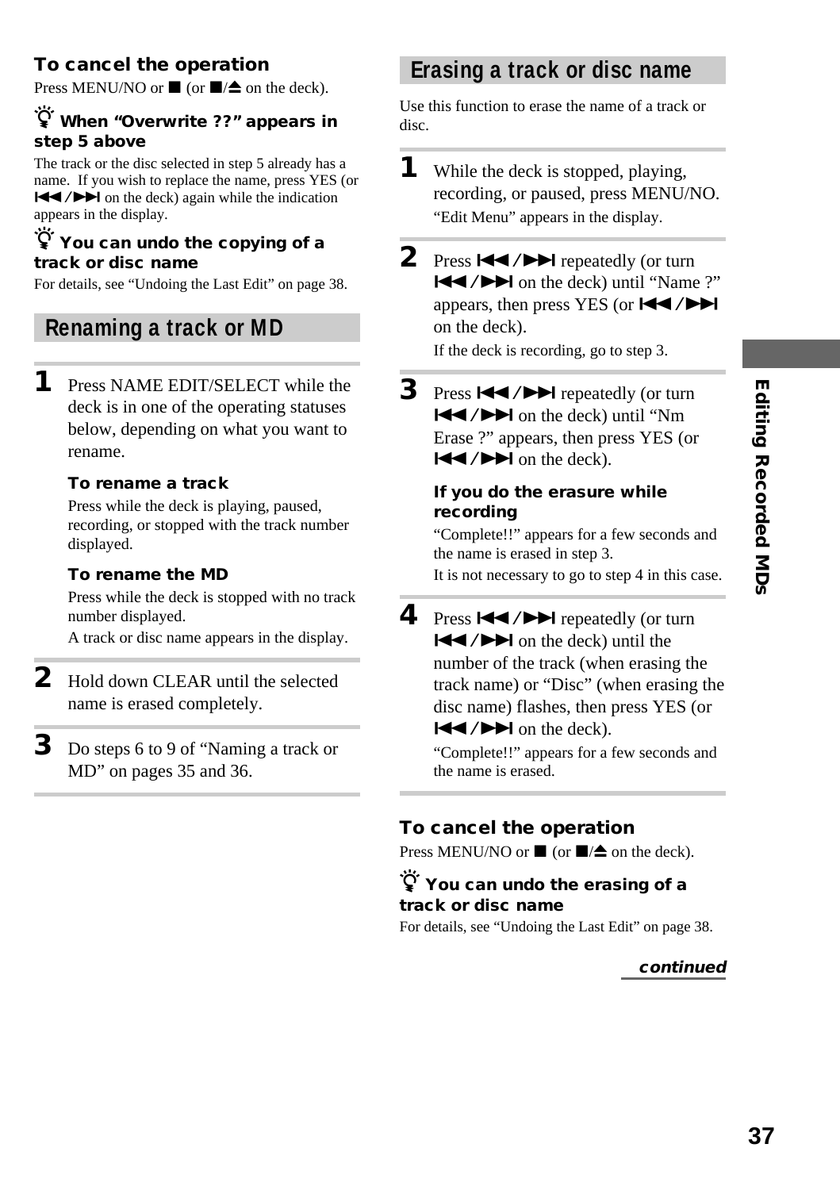### To cancel the operation

Press MENU/NO or ■ (or ■/⏏ on the deck).

### When "Overwrite ??" appears in step 5 above

The track or the disc selected in step 5 already has a name. If you wish to replace the name, press YES (or ⏮/⏭ on the deck) again while the indication appears in the display.

### You can undo the copying of a track or disc name

For details, see "Undoing the Last Edit" on page 38.

## Renaming a track or MD

**1** Press NAME EDIT/SELECT while the deck is in one of the operating statuses below, depending on what you want to rename.

**To rename a track**

Press while the deck is playing, paused, recording, or stopped with the track number displayed.

**To rename the MD**

Press while the deck is stopped with no track number displayed.

A track or disc name appears in the display.

**2** Hold down CLEAR until the selected name is erased completely.

**3** Do steps 6 to 9 of "Naming a track or MD" on pages 35 and 36.

## Erasing a track or disc name

Use this function to erase the name of a track or disc.

**1** While the deck is stopped, playing, recording, or paused, press MENU/NO.

"Edit Menu" appears in the display.

**2** Press ⏮/⏭ repeatedly (or turn ⏮/⏭ on the deck) until "Name ?" appears, then press YES (or ⏮/⏭ on the deck).

If the deck is recording, go to step 3.

**3** Press ⏮/⏭ repeatedly (or turn ⏮/⏭ on the deck) until "Nm Erase ?" appears, then press YES (or ⏮/⏭ on the deck).

**If you do the erasure while recording**

"Complete!!" appears for a few seconds and the name is erased in step 3.

It is not necessary to go to step 4 in this case.

**4** Press ⏮/⏭ repeatedly (or turn ⏮/⏭ on the deck) until the number of the track (when erasing the track name) or "Disc" (when erasing the disc name) flashes, then press YES (or ⏮/⏭ on the deck).

"Complete!!" appears for a few seconds and the name is erased.

### To cancel the operation

Press MENU/NO or ■ (or ■/⏏ on the deck).

### You can undo the erasing of a track or disc name

For details, see "Undoing the Last Edit" on page 38.

*continued*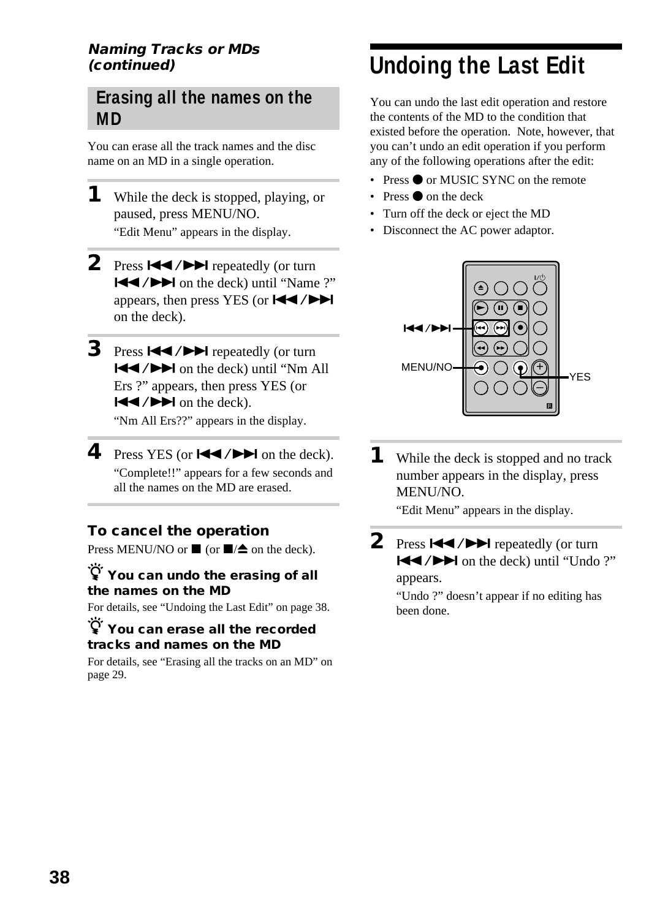*Naming Tracks or MDs (continued)*

## Erasing all the names on the MD

You can erase all the track names and the disc name on an MD in a single operation.

**1** While the deck is stopped, playing, or paused, press MENU/NO.
"Edit Menu" appears in the display.

**2** Press ◀◀/▶▶ repeatedly (or turn ◀◀/▶▶ on the deck) until "Name ?" appears, then press YES (or ◀◀/▶▶ on the deck).

**3** Press ◀◀/▶▶ repeatedly (or turn ◀◀/▶▶ on the deck) until "Nm All Ers ?" appears, then press YES (or ◀◀/▶▶ on the deck).
"Nm All Ers??" appears in the display.

**4** Press YES (or ◀◀/▶▶ on the deck).
"Complete!!" appears for a few seconds and all the names on the MD are erased.

### To cancel the operation

Press MENU/NO or ■ (or ■/⏏ on the deck).

**You can undo the erasing of all the names on the MD**

For details, see "Undoing the Last Edit" on page 38.

**You can erase all the recorded tracks and names on the MD**

For details, see "Erasing all the tracks on an MD" on page 29.

# Undoing the Last Edit

You can undo the last edit operation and restore the contents of the MD to the condition that existed before the operation. Note, however, that you can't undo an edit operation if you perform any of the following operations after the edit:

- Press ● or MUSIC SYNC on the remote
- Press ● on the deck
- Turn off the deck or eject the MD
- Disconnect the AC power adaptor.

**1** While the deck is stopped and no track number appears in the display, press MENU/NO.
"Edit Menu" appears in the display.

**2** Press ◀◀/▶▶ repeatedly (or turn ◀◀/▶▶ on the deck) until "Undo ?" appears.
"Undo ?" doesn't appear if no editing has been done.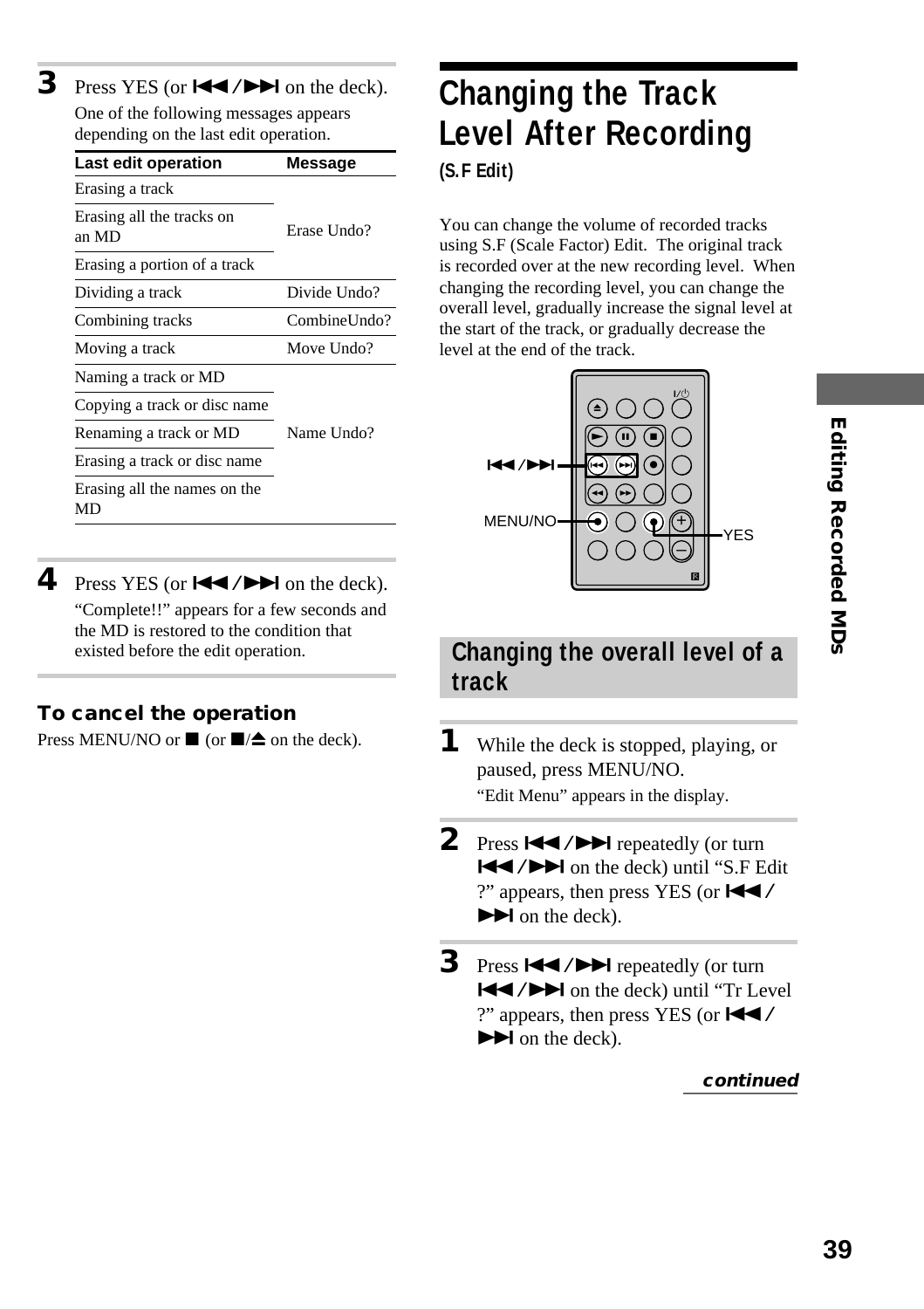**3** Press YES (or ⏮/⏭ on the deck).

One of the following messages appears depending on the last edit operation.

| Last edit operation | Message |
| --- | --- |
| Erasing a track | Erase Undo? |
| Erasing all the tracks on an MD | |
| Erasing a portion of a track | |
| Dividing a track | Divide Undo? |
| Combining tracks | CombineUndo? |
| Moving a track | Move Undo? |
| Naming a track or MD | Name Undo? |
| Copying a track or disc name | |
| Renaming a track or MD | |
| Erasing a track or disc name | |
| Erasing all the names on the MD | |

**4** Press YES (or ⏮/⏭ on the deck).

"Complete!!" appears for a few seconds and the MD is restored to the condition that existed before the edit operation.

### To cancel the operation

Press MENU/NO or ■ (or ■/⏏ on the deck).

# Changing the Track Level After Recording

**(S.F Edit)**

You can change the volume of recorded tracks using S.F (Scale Factor) Edit. The original track is recorded over at the new recording level. When changing the recording level, you can change the overall level, gradually increase the signal level at the start of the track, or gradually decrease the level at the end of the track.

⏮/⏭

MENU/NO

YES

## Changing the overall level of a track

**1** While the deck is stopped, playing, or paused, press MENU/NO.

"Edit Menu" appears in the display.

**2** Press ⏮/⏭ repeatedly (or turn ⏮/⏭ on the deck) until "S.F Edit ?" appears, then press YES (or ⏮/⏭ on the deck).

**3** Press ⏮/⏭ repeatedly (or turn ⏮/⏭ on the deck) until "Tr Level ?" appears, then press YES (or ⏮/⏭ on the deck).

*continued*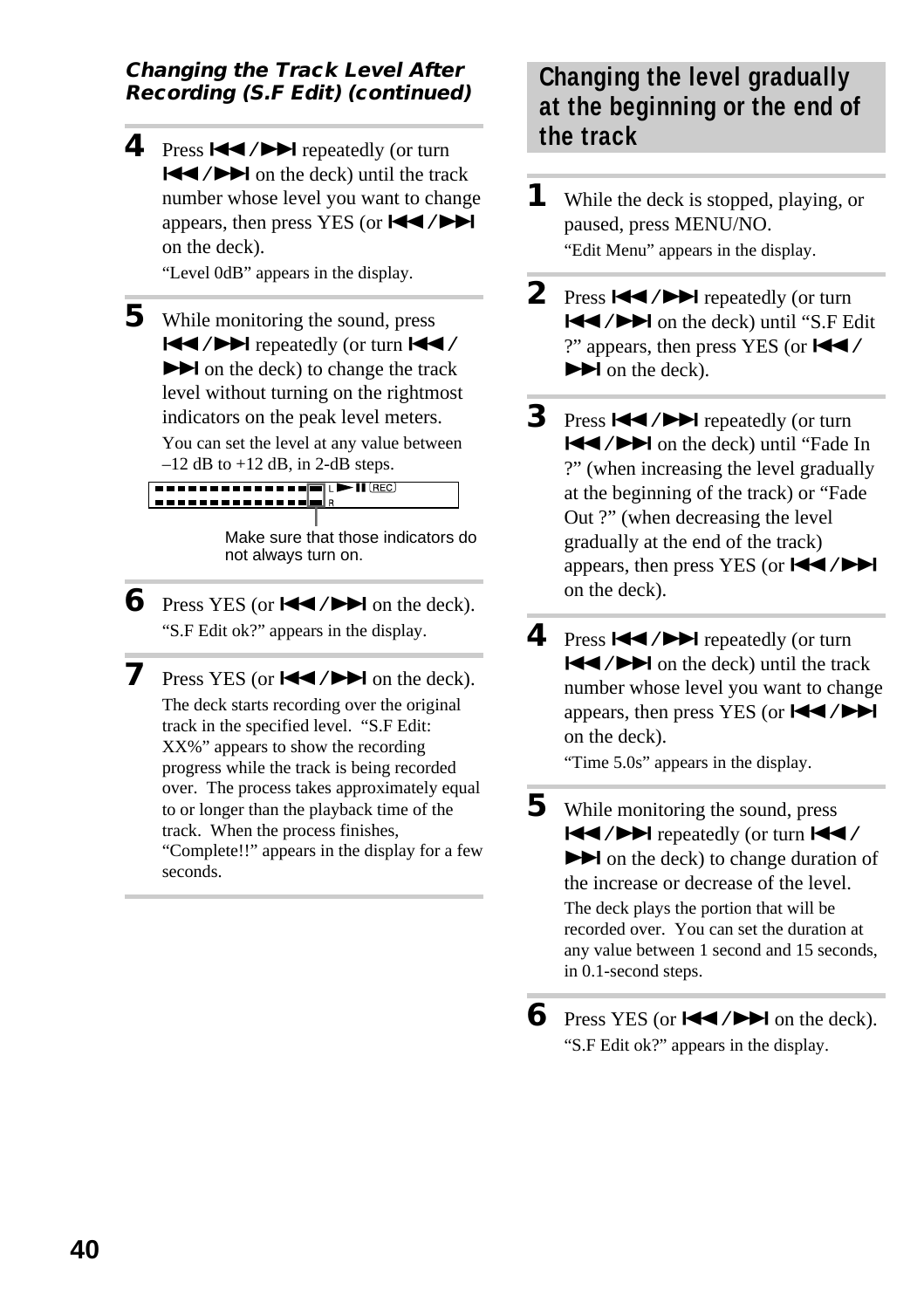### *Changing the Track Level After Recording (S.F Edit) (continued)*

**4** Press ⏮/⏭ repeatedly (or turn ⏮/⏭ on the deck) until the track number whose level you want to change appears, then press YES (or ⏮/⏭ on the deck).

"Level 0dB" appears in the display.

**5** While monitoring the sound, press ⏮/⏭ repeatedly (or turn ⏮/⏭ on the deck) to change the track level without turning on the rightmost indicators on the peak level meters.

You can set the level at any value between –12 dB to +12 dB, in 2-dB steps.

Make sure that those indicators do not always turn on.

**6** Press YES (or ⏮/⏭ on the deck).

"S.F Edit ok?" appears in the display.

**7** Press YES (or ⏮/⏭ on the deck).

The deck starts recording over the original track in the specified level. "S.F Edit: XX%" appears to show the recording progress while the track is being recorded over. The process takes approximately equal to or longer than the playback time of the track. When the process finishes, "Complete!!" appears in the display for a few seconds.

## Changing the level gradually at the beginning or the end of the track

**1** While the deck is stopped, playing, or paused, press MENU/NO.

"Edit Menu" appears in the display.

**2** Press ⏮/⏭ repeatedly (or turn ⏮/⏭ on the deck) until "S.F Edit ?" appears, then press YES (or ⏮/⏭ on the deck).

**3** Press ⏮/⏭ repeatedly (or turn ⏮/⏭ on the deck) until "Fade In ?" (when increasing the level gradually at the beginning of the track) or "Fade Out ?" (when decreasing the level gradually at the end of the track) appears, then press YES (or ⏮/⏭ on the deck).

**4** Press ⏮/⏭ repeatedly (or turn ⏮/⏭ on the deck) until the track number whose level you want to change appears, then press YES (or ⏮/⏭ on the deck).

"Time 5.0s" appears in the display.

**5** While monitoring the sound, press ⏮/⏭ repeatedly (or turn ⏮/⏭ on the deck) to change duration of the increase or decrease of the level.

The deck plays the portion that will be recorded over. You can set the duration at any value between 1 second and 15 seconds, in 0.1-second steps.

**6** Press YES (or ⏮/⏭ on the deck).

"S.F Edit ok?" appears in the display.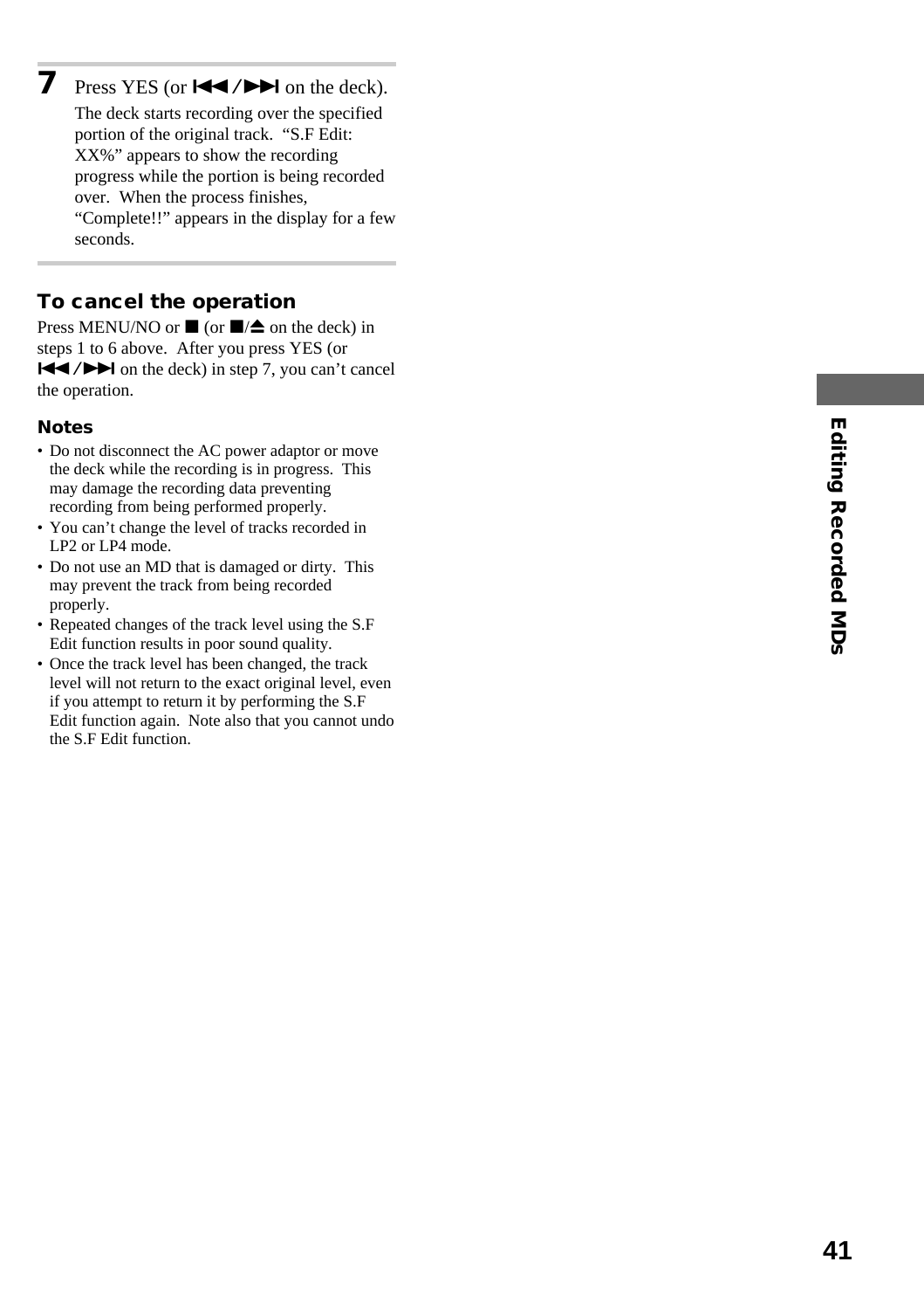**7** Press YES (or ⏮/⏭ on the deck).

The deck starts recording over the specified portion of the original track. "S.F Edit: XX%" appears to show the recording progress while the portion is being recorded over. When the process finishes, "Complete!!" appears in the display for a few seconds.

### To cancel the operation

Press MENU/NO or ■ (or ■/⏏ on the deck) in steps 1 to 6 above. After you press YES (or ⏮/⏭ on the deck) in step 7, you can't cancel the operation.

#### Notes

- Do not disconnect the AC power adaptor or move the deck while the recording is in progress. This may damage the recording data preventing recording from being performed properly.
- You can't change the level of tracks recorded in LP2 or LP4 mode.
- Do not use an MD that is damaged or dirty. This may prevent the track from being recorded properly.
- Repeated changes of the track level using the S.F Edit function results in poor sound quality.
- Once the track level has been changed, the track level will not return to the exact original level, even if you attempt to return it by performing the S.F Edit function again. Note also that you cannot undo the S.F Edit function.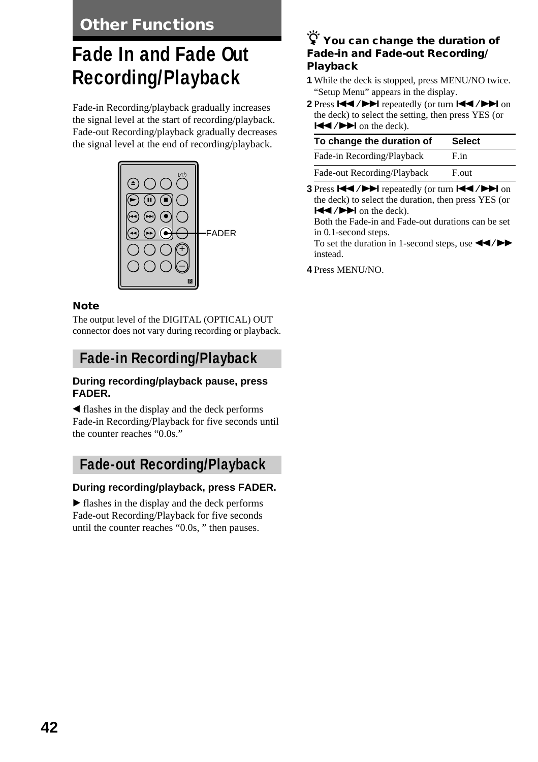# Other Functions

## Fade In and Fade Out Recording/Playback

Fade-in Recording/playback gradually increases the signal level at the start of recording/playback. Fade-out Recording/playback gradually decreases the signal level at the end of recording/playback.

FADER

**Note**

The output level of the DIGITAL (OPTICAL) OUT connector does not vary during recording or playback.

### Fade-in Recording/Playback

**During recording/playback pause, press FADER.**

◀ flashes in the display and the deck performs Fade-in Recording/Playback for five seconds until the counter reaches "0.0s."

### Fade-out Recording/Playback

**During recording/playback, press FADER.**

▶ flashes in the display and the deck performs Fade-out Recording/Playback for five seconds until the counter reaches "0.0s, " then pauses.

**You can change the duration of Fade-in and Fade-out Recording/ Playback**

1. While the deck is stopped, press MENU/NO twice. "Setup Menu" appears in the display.
2. Press ⏮/⏭ repeatedly (or turn ⏮/⏭ on the deck) to select the setting, then press YES (or ⏮/⏭ on the deck).

| To change the duration of | Select |
|---|---|
| Fade-in Recording/Playback | F.in |
| Fade-out Recording/Playback | F.out |

3. Press ⏮/⏭ repeatedly (or turn ⏮/⏭ on the deck) to select the duration, then press YES (or ⏮/⏭ on the deck).
   Both the Fade-in and Fade-out durations can be set in 0.1-second steps.
   To set the duration in 1-second steps, use ◀◀/▶▶ instead.
4. Press MENU/NO.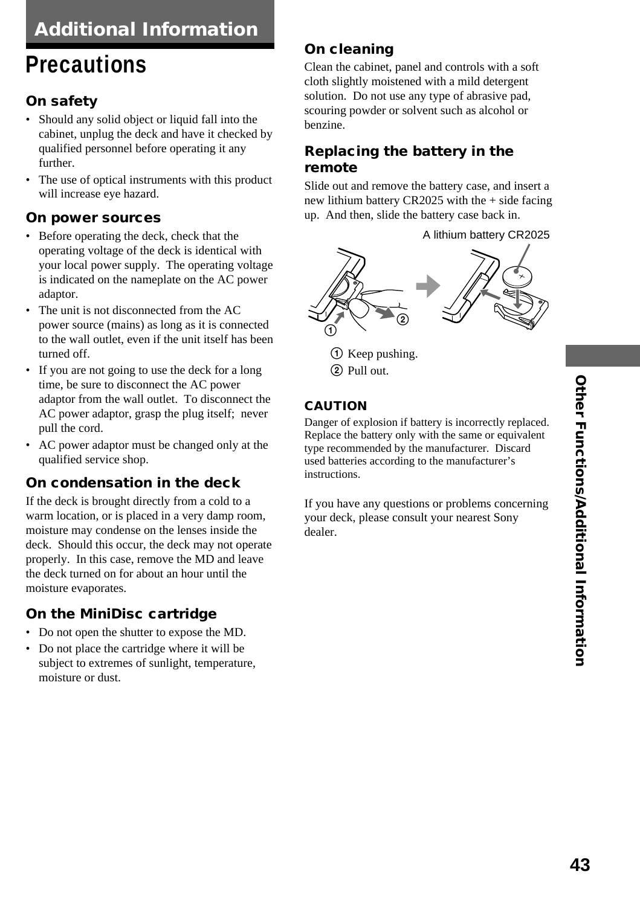# Additional Information

## Precautions

### On safety

- Should any solid object or liquid fall into the cabinet, unplug the deck and have it checked by qualified personnel before operating it any further.
- The use of optical instruments with this product will increase eye hazard.

### On power sources

- Before operating the deck, check that the operating voltage of the deck is identical with your local power supply. The operating voltage is indicated on the nameplate on the AC power adaptor.
- The unit is not disconnected from the AC power source (mains) as long as it is connected to the wall outlet, even if the unit itself has been turned off.
- If you are not going to use the deck for a long time, be sure to disconnect the AC power adaptor from the wall outlet. To disconnect the AC power adaptor, grasp the plug itself; never pull the cord.
- AC power adaptor must be changed only at the qualified service shop.

### On condensation in the deck

If the deck is brought directly from a cold to a warm location, or is placed in a very damp room, moisture may condense on the lenses inside the deck. Should this occur, the deck may not operate properly. In this case, remove the MD and leave the deck turned on for about an hour until the moisture evaporates.

### On the MiniDisc cartridge

- Do not open the shutter to expose the MD.
- Do not place the cartridge where it will be subject to extremes of sunlight, temperature, moisture or dust.

### On cleaning

Clean the cabinet, panel and controls with a soft cloth slightly moistened with a mild detergent solution. Do not use any type of abrasive pad, scouring powder or solvent such as alcohol or benzine.

### Replacing the battery in the remote

Slide out and remove the battery case, and insert a new lithium battery CR2025 with the + side facing up. And then, slide the battery case back in.

A lithium battery CR2025

① Keep pushing.

② Pull out.

**CAUTION**

Danger of explosion if battery is incorrectly replaced. Replace the battery only with the same or equivalent type recommended by the manufacturer. Discard used batteries according to the manufacturer's instructions.

If you have any questions or problems concerning your deck, please consult your nearest Sony dealer.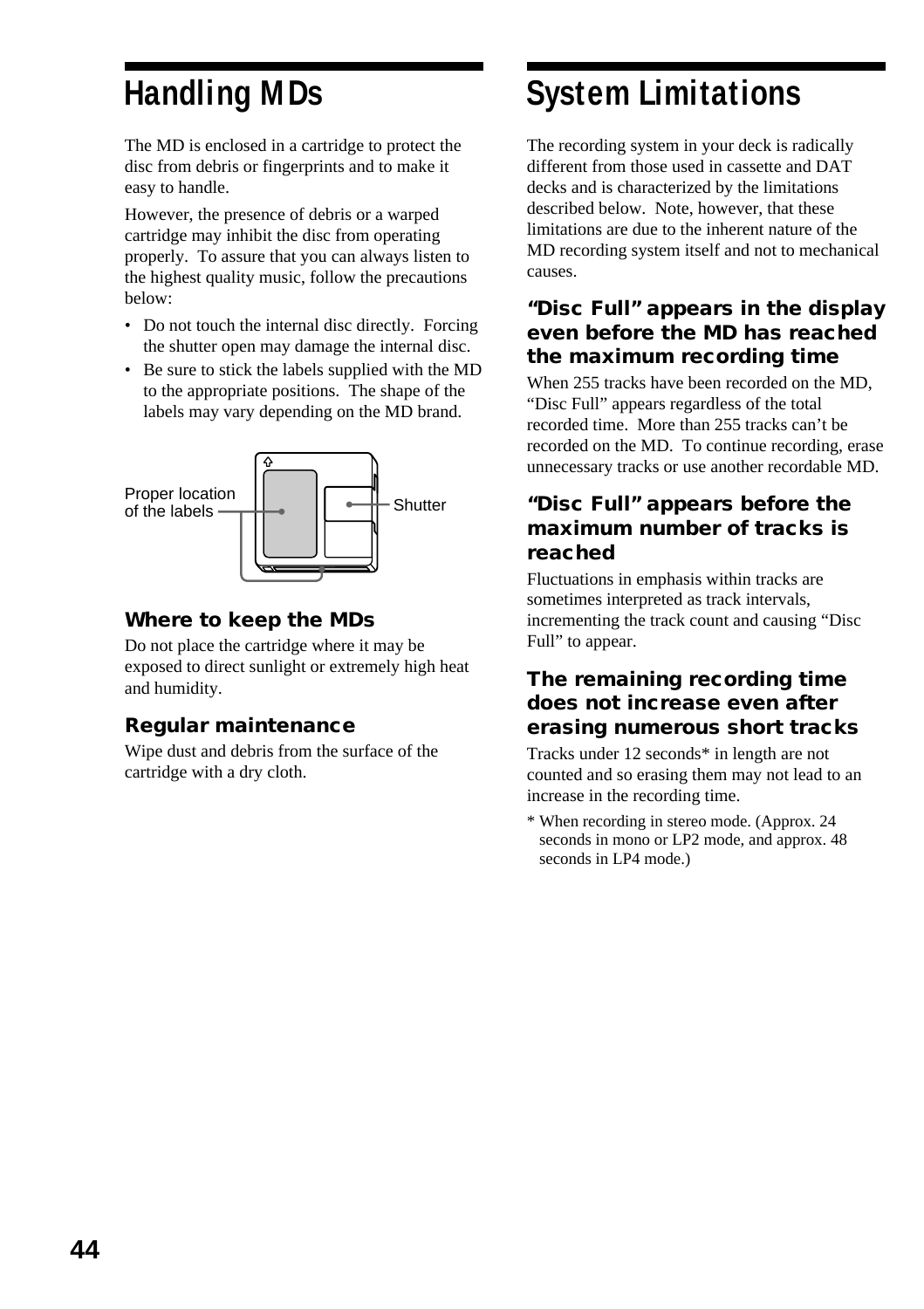# Handling MDs

The MD is enclosed in a cartridge to protect the disc from debris or fingerprints and to make it easy to handle.

However, the presence of debris or a warped cartridge may inhibit the disc from operating properly. To assure that you can always listen to the highest quality music, follow the precautions below:

- Do not touch the internal disc directly. Forcing the shutter open may damage the internal disc.
- Be sure to stick the labels supplied with the MD to the appropriate positions. The shape of the labels may vary depending on the MD brand.

Proper location of the labels

Shutter

### Where to keep the MDs

Do not place the cartridge where it may be exposed to direct sunlight or extremely high heat and humidity.

### Regular maintenance

Wipe dust and debris from the surface of the cartridge with a dry cloth.

# System Limitations

The recording system in your deck is radically different from those used in cassette and DAT decks and is characterized by the limitations described below. Note, however, that these limitations are due to the inherent nature of the MD recording system itself and not to mechanical causes.

### "Disc Full" appears in the display even before the MD has reached the maximum recording time

When 255 tracks have been recorded on the MD, "Disc Full" appears regardless of the total recorded time. More than 255 tracks can't be recorded on the MD. To continue recording, erase unnecessary tracks or use another recordable MD.

### "Disc Full" appears before the maximum number of tracks is reached

Fluctuations in emphasis within tracks are sometimes interpreted as track intervals, incrementing the track count and causing "Disc Full" to appear.

### The remaining recording time does not increase even after erasing numerous short tracks

Tracks under 12 seconds* in length are not counted and so erasing them may not lead to an increase in the recording time.

\* When recording in stereo mode. (Approx. 24 seconds in mono or LP2 mode, and approx. 48 seconds in LP4 mode.)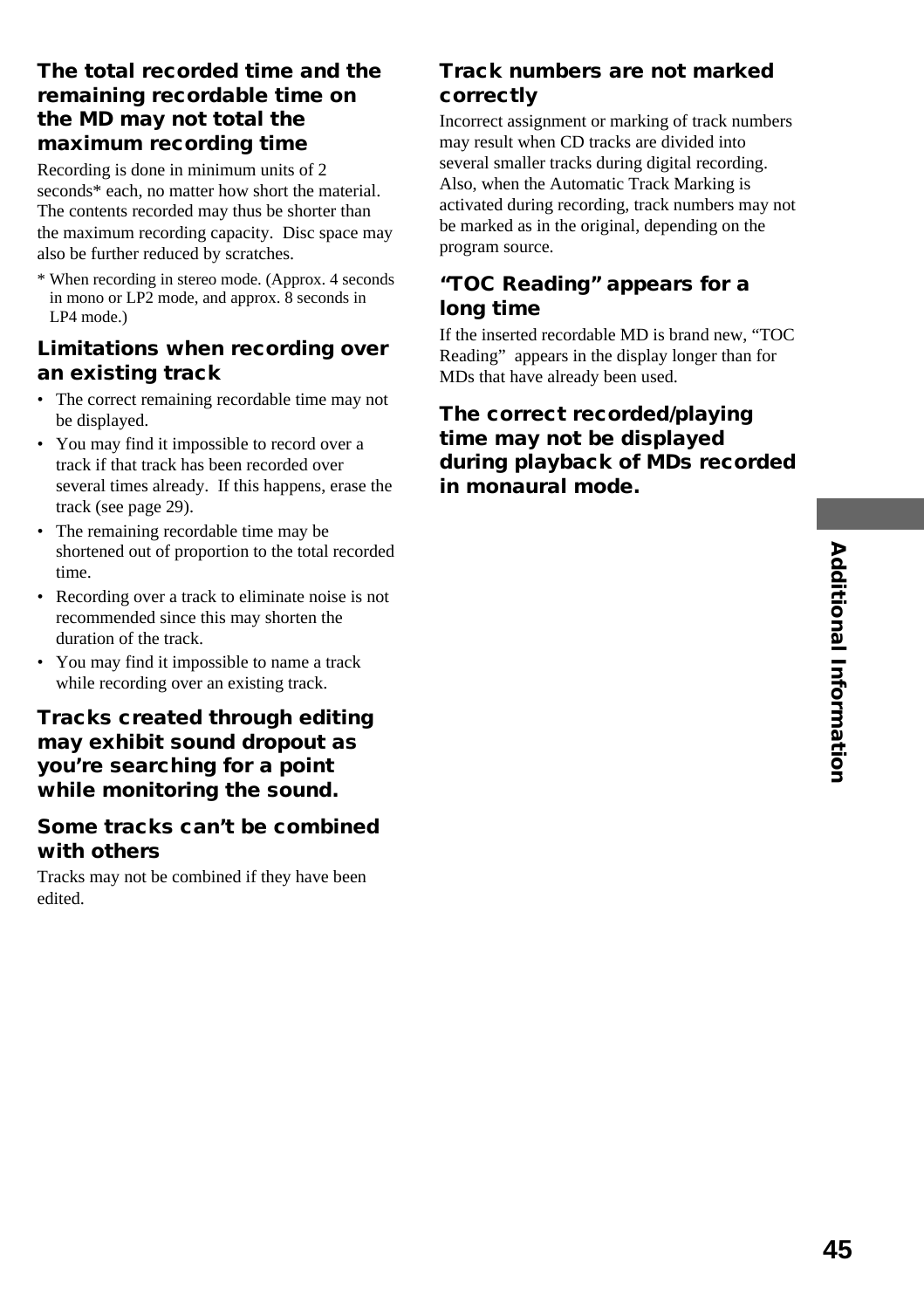### The total recorded time and the remaining recordable time on the MD may not total the maximum recording time

Recording is done in minimum units of 2 seconds* each, no matter how short the material. The contents recorded may thus be shorter than the maximum recording capacity. Disc space may also be further reduced by scratches.

* When recording in stereo mode. (Approx. 4 seconds in mono or LP2 mode, and approx. 8 seconds in LP4 mode.)

### Limitations when recording over an existing track

- The correct remaining recordable time may not be displayed.
- You may find it impossible to record over a track if that track has been recorded over several times already. If this happens, erase the track (see page 29).
- The remaining recordable time may be shortened out of proportion to the total recorded time.
- Recording over a track to eliminate noise is not recommended since this may shorten the duration of the track.
- You may find it impossible to name a track while recording over an existing track.

### Tracks created through editing may exhibit sound dropout as you're searching for a point while monitoring the sound.

### Some tracks can't be combined with others

Tracks may not be combined if they have been edited.

### Track numbers are not marked correctly

Incorrect assignment or marking of track numbers may result when CD tracks are divided into several smaller tracks during digital recording. Also, when the Automatic Track Marking is activated during recording, track numbers may not be marked as in the original, depending on the program source.

### "TOC Reading" appears for a long time

If the inserted recordable MD is brand new, "TOC Reading" appears in the display longer than for MDs that have already been used.

### The correct recorded/playing time may not be displayed during playback of MDs recorded in monaural mode.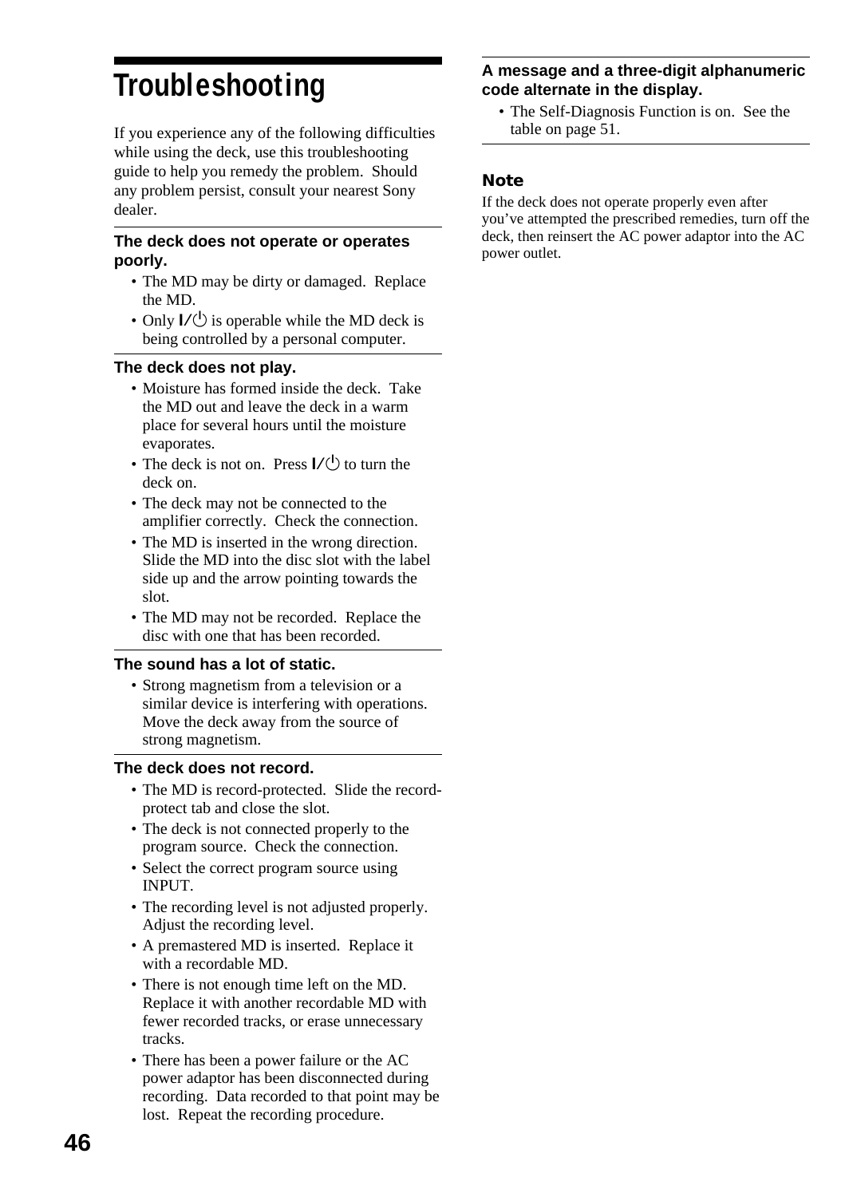# Troubleshooting

If you experience any of the following difficulties while using the deck, use this troubleshooting guide to help you remedy the problem. Should any problem persist, consult your nearest Sony dealer.

**The deck does not operate or operates poorly.**

- The MD may be dirty or damaged. Replace the MD.
- Only I/⏻ is operable while the MD deck is being controlled by a personal computer.

**The deck does not play.**

- Moisture has formed inside the deck. Take the MD out and leave the deck in a warm place for several hours until the moisture evaporates.
- The deck is not on. Press I/⏻ to turn the deck on.
- The deck may not be connected to the amplifier correctly. Check the connection.
- The MD is inserted in the wrong direction. Slide the MD into the disc slot with the label side up and the arrow pointing towards the slot.
- The MD may not be recorded. Replace the disc with one that has been recorded.

**The sound has a lot of static.**

- Strong magnetism from a television or a similar device is interfering with operations. Move the deck away from the source of strong magnetism.

**The deck does not record.**

- The MD is record-protected. Slide the record-protect tab and close the slot.
- The deck is not connected properly to the program source. Check the connection.
- Select the correct program source using INPUT.
- The recording level is not adjusted properly. Adjust the recording level.
- A premastered MD is inserted. Replace it with a recordable MD.
- There is not enough time left on the MD. Replace it with another recordable MD with fewer recorded tracks, or erase unnecessary tracks.
- There has been a power failure or the AC power adaptor has been disconnected during recording. Data recorded to that point may be lost. Repeat the recording procedure.

**A message and a three-digit alphanumeric code alternate in the display.**

- The Self-Diagnosis Function is on. See the table on page 51.

### Note

If the deck does not operate properly even after you've attempted the prescribed remedies, turn off the deck, then reinsert the AC power adaptor into the AC power outlet.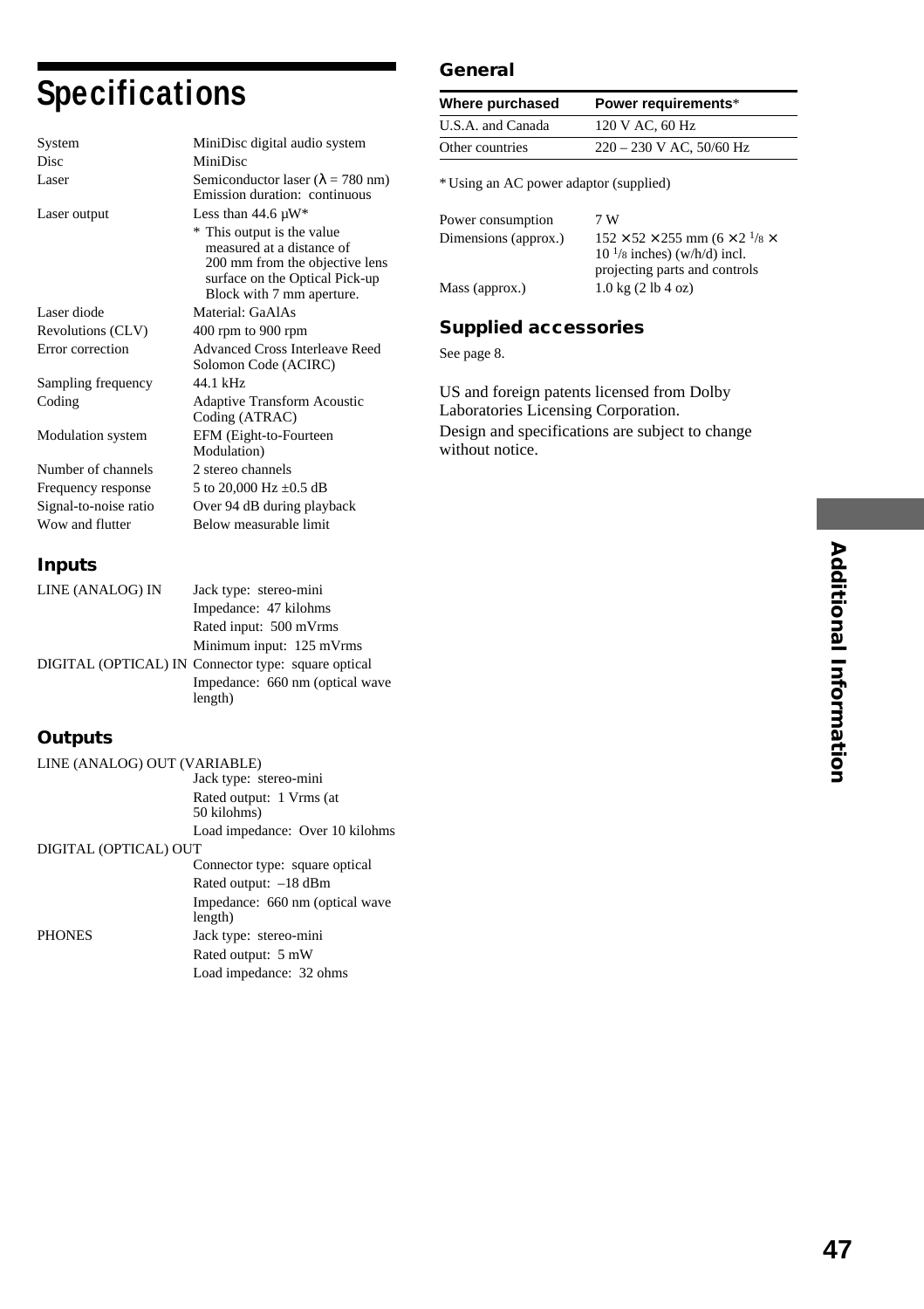# Specifications

| | |
|---|---|
| System | MiniDisc digital audio system |
| Disc | MiniDisc |
| Laser | Semiconductor laser ($\lambda$ = 780 nm) Emission duration: continuous |
| Laser output | Less than 44.6 µW* <br> * This output is the value measured at a distance of 200 mm from the objective lens surface on the Optical Pick-up Block with 7 mm aperture. |
| Laser diode | Material: GaAlAs |
| Revolutions (CLV) | 400 rpm to 900 rpm |
| Error correction | Advanced Cross Interleave Reed Solomon Code (ACIRC) |
| Sampling frequency | 44.1 kHz |
| Coding | Adaptive Transform Acoustic Coding (ATRAC) |
| Modulation system | EFM (Eight-to-Fourteen Modulation) |
| Number of channels | 2 stereo channels |
| Frequency response | 5 to 20,000 Hz ±0.5 dB |
| Signal-to-noise ratio | Over 94 dB during playback |
| Wow and flutter | Below measurable limit |

## Inputs

| | |
|---|---|
| LINE (ANALOG) IN | Jack type: stereo-mini <br> Impedance: 47 kilohms <br> Rated input: 500 mVrms <br> Minimum input: 125 mVrms |
| DIGITAL (OPTICAL) IN | Connector type: square optical <br> Impedance: 660 nm (optical wave length) |

## Outputs

| | |
|---|---|
| LINE (ANALOG) OUT (VARIABLE) | Jack type: stereo-mini <br> Rated output: 1 Vrms (at 50 kilohms) <br> Load impedance: Over 10 kilohms |
| DIGITAL (OPTICAL) OUT | Connector type: square optical <br> Rated output: –18 dBm <br> Impedance: 660 nm (optical wave length) |
| PHONES | Jack type: stereo-mini <br> Rated output: 5 mW <br> Load impedance: 32 ohms |

## General

| Where purchased | Power requirements* |
|---|---|
| U.S.A. and Canada | 120 V AC, 60 Hz |
| Other countries | 220 – 230 V AC, 50/60 Hz |

* Using an AC power adaptor (supplied)

| | |
|---|---|
| Power consumption | 7 W |
| Dimensions (approx.) | 152 × 52 × 255 mm (6 × 2 1/8 × 10 1/8 inches) (w/h/d) incl. projecting parts and controls |
| Mass (approx.) | 1.0 kg (2 lb 4 oz) |

## Supplied accessories

See page 8.

US and foreign patents licensed from Dolby Laboratories Licensing Corporation.

Design and specifications are subject to change without notice.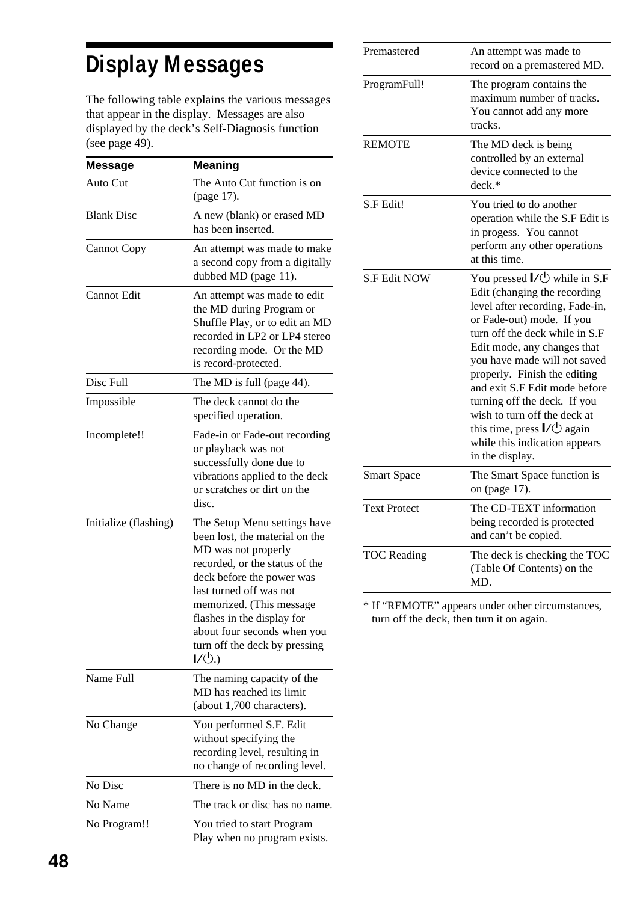# Display Messages

The following table explains the various messages that appear in the display. Messages are also displayed by the deck's Self-Diagnosis function (see page 49).

| Message | Meaning |
|---|---|
| Auto Cut | The Auto Cut function is on (page 17). |
| Blank Disc | A new (blank) or erased MD has been inserted. |
| Cannot Copy | An attempt was made to make a second copy from a digitally dubbed MD (page 11). |
| Cannot Edit | An attempt was made to edit the MD during Program or Shuffle Play, or to edit an MD recorded in LP2 or LP4 stereo recording mode. Or the MD is record-protected. |
| Disc Full | The MD is full (page 44). |
| Impossible | The deck cannot do the specified operation. |
| Incomplete!! | Fade-in or Fade-out recording or playback was not successfully done due to vibrations applied to the deck or scratches or dirt on the disc. |
| Initialize (flashing) | The Setup Menu settings have been lost, the material on the MD was not properly recorded, or the status of the deck before the power was last turned off was not memorized. (This message flashes in the display for about four seconds when you turn off the deck by pressing I/⏻.) |
| Name Full | The naming capacity of the MD has reached its limit (about 1,700 characters). |
| No Change | You performed S.F. Edit without specifying the recording level, resulting in no change of recording level. |
| No Disc | There is no MD in the deck. |
| No Name | The track or disc has no name. |
| No Program!! | You tried to start Program Play when no program exists. |
| Premastered | An attempt was made to record on a premastered MD. |
| ProgramFull! | The program contains the maximum number of tracks. You cannot add any more tracks. |
| REMOTE | The MD deck is being controlled by an external device connected to the deck.* |
| S.F Edit! | You tried to do another operation while the S.F Edit is in progess. You cannot perform any other operations at this time. |
| S.F Edit NOW | You pressed I/⏻ while in S.F Edit (changing the recording level after recording, Fade-in, or Fade-out) mode. If you turn off the deck while in S.F Edit mode, any changes that you have made will not saved properly. Finish the editing and exit S.F Edit mode before turning off the deck. If you wish to turn off the deck at this time, press I/⏻ again while this indication appears in the display. |
| Smart Space | The Smart Space function is on (page 17). |
| Text Protect | The CD-TEXT information being recorded is protected and can't be copied. |
| TOC Reading | The deck is checking the TOC (Table Of Contents) on the MD. |

* If "REMOTE" appears under other circumstances, turn off the deck, then turn it on again.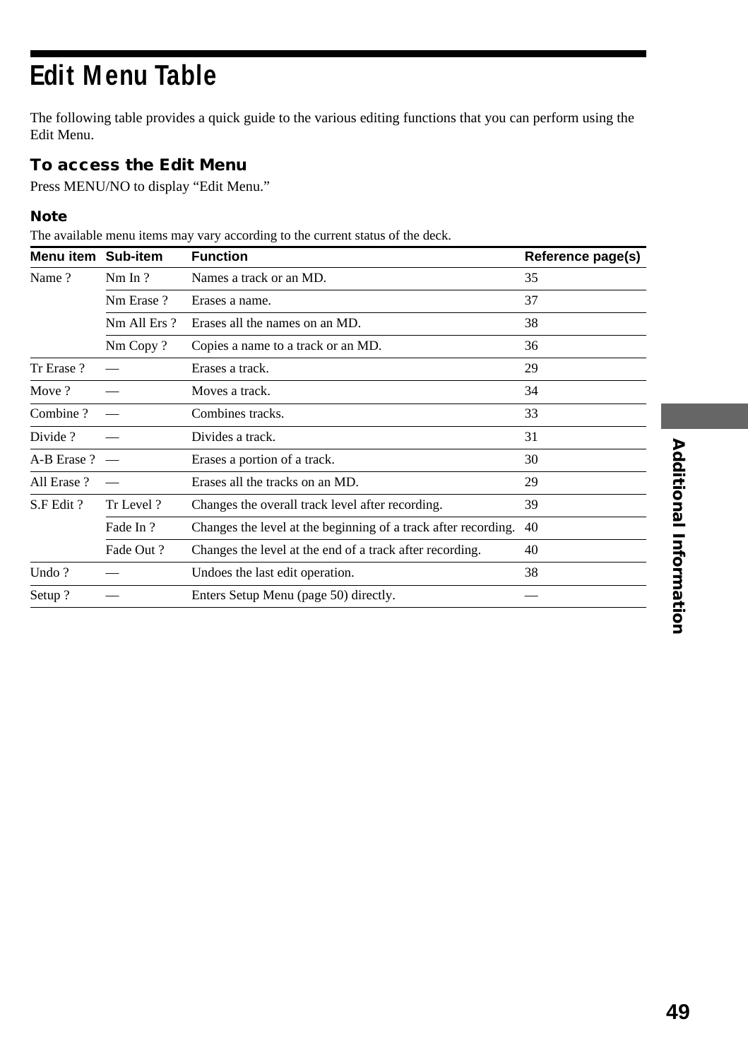# Edit Menu Table

The following table provides a quick guide to the various editing functions that you can perform using the Edit Menu.

### To access the Edit Menu

Press MENU/NO to display "Edit Menu."

#### Note

The available menu items may vary according to the current status of the deck.

| Menu item | Sub-item | Function | Reference page(s) |
|---|---|---|---|
| Name ? | Nm In ? | Names a track or an MD. | 35 |
| | Nm Erase ? | Erases a name. | 37 |
| | Nm All Ers ? | Erases all the names on an MD. | 38 |
| | Nm Copy ? | Copies a name to a track or an MD. | 36 |
| Tr Erase ? | — | Erases a track. | 29 |
| Move ? | — | Moves a track. | 34 |
| Combine ? | — | Combines tracks. | 33 |
| Divide ? | — | Divides a track. | 31 |
| A-B Erase ? | — | Erases a portion of a track. | 30 |
| All Erase ? | — | Erases all the tracks on an MD. | 29 |
| S.F Edit ? | Tr Level ? | Changes the overall track level after recording. | 39 |
| | Fade In ? | Changes the level at the beginning of a track after recording. | 40 |
| | Fade Out ? | Changes the level at the end of a track after recording. | 40 |
| Undo ? | — | Undoes the last edit operation. | 38 |
| Setup ? | — | Enters Setup Menu (page 50) directly. | — |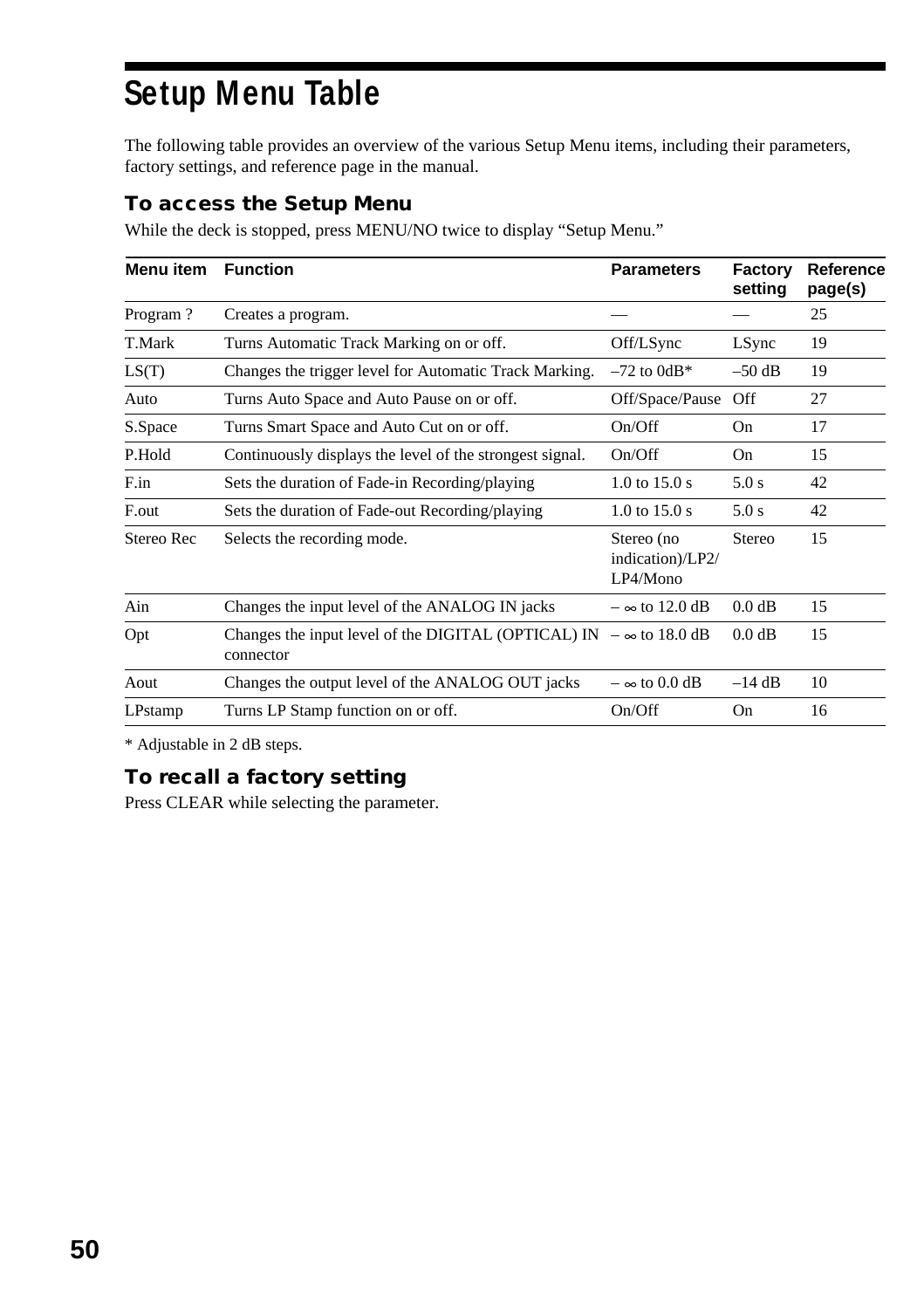# Setup Menu Table

The following table provides an overview of the various Setup Menu items, including their parameters, factory settings, and reference page in the manual.

### To access the Setup Menu

While the deck is stopped, press MENU/NO twice to display "Setup Menu."

| Menu item | Function | Parameters | Factory setting | Reference page(s) |
|---|---|---|---|---|
| Program ? | Creates a program. | — | — | 25 |
| T.Mark | Turns Automatic Track Marking on or off. | Off/LSync | LSync | 19 |
| LS(T) | Changes the trigger level for Automatic Track Marking. | –72 to 0dB* | –50 dB | 19 |
| Auto | Turns Auto Space and Auto Pause on or off. | Off/Space/Pause | Off | 27 |
| S.Space | Turns Smart Space and Auto Cut on or off. | On/Off | On | 17 |
| P.Hold | Continuously displays the level of the strongest signal. | On/Off | On | 15 |
| F.in | Sets the duration of Fade-in Recording/playing | 1.0 to 15.0 s | 5.0 s | 42 |
| F.out | Sets the duration of Fade-out Recording/playing | 1.0 to 15.0 s | 5.0 s | 42 |
| Stereo Rec | Selects the recording mode. | Stereo (no indication)/LP2/LP4/Mono | Stereo | 15 |
| Ain | Changes the input level of the ANALOG IN jacks | $-\infty$ to 12.0 dB | 0.0 dB | 15 |
| Opt | Changes the input level of the DIGITAL (OPTICAL) IN connector | $-\infty$ to 18.0 dB | 0.0 dB | 15 |
| Aout | Changes the output level of the ANALOG OUT jacks | $-\infty$ to 0.0 dB | –14 dB | 10 |
| LPstamp | Turns LP Stamp function on or off. | On/Off | On | 16 |

* Adjustable in 2 dB steps.

### To recall a factory setting

Press CLEAR while selecting the parameter.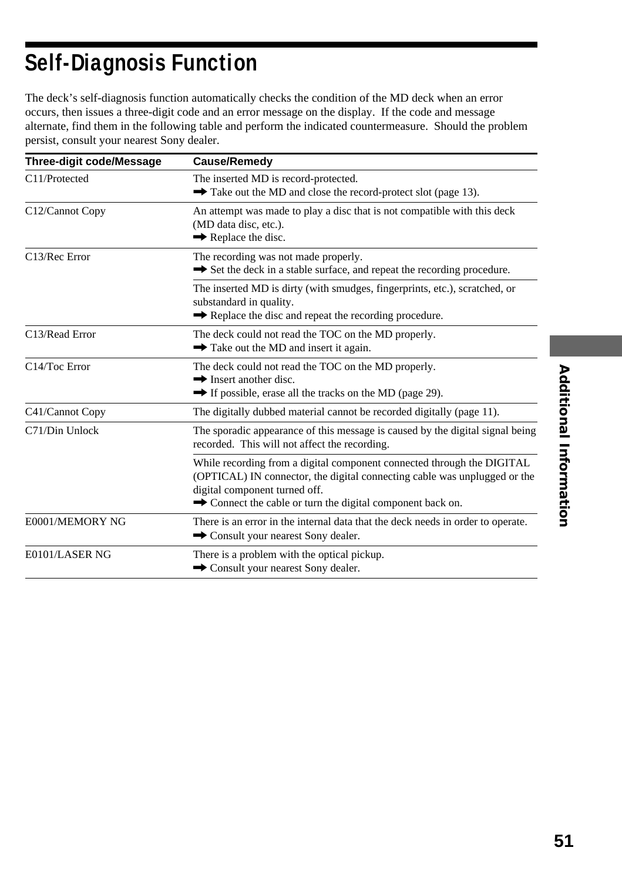# Self-Diagnosis Function

The deck's self-diagnosis function automatically checks the condition of the MD deck when an error occurs, then issues a three-digit code and an error message on the display. If the code and message alternate, find them in the following table and perform the indicated countermeasure. Should the problem persist, consult your nearest Sony dealer.

| Three-digit code/Message | Cause/Remedy |
|---|---|
| C11/Protected | The inserted MD is record-protected.<br>➡ Take out the MD and close the record-protect slot (page 13). |
| C12/Cannot Copy | An attempt was made to play a disc that is not compatible with this deck (MD data disc, etc.).<br>➡ Replace the disc. |
| C13/Rec Error | The recording was not made properly.<br>➡ Set the deck in a stable surface, and repeat the recording procedure. |
| | The inserted MD is dirty (with smudges, fingerprints, etc.), scratched, or substandard in quality.<br>➡ Replace the disc and repeat the recording procedure. |
| C13/Read Error | The deck could not read the TOC on the MD properly.<br>➡ Take out the MD and insert it again. |
| C14/Toc Error | The deck could not read the TOC on the MD properly.<br>➡ Insert another disc.<br>➡ If possible, erase all the tracks on the MD (page 29). |
| C41/Cannot Copy | The digitally dubbed material cannot be recorded digitally (page 11). |
| C71/Din Unlock | The sporadic appearance of this message is caused by the digital signal being recorded. This will not affect the recording. |
| | While recording from a digital component connected through the DIGITAL (OPTICAL) IN connector, the digital connecting cable was unplugged or the digital component turned off.<br>➡ Connect the cable or turn the digital component back on. |
| E0001/MEMORY NG | There is an error in the internal data that the deck needs in order to operate.<br>➡ Consult your nearest Sony dealer. |
| E0101/LASER NG | There is a problem with the optical pickup.<br>➡ Consult your nearest Sony dealer. |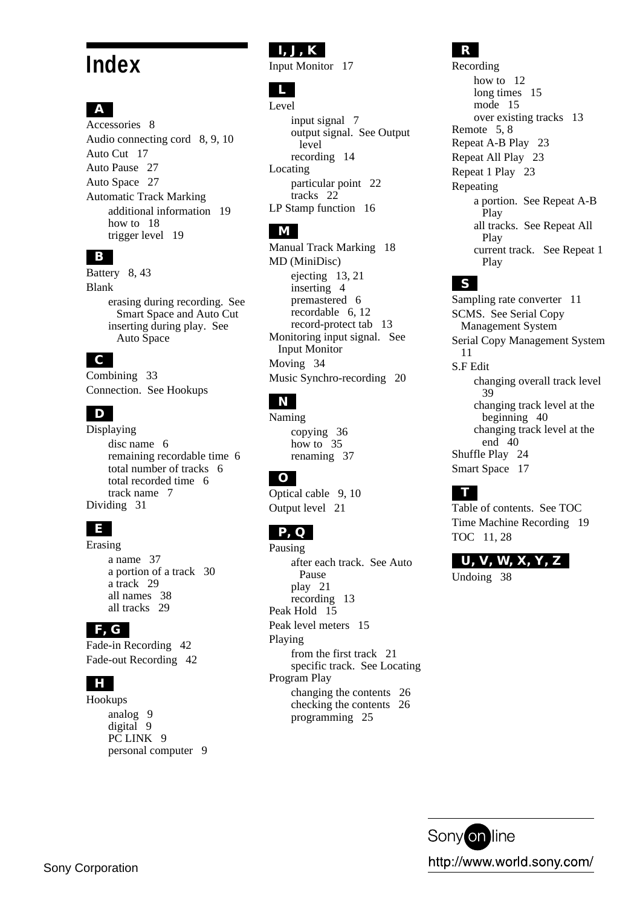# Index

## A

Accessories 8
Audio connecting cord 8, 9, 10
Auto Cut 17
Auto Pause 27
Auto Space 27
Automatic Track Marking
- additional information 19
- how to 18
- trigger level 19

## B

Battery 8, 43
Blank
- erasing during recording. See Smart Space and Auto Cut
- inserting during play. See Auto Space

## C

Combining 33
Connection. See Hookups

## D

Displaying
- disc name 6
- remaining recordable time 6
- total number of tracks 6
- total recorded time 6
- track name 7

Dividing 31

## E

Erasing
- a name 37
- a portion of a track 30
- a track 29
- all names 38
- all tracks 29

## F, G

Fade-in Recording 42
Fade-out Recording 42

## H

Hookups
- analog 9
- digital 9
- PC LINK 9
- personal computer 9

## I, J, K

Input Monitor 17

## L

Level
- input signal 7
- output signal. See Output level
- recording 14

Locating
- particular point 22
- tracks 22

LP Stamp function 16

## M

Manual Track Marking 18
MD (MiniDisc)
- ejecting 13, 21
- inserting 4
- premastered 6
- recordable 6, 12
- record-protect tab 13

Monitoring input signal. See Input Monitor
Moving 34
Music Synchro-recording 20

## N

Naming
- copying 36
- how to 35
- renaming 37

## O

Optical cable 9, 10
Output level 21

## P, Q

Pausing
- after each track. See Auto Pause
- play 21
- recording 13

Peak Hold 15
Peak level meters 15
Playing
- from the first track 21
- specific track. See Locating

Program Play
- changing the contents 26
- checking the contents 26
- programming 25

## R

Recording
- how to 12
- long times 15
- mode 15
- over existing tracks 13

Remote 5, 8
Repeat A-B Play 23
Repeat All Play 23
Repeat 1 Play 23
Repeating
- a portion. See Repeat A-B Play
- all tracks. See Repeat All Play
- current track. See Repeat 1 Play

## S

Sampling rate converter 11
SCMS. See Serial Copy Management System
Serial Copy Management System 11
S.F Edit
- changing overall track level 39
- changing track level at the beginning 40
- changing track level at the end 40

Shuffle Play 24
Smart Space 17

## T

Table of contents. See TOC
Time Machine Recording 19
TOC 11, 28

## U, V, W, X, Y, Z

Undoing 38

Sony Corporation

Sony online
http://www.world.sony.com/